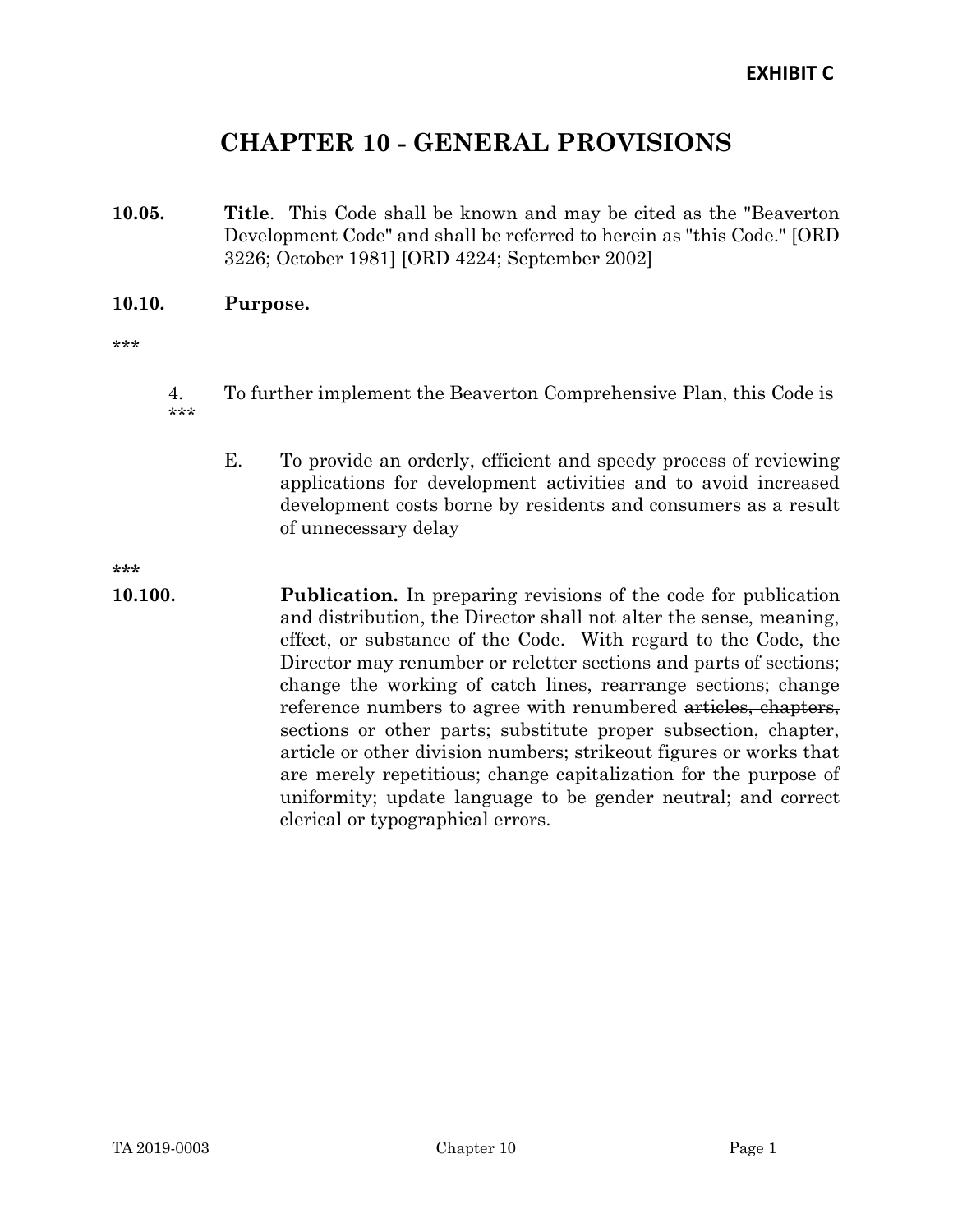**EXHIBIT C**

# CHAPTER 10 - GENERAL PROVISIONS

**10.05.** **Title**. This Code shall be known and may be cited as the "Beaverton Development Code" and shall be referred to herein as "this Code." [ORD 3226; October 1981] [ORD 4224; September 2002]

**10.10.** **Purpose.**

\*\*\*

4. To further implement the Beaverton Comprehensive Plan, this Code is

\*\*\*

E. To provide an orderly, efficient and speedy process of reviewing applications for development activities and to avoid increased development costs borne by residents and consumers as a result of unnecessary delay

**\*\*\***

**10.100.** **Publication.** In preparing revisions of the code for publication and distribution, the Director shall not alter the sense, meaning, effect, or substance of the Code. With regard to the Code, the Director may renumber or reletter sections and parts of sections; ~~change the working of catch lines,~~ rearrange sections; change reference numbers to agree with renumbered ~~articles, chapters,~~ sections or other parts; substitute proper subsection, chapter, article or other division numbers; strikeout figures or works that are merely repetitious; change capitalization for the purpose of uniformity; update language to be gender neutral; and correct clerical or typographical errors.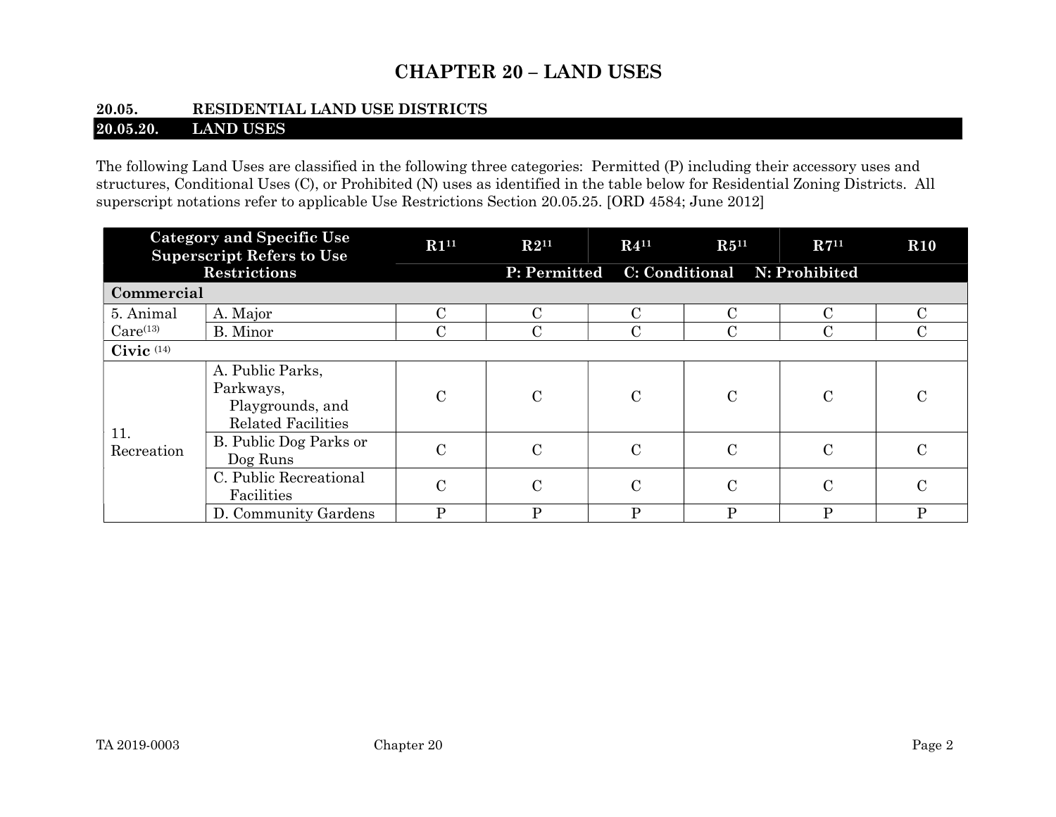# CHAPTER 20 – LAND USES

## 20.05. RESIDENTIAL LAND USE DISTRICTS

### 20.05.20. LAND USES

The following Land Uses are classified in the following three categories: Permitted (P) including their accessory uses and structures, Conditional Uses (C), or Prohibited (N) uses as identified in the table below for Residential Zoning Districts. All superscript notations refer to applicable Use Restrictions Section 20.05.25. [ORD 4584; June 2012]

| Category and Specific Use Superscript Refers to Use Restrictions | | R1[11] | R2[11] | R4[11] | R5[11] | R7[11] | R10 |
|---|---|---|---|---|---|---|---|
| | | P: Permitted | | C: Conditional | | N: Prohibited | |
| **Commercial** | | | | | | | |
| 5. Animal Care[13] | A. Major | C | C | C | C | C | C |
| | B. Minor | C | C | C | C | C | C |
| **Civic** [14] | | | | | | | |
| 11. Recreation | A. Public Parks, Parkways, Playgrounds, and Related Facilities | C | C | C | C | C | C |
| | B. Public Dog Parks or Dog Runs | C | C | C | C | C | C |
| | C. Public Recreational Facilities | C | C | C | C | C | C |
| | D. Community Gardens | P | P | P | P | P | P |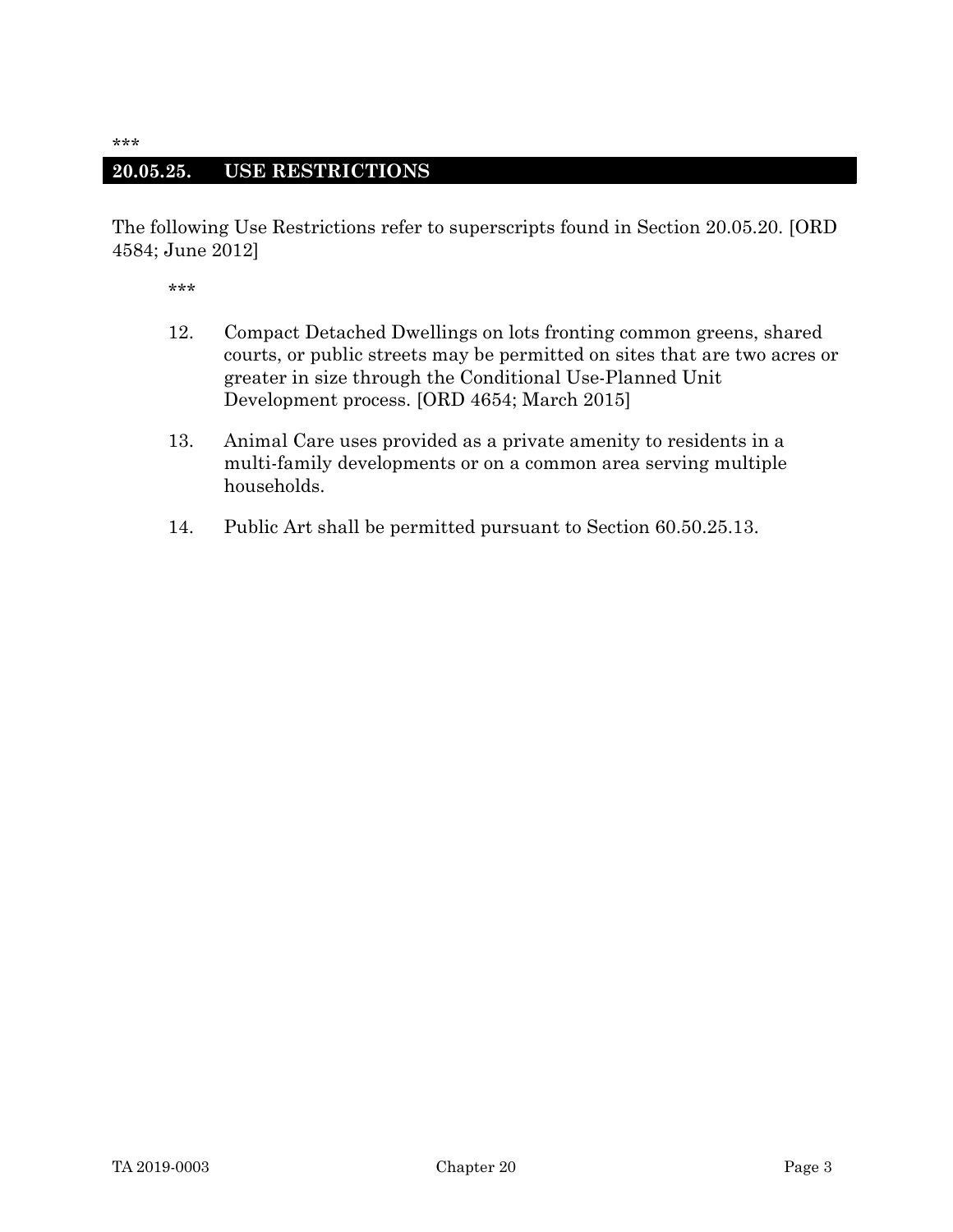***

## 20.05.25. USE RESTRICTIONS

The following Use Restrictions refer to superscripts found in Section 20.05.20. [ORD 4584; June 2012]

***

12. Compact Detached Dwellings on lots fronting common greens, shared courts, or public streets may be permitted on sites that are two acres or greater in size through the Conditional Use-Planned Unit Development process. [ORD 4654; March 2015]

13. Animal Care uses provided as a private amenity to residents in a multi-family developments or on a common area serving multiple households.

14. Public Art shall be permitted pursuant to Section 60.50.25.13.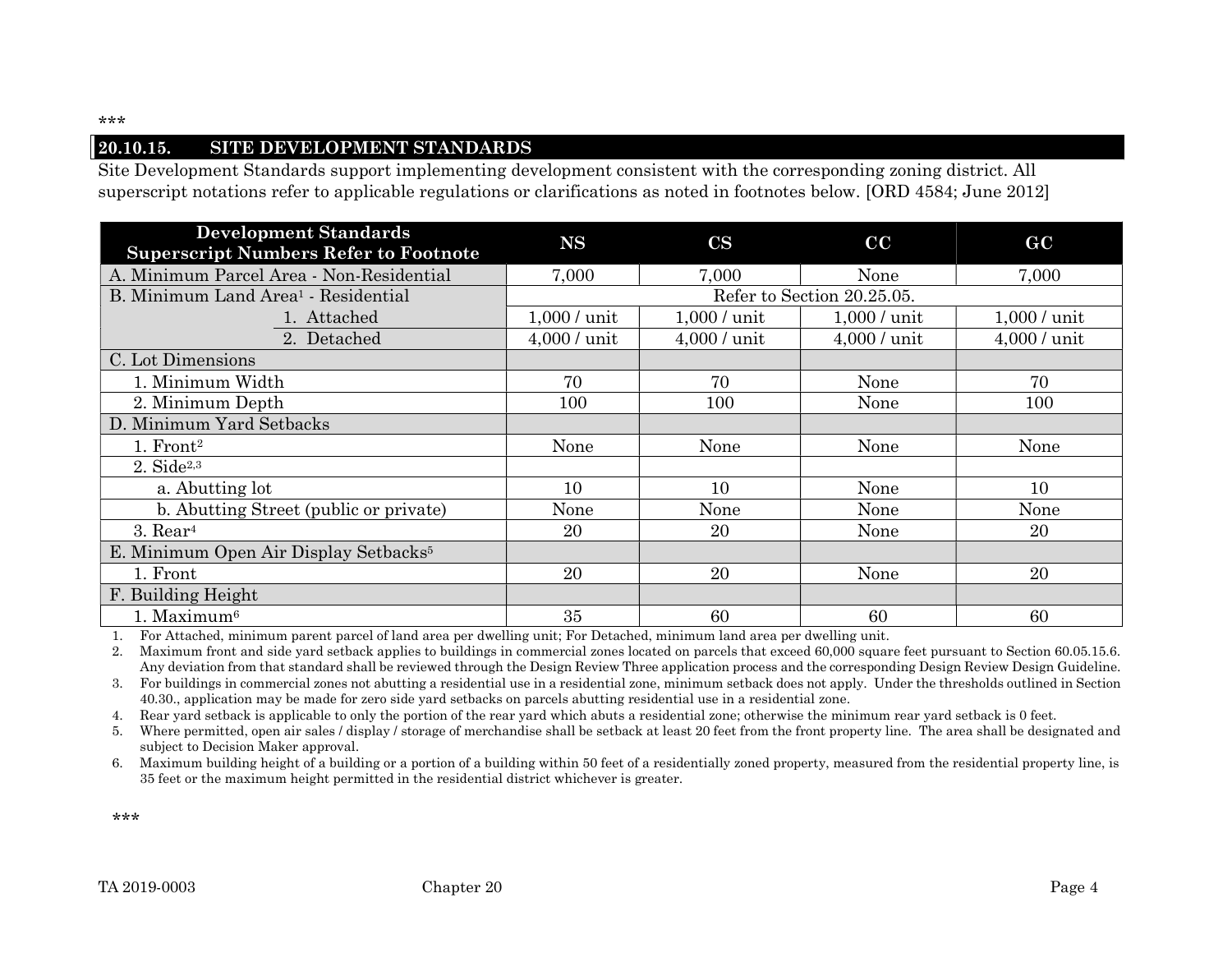\*\*\*

## 20.10.15. SITE DEVELOPMENT STANDARDS

Site Development Standards support implementing development consistent with the corresponding zoning district. All superscript notations refer to applicable regulations or clarifications as noted in footnotes below. [ORD 4584; June 2012]

| Development Standards Superscript Numbers Refer to Footnote | NS | CS | CC | GC |
|---|---|---|---|---|
| A. Minimum Parcel Area - Non-Residential | 7,000 | 7,000 | None | 7,000 |
| B. Minimum Land Area[1] - Residential | Refer to Section 20.25.05. | | | |
| 1. Attached | 1,000 / unit | 1,000 / unit | 1,000 / unit | 1,000 / unit |
| 2. Detached | 4,000 / unit | 4,000 / unit | 4,000 / unit | 4,000 / unit |
| C. Lot Dimensions | | | | |
| 1. Minimum Width | 70 | 70 | None | 70 |
| 2. Minimum Depth | 100 | 100 | None | 100 |
| D. Minimum Yard Setbacks | | | | |
| 1. Front[2] | None | None | None | None |
| 2. Side[2,3] | | | | |
| a. Abutting lot | 10 | 10 | None | 10 |
| b. Abutting Street (public or private) | None | None | None | None |
| 3. Rear[4] | 20 | 20 | None | 20 |
| E. Minimum Open Air Display Setbacks[5] | | | | |
| 1. Front | 20 | 20 | None | 20 |
| F. Building Height | | | | |
| 1. Maximum[6] | 35 | 60 | 60 | 60 |

1. For Attached, minimum parent parcel of land area per dwelling unit; For Detached, minimum land area per dwelling unit.
2. Maximum front and side yard setback applies to buildings in commercial zones located on parcels that exceed 60,000 square feet pursuant to Section 60.05.15.6. Any deviation from that standard shall be reviewed through the Design Review Three application process and the corresponding Design Review Design Guideline.
3. For buildings in commercial zones not abutting a residential use in a residential zone, minimum setback does not apply. Under the thresholds outlined in Section 40.30., application may be made for zero side yard setbacks on parcels abutting residential use in a residential zone.
4. Rear yard setback is applicable to only the portion of the rear yard which abuts a residential zone; otherwise the minimum rear yard setback is 0 feet.
5. Where permitted, open air sales / display / storage of merchandise shall be setback at least 20 feet from the front property line. The area shall be designated and subject to Decision Maker approval.
6. Maximum building height of a building or a portion of a building within 50 feet of a residentially zoned property, measured from the residential property line, is 35 feet or the maximum height permitted in the residential district whichever is greater.

\*\*\*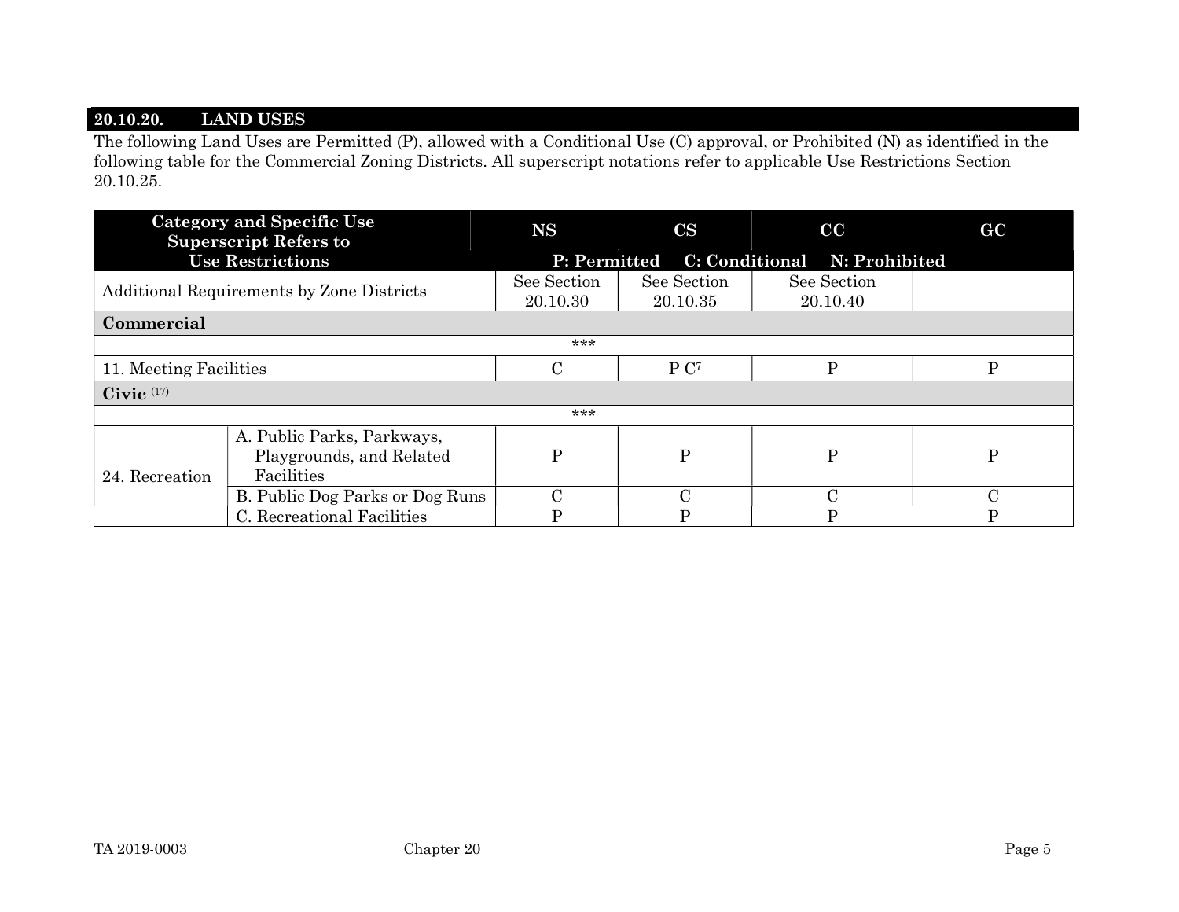## 20.10.20. LAND USES

The following Land Uses are Permitted (P), allowed with a Conditional Use (C) approval, or Prohibited (N) as identified in the following table for the Commercial Zoning Districts. All superscript notations refer to applicable Use Restrictions Section 20.10.25.

| Category and Specific Use Superscript Refers to Use Restrictions | | NS | CS | CC | GC |
|---|---|---|---|---|---|
| | | P: Permitted | C: Conditional | N: Prohibited | |
| Additional Requirements by Zone Districts | | See Section 20.10.30 | See Section 20.10.35 | See Section 20.10.40 | |
| **Commercial** | | | | | |
| *** | | | | | |
| 11. Meeting Facilities | | C | P C[7] | P | P |
| **Civic** [(17)] | | | | | |
| *** | | | | | |
| 24. Recreation | A. Public Parks, Parkways, Playgrounds, and Related Facilities | P | P | P | P |
| | B. Public Dog Parks or Dog Runs | C | C | C | C |
| | C. Recreational Facilities | P | P | P | P |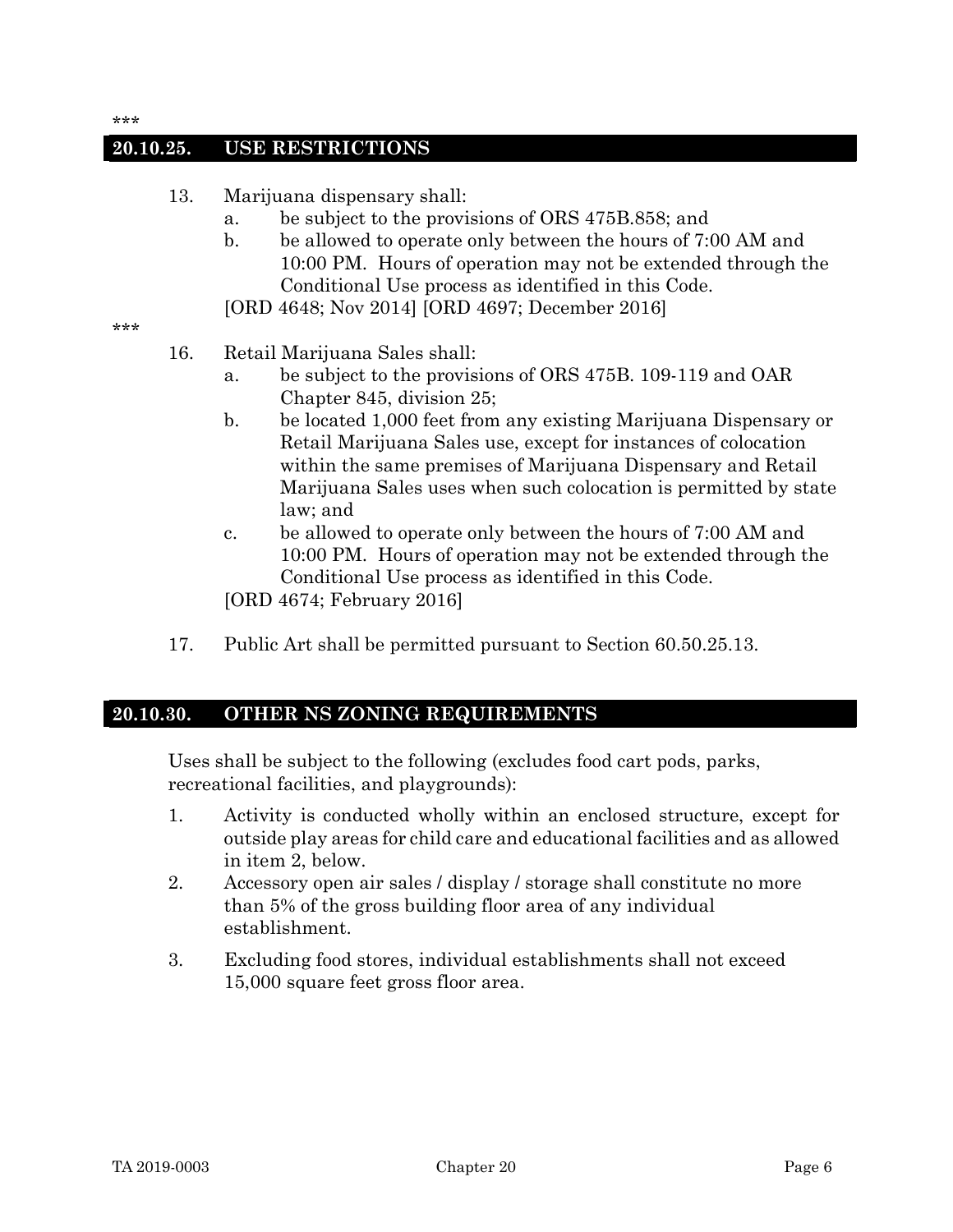\*\*\*

## 20.10.25. USE RESTRICTIONS

13. Marijuana dispensary shall:
    a. be subject to the provisions of ORS 475B.858; and
    b. be allowed to operate only between the hours of 7:00 AM and 10:00 PM. Hours of operation may not be extended through the Conditional Use process as identified in this Code.

    [ORD 4648; Nov 2014] [ORD 4697; December 2016]

\*\*\*

16. Retail Marijuana Sales shall:
    a. be subject to the provisions of ORS 475B. 109-119 and OAR Chapter 845, division 25;
    b. be located 1,000 feet from any existing Marijuana Dispensary or Retail Marijuana Sales use, except for instances of colocation within the same premises of Marijuana Dispensary and Retail Marijuana Sales uses when such colocation is permitted by state law; and
    c. be allowed to operate only between the hours of 7:00 AM and 10:00 PM. Hours of operation may not be extended through the Conditional Use process as identified in this Code.

    [ORD 4674; February 2016]

17. Public Art shall be permitted pursuant to Section 60.50.25.13.

## 20.10.30. OTHER NS ZONING REQUIREMENTS

Uses shall be subject to the following (excludes food cart pods, parks, recreational facilities, and playgrounds):

1. Activity is conducted wholly within an enclosed structure, except for outside play areas for child care and educational facilities and as allowed in item 2, below.
2. Accessory open air sales / display / storage shall constitute no more than 5% of the gross building floor area of any individual establishment.
3. Excluding food stores, individual establishments shall not exceed 15,000 square feet gross floor area.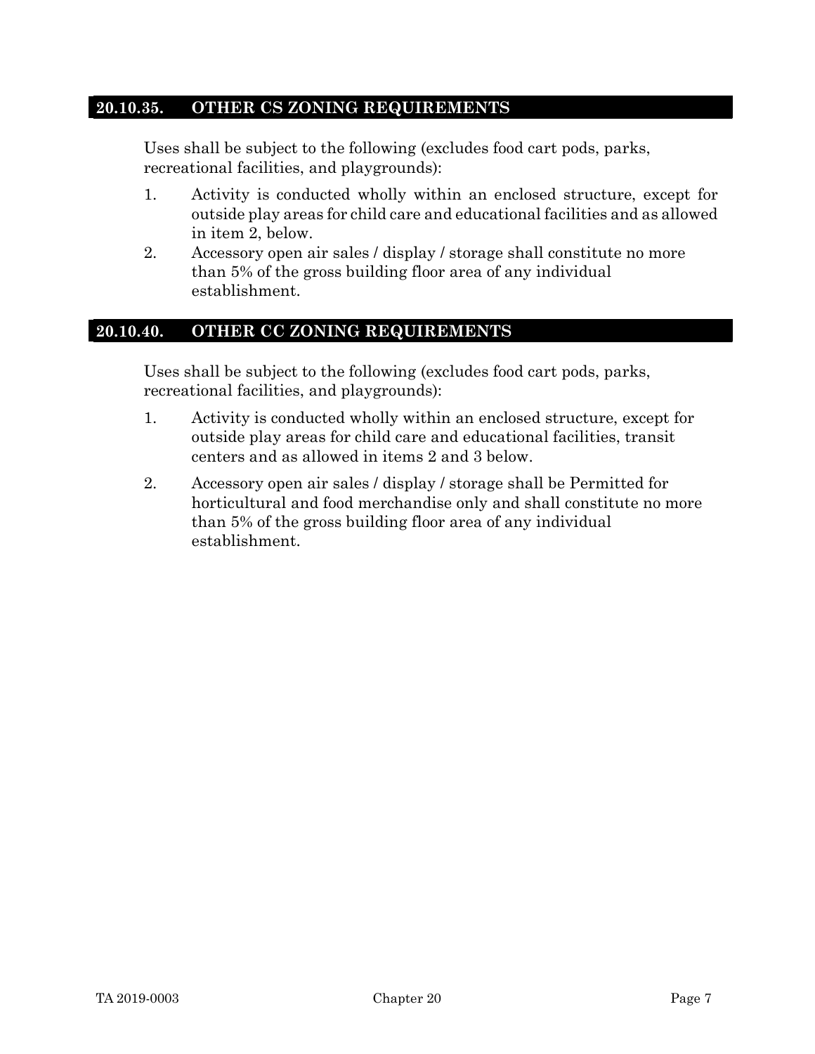## 20.10.35. OTHER CS ZONING REQUIREMENTS

Uses shall be subject to the following (excludes food cart pods, parks, recreational facilities, and playgrounds):

1. Activity is conducted wholly within an enclosed structure, except for outside play areas for child care and educational facilities and as allowed in item 2, below.
2. Accessory open air sales / display / storage shall constitute no more than 5% of the gross building floor area of any individual establishment.

## 20.10.40. OTHER CC ZONING REQUIREMENTS

Uses shall be subject to the following (excludes food cart pods, parks, recreational facilities, and playgrounds):

1. Activity is conducted wholly within an enclosed structure, except for outside play areas for child care and educational facilities, transit centers and as allowed in items 2 and 3 below.
2. Accessory open air sales / display / storage shall be Permitted for horticultural and food merchandise only and shall constitute no more than 5% of the gross building floor area of any individual establishment.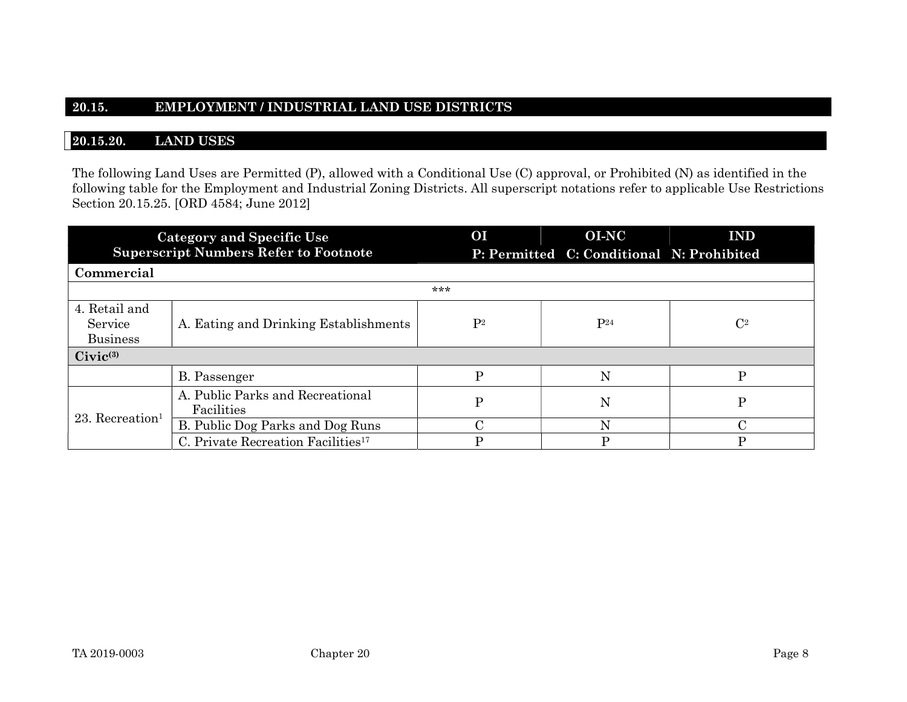## 20.15. EMPLOYMENT / INDUSTRIAL LAND USE DISTRICTS

### 20.15.20. LAND USES

The following Land Uses are Permitted (P), allowed with a Conditional Use (C) approval, or Prohibited (N) as identified in the following table for the Employment and Industrial Zoning Districts. All superscript notations refer to applicable Use Restrictions Section 20.15.25. [ORD 4584; June 2012]

| Category and Specific Use<br>Superscript Numbers Refer to Footnote | | OI | OI-NC | IND |
|---|---|---|---|---|
| | | P: Permitted | C: Conditional | N: Prohibited |
| **Commercial** | | | | |
| *** | | | | |
| 4. Retail and Service Business | A. Eating and Drinking Establishments | P[2] | P[24] | C[2] |
| **Civic[(3)]** | | | | |
| | B. Passenger | P | N | P |
| 23. Recreation[1] | A. Public Parks and Recreational Facilities | P | N | P |
| | B. Public Dog Parks and Dog Runs | C | N | C |
| | C. Private Recreation Facilities[17] | P | P | P |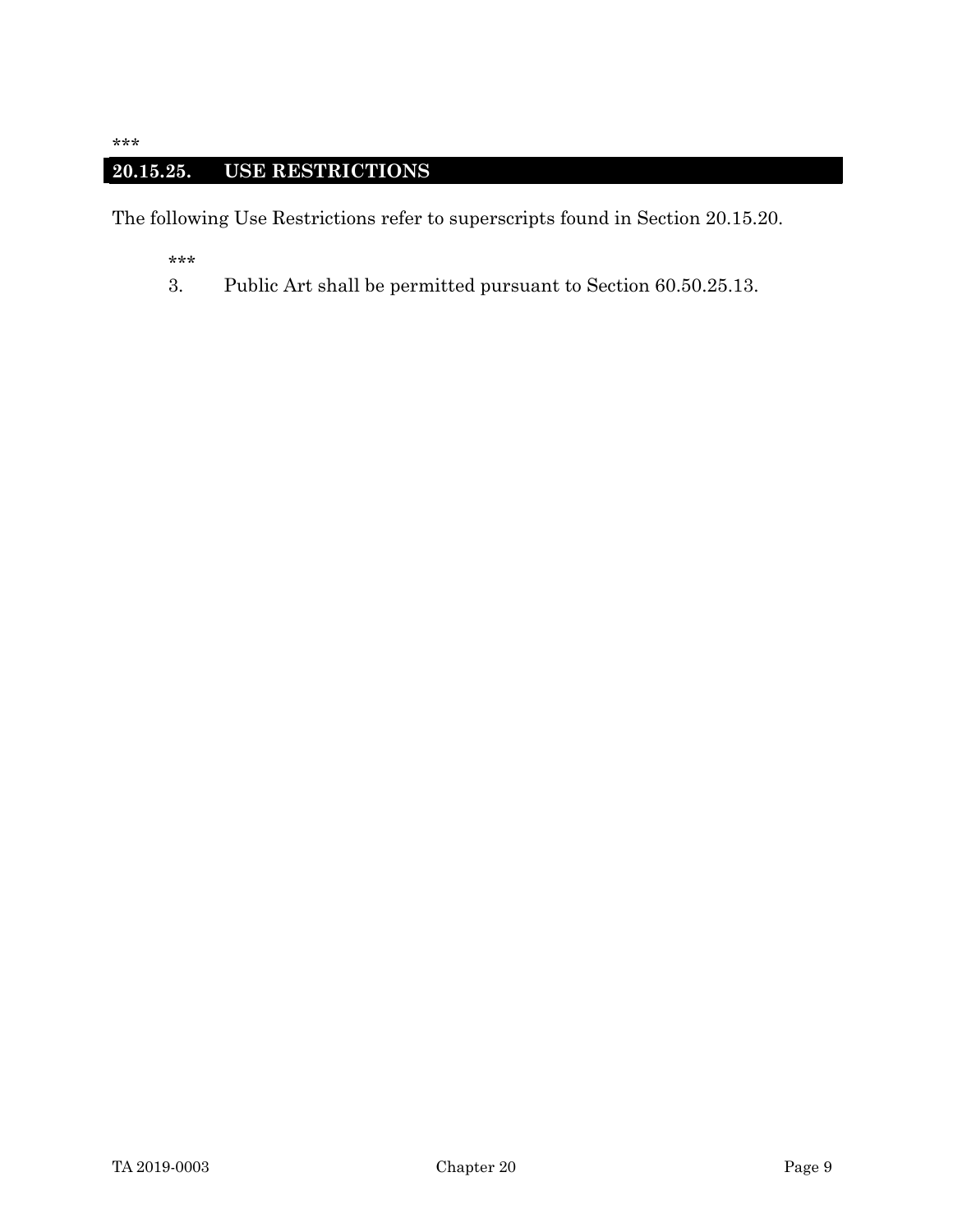***

## 20.15.25. USE RESTRICTIONS

The following Use Restrictions refer to superscripts found in Section 20.15.20.

***

3. Public Art shall be permitted pursuant to Section 60.50.25.13.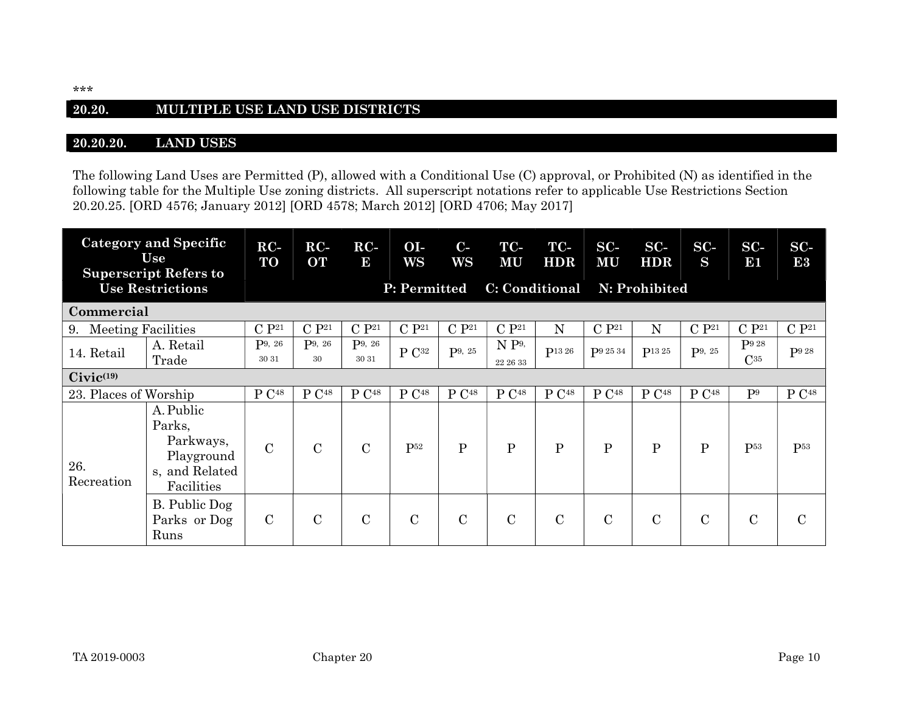***

## 20.20. MULTIPLE USE LAND USE DISTRICTS

### 20.20.20. LAND USES

The following Land Uses are Permitted (P), allowed with a Conditional Use (C) approval, or Prohibited (N) as identified in the following table for the Multiple Use zoning districts. All superscript notations refer to applicable Use Restrictions Section 20.20.25. [ORD 4576; January 2012] [ORD 4578; March 2012] [ORD 4706; May 2017]

| Category and Specific Use Superscript Refers to Use Restrictions | | RC-TO | RC-OT | RC-E | OI-WS | C-WS | TC-MU | TC-HDR | SC-MU | SC-HDR | SC-S | SC-E1 | SC-E3 |
|---|---|---|---|---|---|---|---|---|---|---|---|---|---|
| | | P: Permitted C: Conditional N: Prohibited | | | | | | | | | | | |
| **Commercial** | | | | | | | | | | | | | |
| 9. Meeting Facilities | | C P[21] | C P[21] | C P[21] | C P[21] | C P[21] | C P[21] | N | C P[21] | N | C P[21] | C P[21] | C P[21] |
| 14. Retail | A. Retail Trade | P[9, 26 30 31] | P[9, 26 30] | P[9, 26 30 31] | P C[32] | P[9, 25] | N P[9, 22 26 33] | P[13 26] | P[9 25 34] | P[13 25] | P[9, 25] | P[9 28] C[35] | P[9 28] |
| **Civic[(19)]** | | | | | | | | | | | | | |
| 23. Places of Worship | | P C[48] | P C[48] | P C[48] | P C[48] | P C[48] | P C[48] | P C[48] | P C[48] | P C[48] | P C[48] | P[9] | P C[48] |
| 26. Recreation | A. Public Parks, Parkways, Playgrounds, and Related Facilities | C | C | C | P[52] | P | P | P | P | P | P | P[53] | P[53] |
| | B. Public Dog Parks or Dog Runs | C | C | C | C | C | C | C | C | C | C | C | C |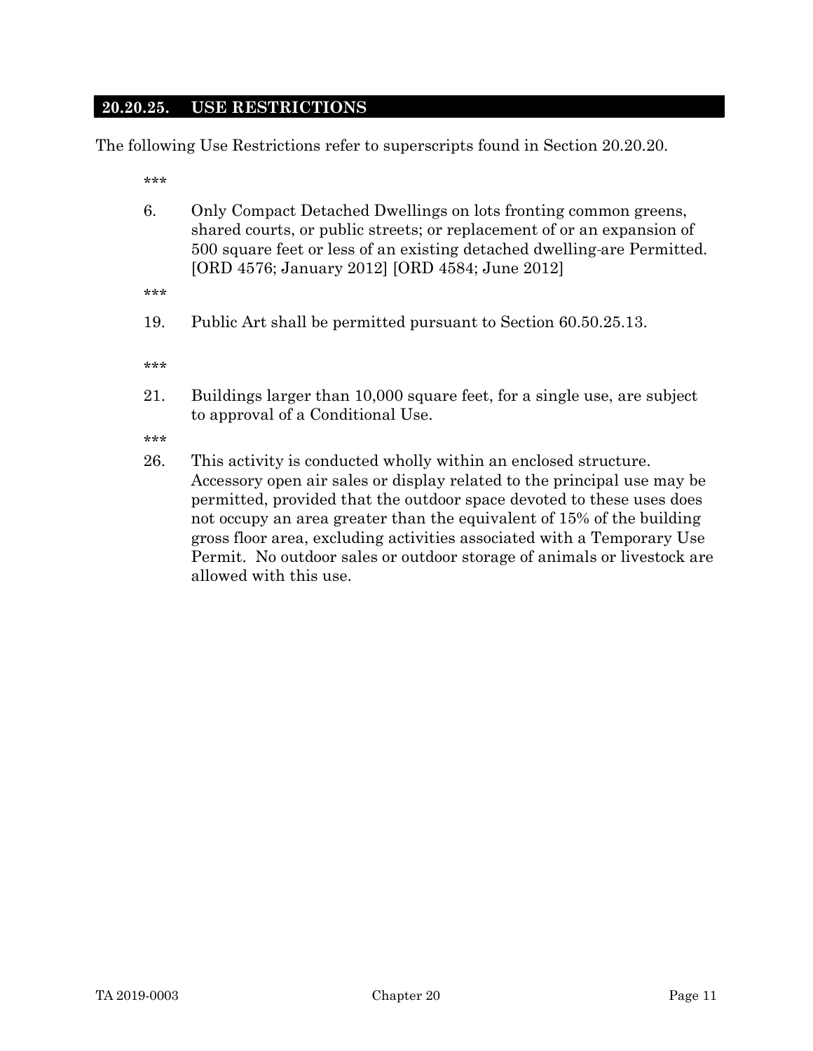## 20.20.25. USE RESTRICTIONS

The following Use Restrictions refer to superscripts found in Section 20.20.20.

***

6. Only Compact Detached Dwellings on lots fronting common greens, shared courts, or public streets; or replacement of or an expansion of 500 square feet or less of an existing detached dwelling are Permitted. [ORD 4576; January 2012] [ORD 4584; June 2012]

***

19. Public Art shall be permitted pursuant to Section 60.50.25.13.

***

21. Buildings larger than 10,000 square feet, for a single use, are subject to approval of a Conditional Use.

***

26. This activity is conducted wholly within an enclosed structure. Accessory open air sales or display related to the principal use may be permitted, provided that the outdoor space devoted to these uses does not occupy an area greater than the equivalent of 15% of the building gross floor area, excluding activities associated with a Temporary Use Permit. No outdoor sales or outdoor storage of animals or livestock are allowed with this use.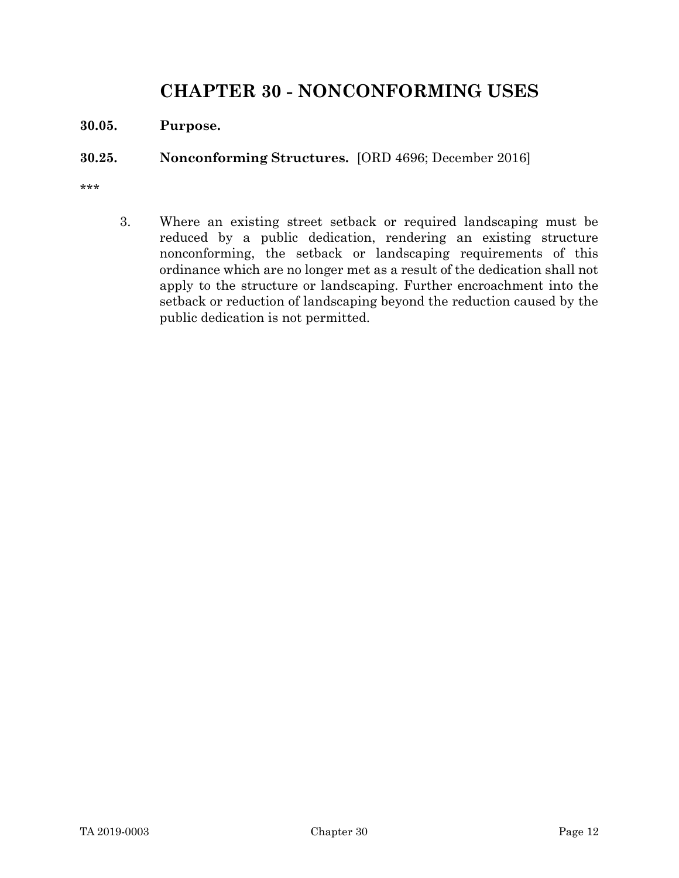# CHAPTER 30 - NONCONFORMING USES

**30.05. Purpose.**

**30.25. Nonconforming Structures.** [ORD 4696; December 2016]

***

3. Where an existing street setback or required landscaping must be reduced by a public dedication, rendering an existing structure nonconforming, the setback or landscaping requirements of this ordinance which are no longer met as a result of the dedication shall not apply to the structure or landscaping. Further encroachment into the setback or reduction of landscaping beyond the reduction caused by the public dedication is not permitted.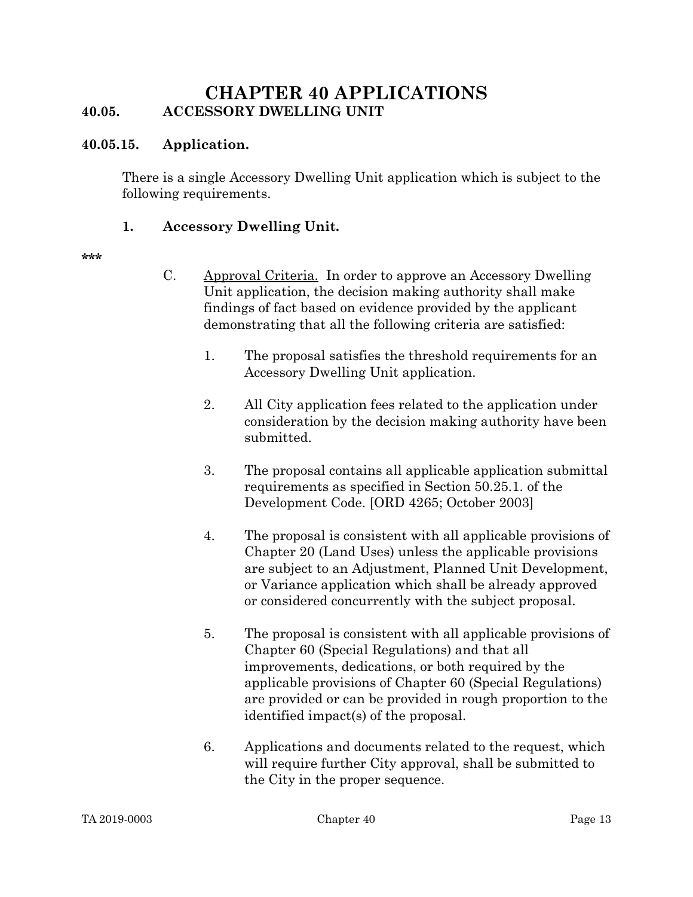# CHAPTER 40 APPLICATIONS

## 40.05. ACCESSORY DWELLING UNIT

### 40.05.15. Application.

There is a single Accessory Dwelling Unit application which is subject to the following requirements.

**1. Accessory Dwelling Unit.**

***

C. Approval Criteria. In order to approve an Accessory Dwelling Unit application, the decision making authority shall make findings of fact based on evidence provided by the applicant demonstrating that all the following criteria are satisfied:

1. The proposal satisfies the threshold requirements for an Accessory Dwelling Unit application.

2. All City application fees related to the application under consideration by the decision making authority have been submitted.

3. The proposal contains all applicable application submittal requirements as specified in Section 50.25.1. of the Development Code. [ORD 4265; October 2003]

4. The proposal is consistent with all applicable provisions of Chapter 20 (Land Uses) unless the applicable provisions are subject to an Adjustment, Planned Unit Development, or Variance application which shall be already approved or considered concurrently with the subject proposal.

5. The proposal is consistent with all applicable provisions of Chapter 60 (Special Regulations) and that all improvements, dedications, or both required by the applicable provisions of Chapter 60 (Special Regulations) are provided or can be provided in rough proportion to the identified impact(s) of the proposal.

6. Applications and documents related to the request, which will require further City approval, shall be submitted to the City in the proper sequence.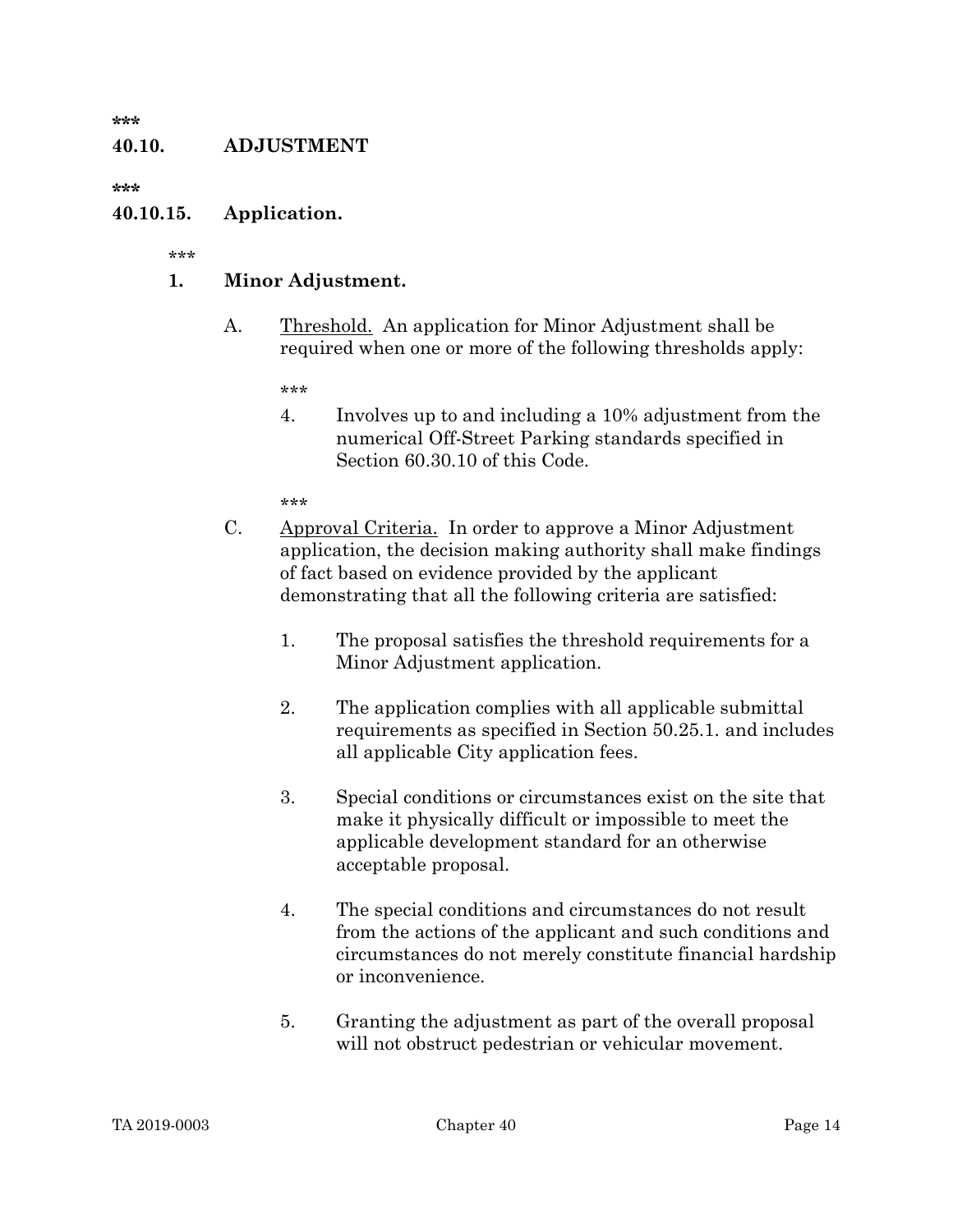\*\*\*

**40.10. ADJUSTMENT**

\*\*\*

**40.10.15. Application.**

\*\*\*

**1. Minor Adjustment.**

A. Threshold. An application for Minor Adjustment shall be required when one or more of the following thresholds apply:

\*\*\*

4. Involves up to and including a 10% adjustment from the numerical Off-Street Parking standards specified in Section 60.30.10 of this Code.

\*\*\*

C. Approval Criteria. In order to approve a Minor Adjustment application, the decision making authority shall make findings of fact based on evidence provided by the applicant demonstrating that all the following criteria are satisfied:

1. The proposal satisfies the threshold requirements for a Minor Adjustment application.

2. The application complies with all applicable submittal requirements as specified in Section 50.25.1. and includes all applicable City application fees.

3. Special conditions or circumstances exist on the site that make it physically difficult or impossible to meet the applicable development standard for an otherwise acceptable proposal.

4. The special conditions and circumstances do not result from the actions of the applicant and such conditions and circumstances do not merely constitute financial hardship or inconvenience.

5. Granting the adjustment as part of the overall proposal will not obstruct pedestrian or vehicular movement.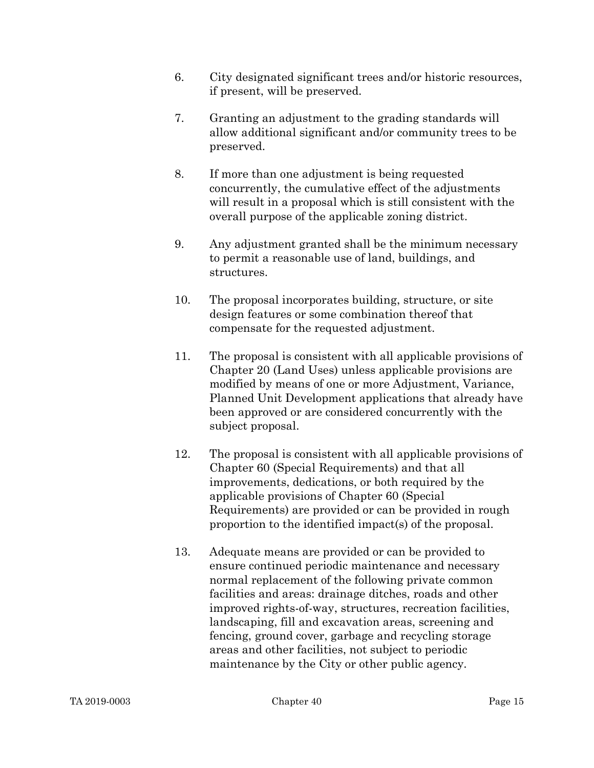6. City designated significant trees and/or historic resources, if present, will be preserved.

7. Granting an adjustment to the grading standards will allow additional significant and/or community trees to be preserved.

8. If more than one adjustment is being requested concurrently, the cumulative effect of the adjustments will result in a proposal which is still consistent with the overall purpose of the applicable zoning district.

9. Any adjustment granted shall be the minimum necessary to permit a reasonable use of land, buildings, and structures.

10. The proposal incorporates building, structure, or site design features or some combination thereof that compensate for the requested adjustment.

11. The proposal is consistent with all applicable provisions of Chapter 20 (Land Uses) unless applicable provisions are modified by means of one or more Adjustment, Variance, Planned Unit Development applications that already have been approved or are considered concurrently with the subject proposal.

12. The proposal is consistent with all applicable provisions of Chapter 60 (Special Requirements) and that all improvements, dedications, or both required by the applicable provisions of Chapter 60 (Special Requirements) are provided or can be provided in rough proportion to the identified impact(s) of the proposal.

13. Adequate means are provided or can be provided to ensure continued periodic maintenance and necessary normal replacement of the following private common facilities and areas: drainage ditches, roads and other improved rights-of-way, structures, recreation facilities, landscaping, fill and excavation areas, screening and fencing, ground cover, garbage and recycling storage areas and other facilities, not subject to periodic maintenance by the City or other public agency.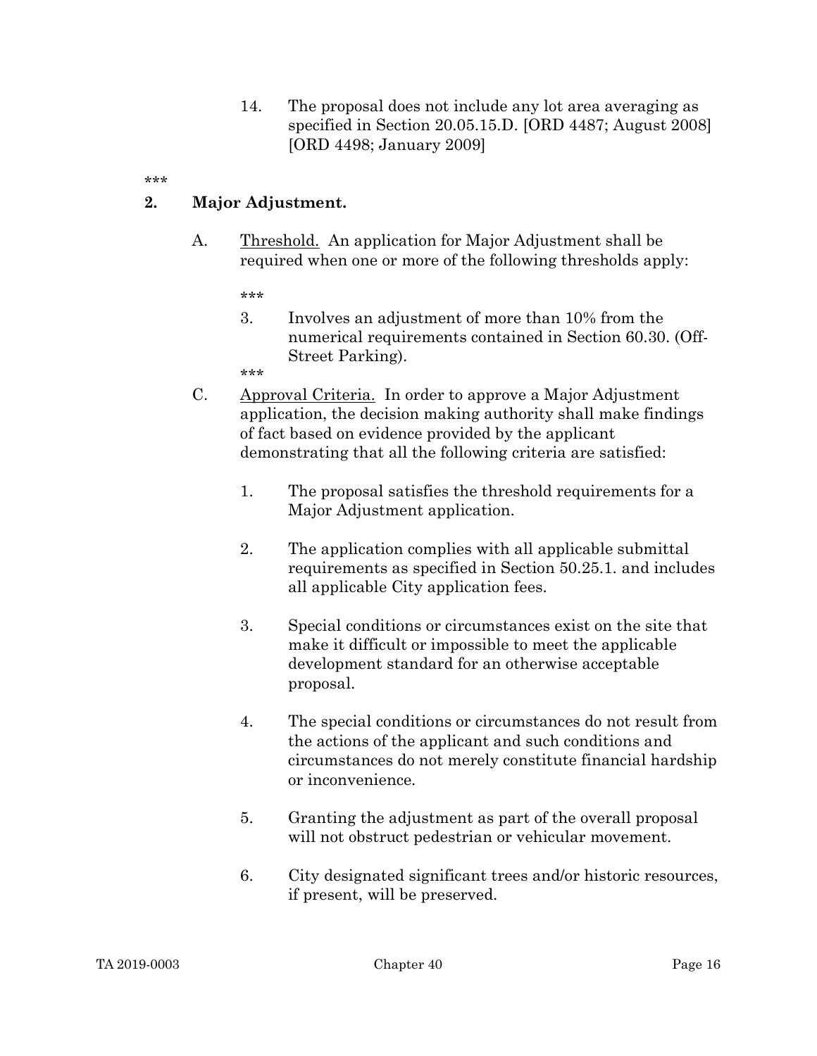14. The proposal does not include any lot area averaging as specified in Section 20.05.15.D. [ORD 4487; August 2008] [ORD 4498; January 2009]

***

**2. Major Adjustment.**

A. Threshold. An application for Major Adjustment shall be required when one or more of the following thresholds apply:

***

3. Involves an adjustment of more than 10% from the numerical requirements contained in Section 60.30. (Off-Street Parking).

***

C. Approval Criteria. In order to approve a Major Adjustment application, the decision making authority shall make findings of fact based on evidence provided by the applicant demonstrating that all the following criteria are satisfied:

1. The proposal satisfies the threshold requirements for a Major Adjustment application.

2. The application complies with all applicable submittal requirements as specified in Section 50.25.1. and includes all applicable City application fees.

3. Special conditions or circumstances exist on the site that make it difficult or impossible to meet the applicable development standard for an otherwise acceptable proposal.

4. The special conditions or circumstances do not result from the actions of the applicant and such conditions and circumstances do not merely constitute financial hardship or inconvenience.

5. Granting the adjustment as part of the overall proposal will not obstruct pedestrian or vehicular movement.

6. City designated significant trees and/or historic resources, if present, will be preserved.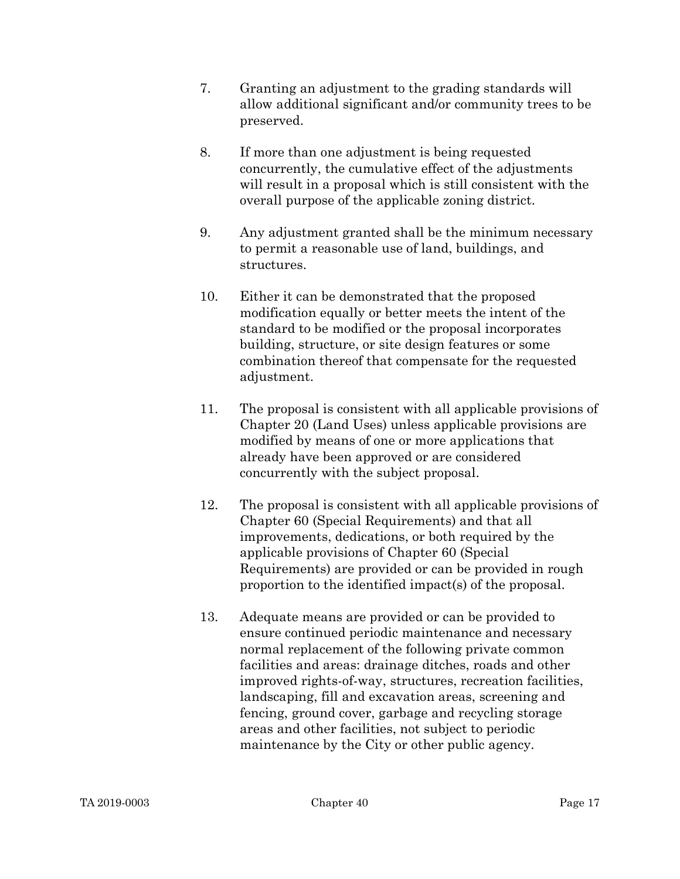7. Granting an adjustment to the grading standards will allow additional significant and/or community trees to be preserved.

8. If more than one adjustment is being requested concurrently, the cumulative effect of the adjustments will result in a proposal which is still consistent with the overall purpose of the applicable zoning district.

9. Any adjustment granted shall be the minimum necessary to permit a reasonable use of land, buildings, and structures.

10. Either it can be demonstrated that the proposed modification equally or better meets the intent of the standard to be modified or the proposal incorporates building, structure, or site design features or some combination thereof that compensate for the requested adjustment.

11. The proposal is consistent with all applicable provisions of Chapter 20 (Land Uses) unless applicable provisions are modified by means of one or more applications that already have been approved or are considered concurrently with the subject proposal.

12. The proposal is consistent with all applicable provisions of Chapter 60 (Special Requirements) and that all improvements, dedications, or both required by the applicable provisions of Chapter 60 (Special Requirements) are provided or can be provided in rough proportion to the identified impact(s) of the proposal.

13. Adequate means are provided or can be provided to ensure continued periodic maintenance and necessary normal replacement of the following private common facilities and areas: drainage ditches, roads and other improved rights-of-way, structures, recreation facilities, landscaping, fill and excavation areas, screening and fencing, ground cover, garbage and recycling storage areas and other facilities, not subject to periodic maintenance by the City or other public agency.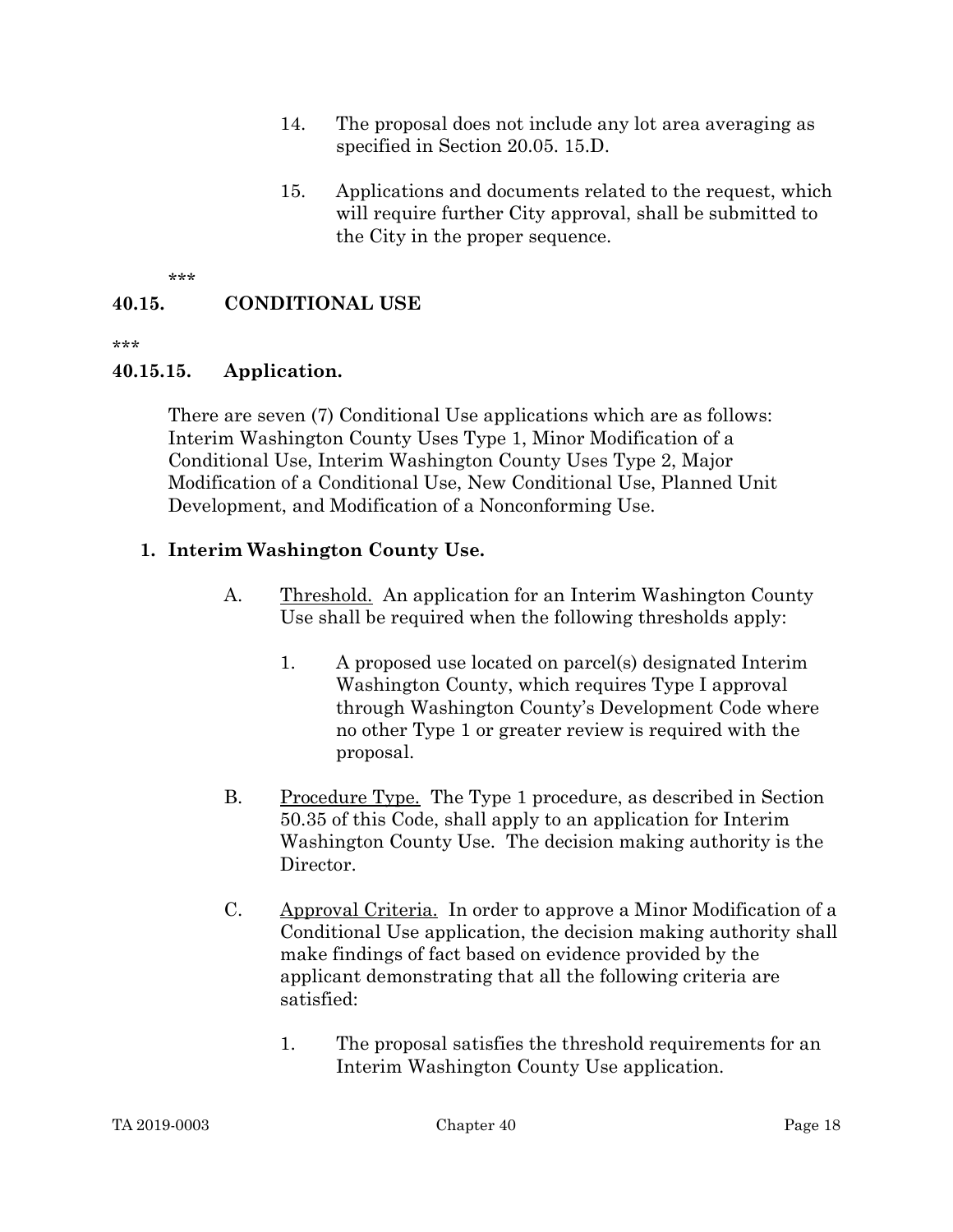14. The proposal does not include any lot area averaging as specified in Section 20.05. 15.D.

15. Applications and documents related to the request, which will require further City approval, shall be submitted to the City in the proper sequence.

***

## 40.15. CONDITIONAL USE

***

### 40.15.15. Application.

There are seven (7) Conditional Use applications which are as follows: Interim Washington County Uses Type 1, Minor Modification of a Conditional Use, Interim Washington County Uses Type 2, Major Modification of a Conditional Use, New Conditional Use, Planned Unit Development, and Modification of a Nonconforming Use.

**1. Interim Washington County Use.**

A. Threshold. An application for an Interim Washington County Use shall be required when the following thresholds apply:

1. A proposed use located on parcel(s) designated Interim Washington County, which requires Type I approval through Washington County's Development Code where no other Type 1 or greater review is required with the proposal.

B. Procedure Type. The Type 1 procedure, as described in Section 50.35 of this Code, shall apply to an application for Interim Washington County Use. The decision making authority is the Director.

C. Approval Criteria. In order to approve a Minor Modification of a Conditional Use application, the decision making authority shall make findings of fact based on evidence provided by the applicant demonstrating that all the following criteria are satisfied:

1. The proposal satisfies the threshold requirements for an Interim Washington County Use application.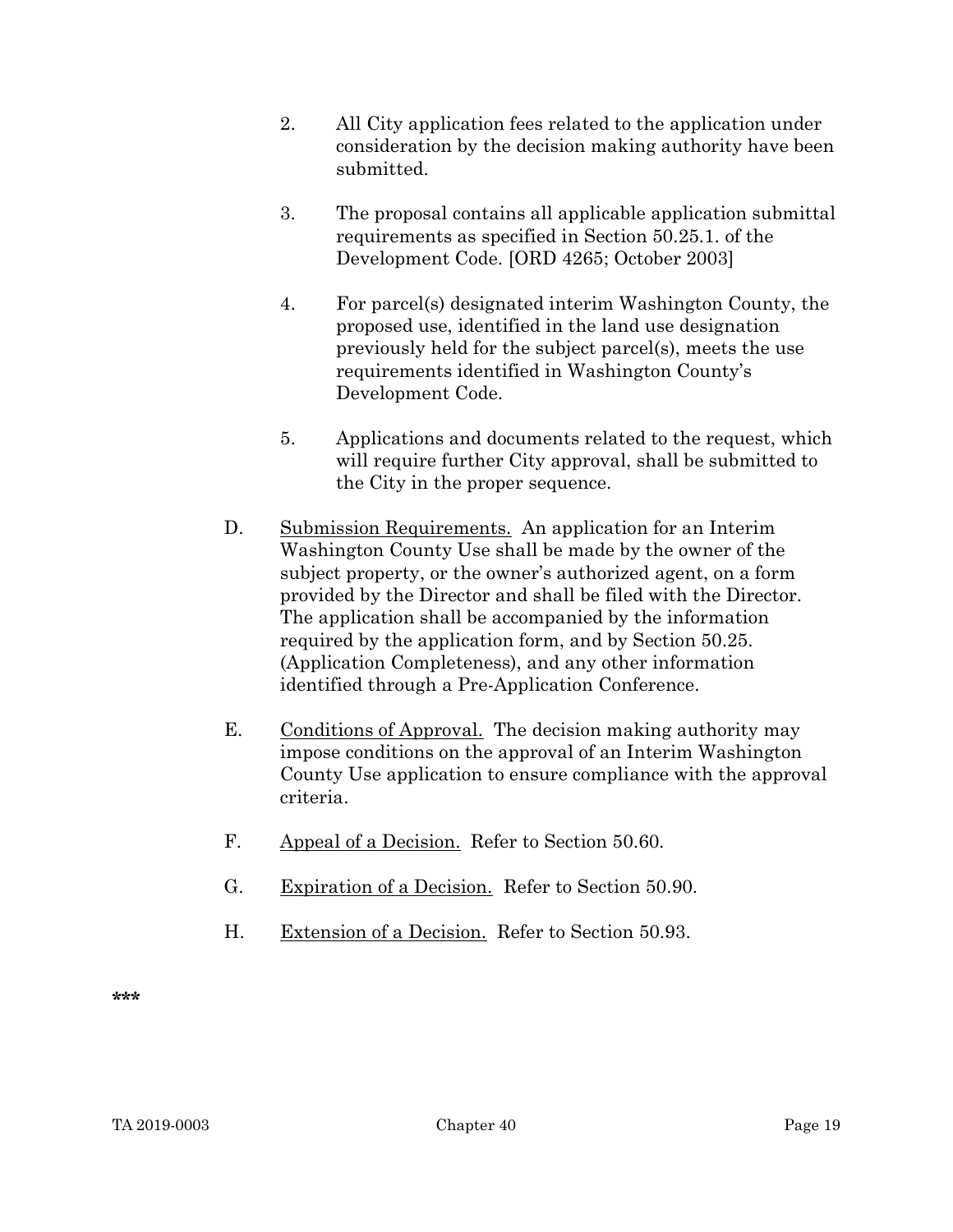2. All City application fees related to the application under consideration by the decision making authority have been submitted.

3. The proposal contains all applicable application submittal requirements as specified in Section 50.25.1. of the Development Code. [ORD 4265; October 2003]

4. For parcel(s) designated interim Washington County, the proposed use, identified in the land use designation previously held for the subject parcel(s), meets the use requirements identified in Washington County's Development Code.

5. Applications and documents related to the request, which will require further City approval, shall be submitted to the City in the proper sequence.

D. Submission Requirements. An application for an Interim Washington County Use shall be made by the owner of the subject property, or the owner's authorized agent, on a form provided by the Director and shall be filed with the Director. The application shall be accompanied by the information required by the application form, and by Section 50.25. (Application Completeness), and any other information identified through a Pre-Application Conference.

E. Conditions of Approval. The decision making authority may impose conditions on the approval of an Interim Washington County Use application to ensure compliance with the approval criteria.

F. Appeal of a Decision. Refer to Section 50.60.

G. Expiration of a Decision. Refer to Section 50.90.

H. Extension of a Decision. Refer to Section 50.93.

***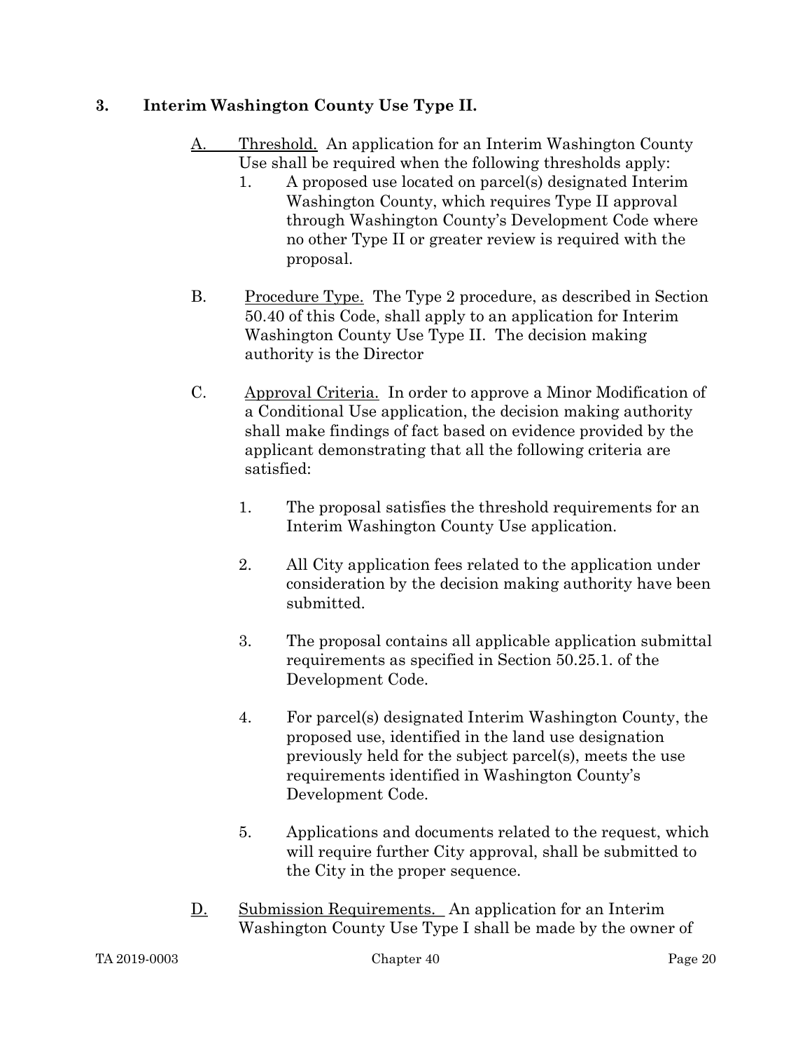**3. Interim Washington County Use Type II.**

A. Threshold. An application for an Interim Washington County Use shall be required when the following thresholds apply:

1. A proposed use located on parcel(s) designated Interim Washington County, which requires Type II approval through Washington County's Development Code where no other Type II or greater review is required with the proposal.

B. Procedure Type. The Type 2 procedure, as described in Section 50.40 of this Code, shall apply to an application for Interim Washington County Use Type II. The decision making authority is the Director

C. Approval Criteria. In order to approve a Minor Modification of a Conditional Use application, the decision making authority shall make findings of fact based on evidence provided by the applicant demonstrating that all the following criteria are satisfied:

1. The proposal satisfies the threshold requirements for an Interim Washington County Use application.

2. All City application fees related to the application under consideration by the decision making authority have been submitted.

3. The proposal contains all applicable application submittal requirements as specified in Section 50.25.1. of the Development Code.

4. For parcel(s) designated Interim Washington County, the proposed use, identified in the land use designation previously held for the subject parcel(s), meets the use requirements identified in Washington County's Development Code.

5. Applications and documents related to the request, which will require further City approval, shall be submitted to the City in the proper sequence.

D. Submission Requirements. An application for an Interim Washington County Use Type I shall be made by the owner of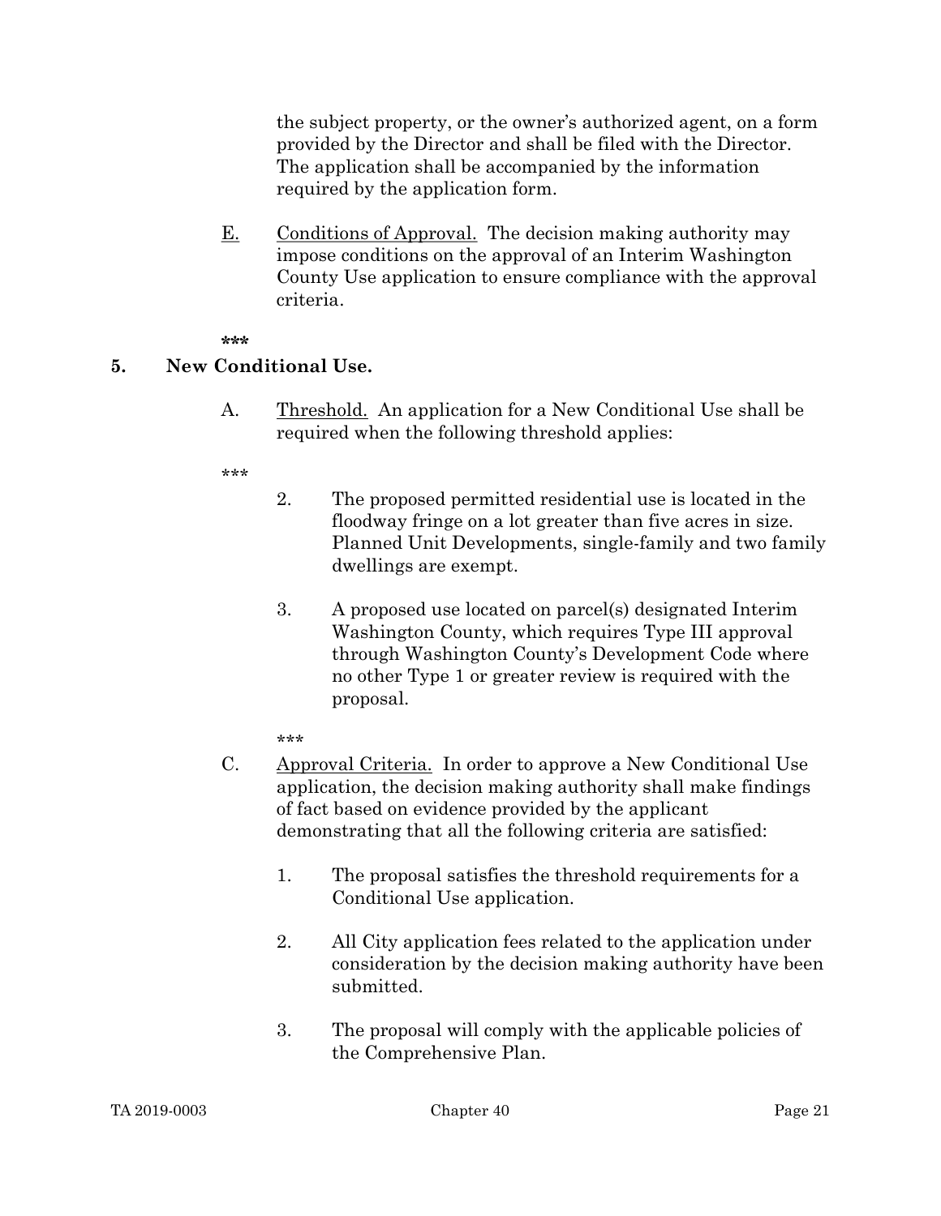the subject property, or the owner's authorized agent, on a form provided by the Director and shall be filed with the Director. The application shall be accompanied by the information required by the application form.

E. <u>Conditions of Approval.</u> The decision making authority may impose conditions on the approval of an Interim Washington County Use application to ensure compliance with the approval criteria.

**\*\*\***

**5. New Conditional Use.**

A. <u>Threshold.</u> An application for a New Conditional Use shall be required when the following threshold applies:

\*\*\*

2. The proposed permitted residential use is located in the floodway fringe on a lot greater than five acres in size. Planned Unit Developments, single-family and two family dwellings are exempt.

3. A proposed use located on parcel(s) designated Interim Washington County, which requires Type III approval through Washington County's Development Code where no other Type 1 or greater review is required with the proposal.

\*\*\*

C. <u>Approval Criteria.</u> In order to approve a New Conditional Use application, the decision making authority shall make findings of fact based on evidence provided by the applicant demonstrating that all the following criteria are satisfied:

1. The proposal satisfies the threshold requirements for a Conditional Use application.

2. All City application fees related to the application under consideration by the decision making authority have been submitted.

3. The proposal will comply with the applicable policies of the Comprehensive Plan.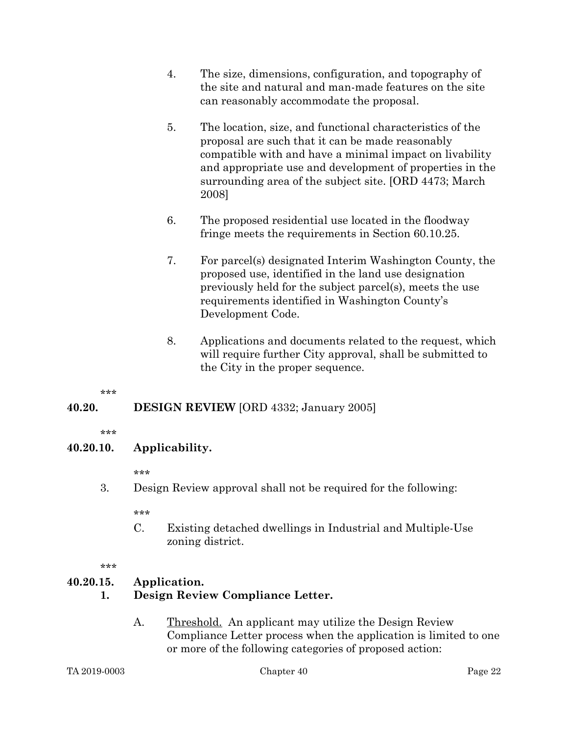4. The size, dimensions, configuration, and topography of the site and natural and man-made features on the site can reasonably accommodate the proposal.

5. The location, size, and functional characteristics of the proposal are such that it can be made reasonably compatible with and have a minimal impact on livability and appropriate use and development of properties in the surrounding area of the subject site. [ORD 4473; March 2008]

6. The proposed residential use located in the floodway fringe meets the requirements in Section 60.10.25.

7. For parcel(s) designated Interim Washington County, the proposed use, identified in the land use designation previously held for the subject parcel(s), meets the use requirements identified in Washington County's Development Code.

8. Applications and documents related to the request, which will require further City approval, shall be submitted to the City in the proper sequence.

\*\*\*

**40.20. DESIGN REVIEW** [ORD 4332; January 2005]

\*\*\*

**40.20.10. Applicability.**

\*\*\*

3. Design Review approval shall not be required for the following:

   \*\*\*

   C. Existing detached dwellings in Industrial and Multiple-Use zoning district.

\*\*\*

**40.20.15. Application.**

**1. Design Review Compliance Letter.**

A. <u>Threshold.</u> An applicant may utilize the Design Review Compliance Letter process when the application is limited to one or more of the following categories of proposed action: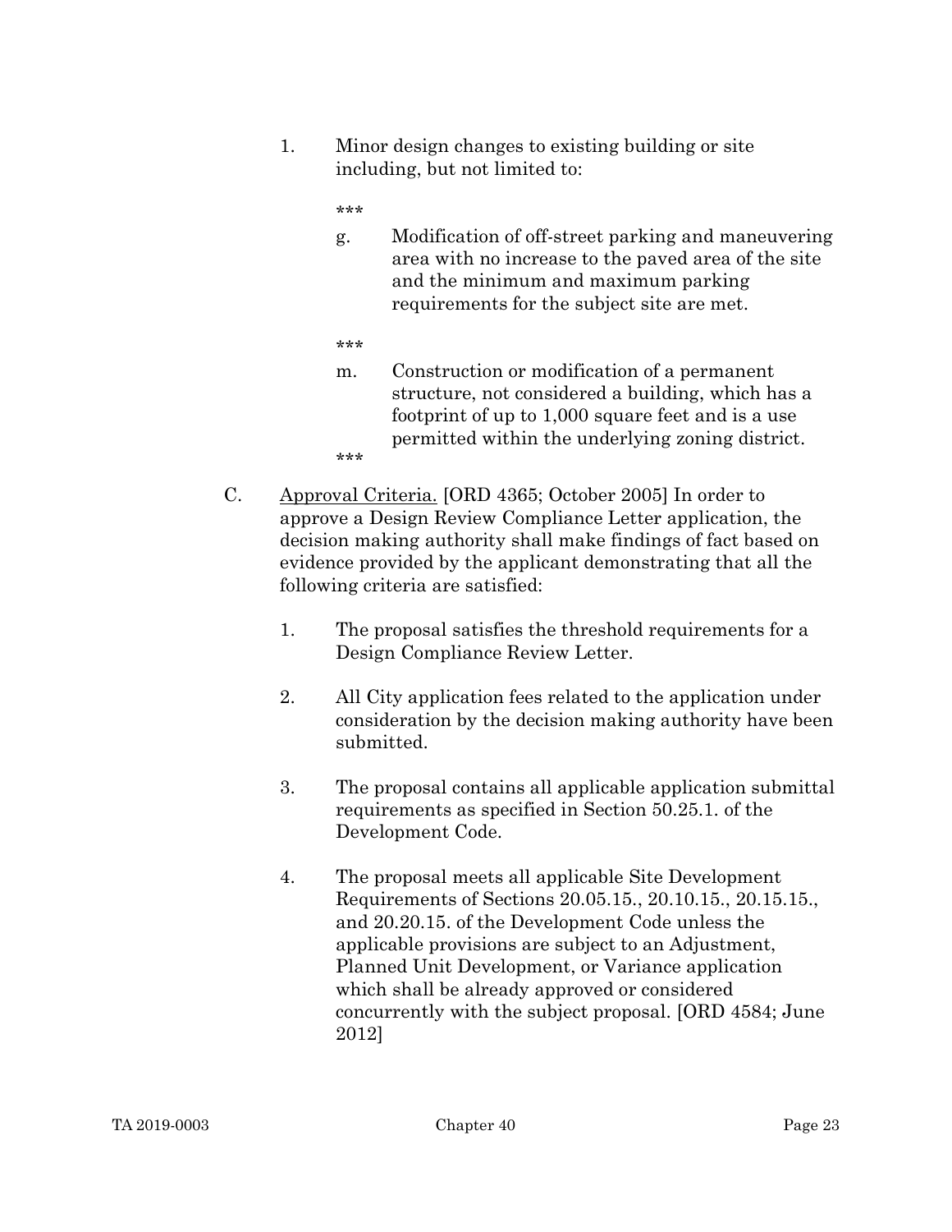1. Minor design changes to existing building or site including, but not limited to:

   ***

   g. Modification of off-street parking and maneuvering area with no increase to the paved area of the site and the minimum and maximum parking requirements for the subject site are met.

   ***

   m. Construction or modification of a permanent structure, not considered a building, which has a footprint of up to 1,000 square feet and is a use permitted within the underlying zoning district.

   ***

C. <u>Approval Criteria.</u> [ORD 4365; October 2005] In order to approve a Design Review Compliance Letter application, the decision making authority shall make findings of fact based on evidence provided by the applicant demonstrating that all the following criteria are satisfied:

   1. The proposal satisfies the threshold requirements for a Design Compliance Review Letter.

   2. All City application fees related to the application under consideration by the decision making authority have been submitted.

   3. The proposal contains all applicable application submittal requirements as specified in Section 50.25.1. of the Development Code.

   4. The proposal meets all applicable Site Development Requirements of Sections 20.05.15., 20.10.15., 20.15.15., and 20.20.15. of the Development Code unless the applicable provisions are subject to an Adjustment, Planned Unit Development, or Variance application which shall be already approved or considered concurrently with the subject proposal. [ORD 4584; June 2012]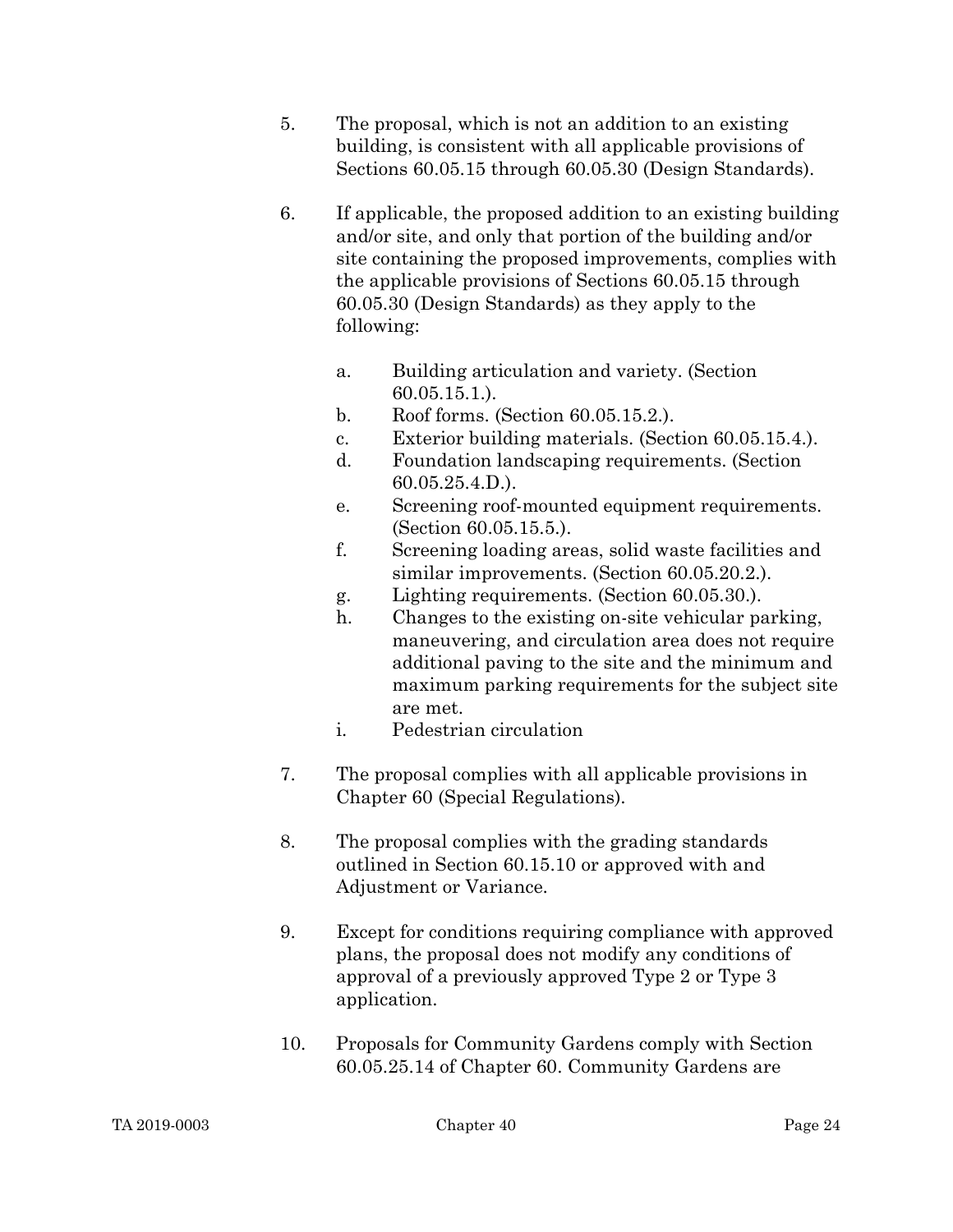5. The proposal, which is not an addition to an existing building, is consistent with all applicable provisions of Sections 60.05.15 through 60.05.30 (Design Standards).

6. If applicable, the proposed addition to an existing building and/or site, and only that portion of the building and/or site containing the proposed improvements, complies with the applicable provisions of Sections 60.05.15 through 60.05.30 (Design Standards) as they apply to the following:

   a. Building articulation and variety. (Section 60.05.15.1.).
   b. Roof forms. (Section 60.05.15.2.).
   c. Exterior building materials. (Section 60.05.15.4.).
   d. Foundation landscaping requirements. (Section 60.05.25.4.D.).
   e. Screening roof-mounted equipment requirements. (Section 60.05.15.5.).
   f. Screening loading areas, solid waste facilities and similar improvements. (Section 60.05.20.2.).
   g. Lighting requirements. (Section 60.05.30.).
   h. Changes to the existing on-site vehicular parking, maneuvering, and circulation area does not require additional paving to the site and the minimum and maximum parking requirements for the subject site are met.
   i. Pedestrian circulation

7. The proposal complies with all applicable provisions in Chapter 60 (Special Regulations).

8. The proposal complies with the grading standards outlined in Section 60.15.10 or approved with and Adjustment or Variance.

9. Except for conditions requiring compliance with approved plans, the proposal does not modify any conditions of approval of a previously approved Type 2 or Type 3 application.

10. Proposals for Community Gardens comply with Section 60.05.25.14 of Chapter 60. Community Gardens are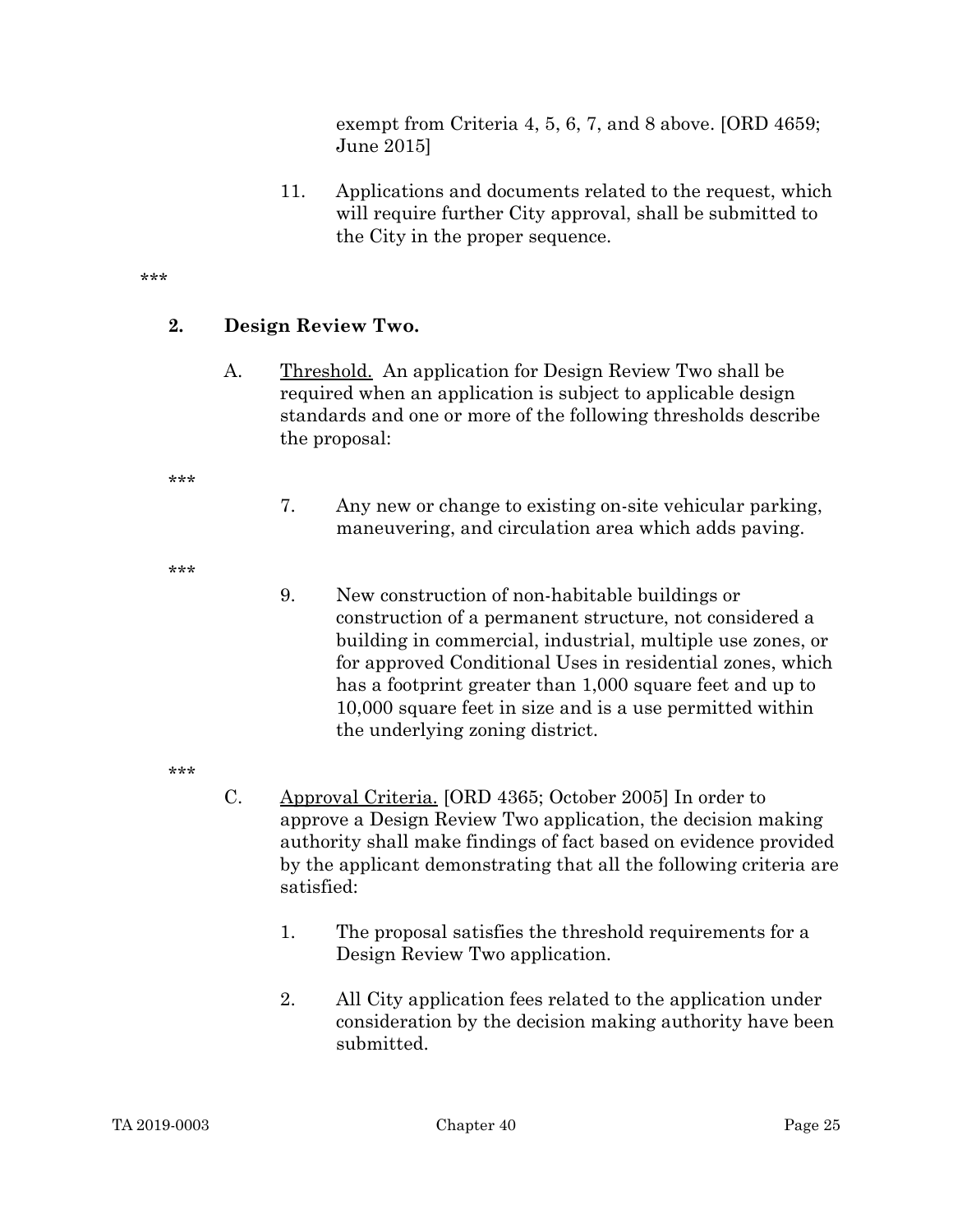exempt from Criteria 4, 5, 6, 7, and 8 above. [ORD 4659; June 2015]

11. Applications and documents related to the request, which will require further City approval, shall be submitted to the City in the proper sequence.

***

**2. Design Review Two.**

A. Threshold. An application for Design Review Two shall be required when an application is subject to applicable design standards and one or more of the following thresholds describe the proposal:

***

7. Any new or change to existing on-site vehicular parking, maneuvering, and circulation area which adds paving.

***

9. New construction of non-habitable buildings or construction of a permanent structure, not considered a building in commercial, industrial, multiple use zones, or for approved Conditional Uses in residential zones, which has a footprint greater than 1,000 square feet and up to 10,000 square feet in size and is a use permitted within the underlying zoning district.

***

C. Approval Criteria. [ORD 4365; October 2005] In order to approve a Design Review Two application, the decision making authority shall make findings of fact based on evidence provided by the applicant demonstrating that all the following criteria are satisfied:

1. The proposal satisfies the threshold requirements for a Design Review Two application.

2. All City application fees related to the application under consideration by the decision making authority have been submitted.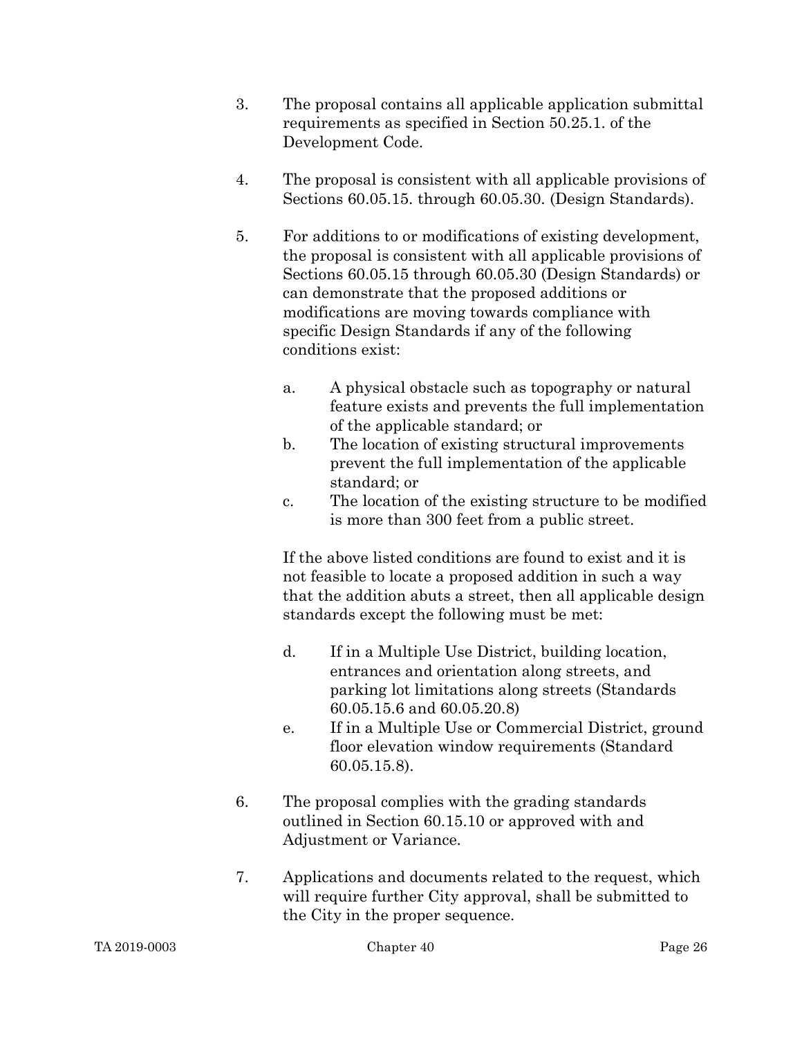3. The proposal contains all applicable application submittal requirements as specified in Section 50.25.1. of the Development Code.

4. The proposal is consistent with all applicable provisions of Sections 60.05.15. through 60.05.30. (Design Standards).

5. For additions to or modifications of existing development, the proposal is consistent with all applicable provisions of Sections 60.05.15 through 60.05.30 (Design Standards) or can demonstrate that the proposed additions or modifications are moving towards compliance with specific Design Standards if any of the following conditions exist:

   a. A physical obstacle such as topography or natural feature exists and prevents the full implementation of the applicable standard; or
   b. The location of existing structural improvements prevent the full implementation of the applicable standard; or
   c. The location of the existing structure to be modified is more than 300 feet from a public street.

   If the above listed conditions are found to exist and it is not feasible to locate a proposed addition in such a way that the addition abuts a street, then all applicable design standards except the following must be met:

   d. If in a Multiple Use District, building location, entrances and orientation along streets, and parking lot limitations along streets (Standards 60.05.15.6 and 60.05.20.8)
   e. If in a Multiple Use or Commercial District, ground floor elevation window requirements (Standard 60.05.15.8).

6. The proposal complies with the grading standards outlined in Section 60.15.10 or approved with and Adjustment or Variance.

7. Applications and documents related to the request, which will require further City approval, shall be submitted to the City in the proper sequence.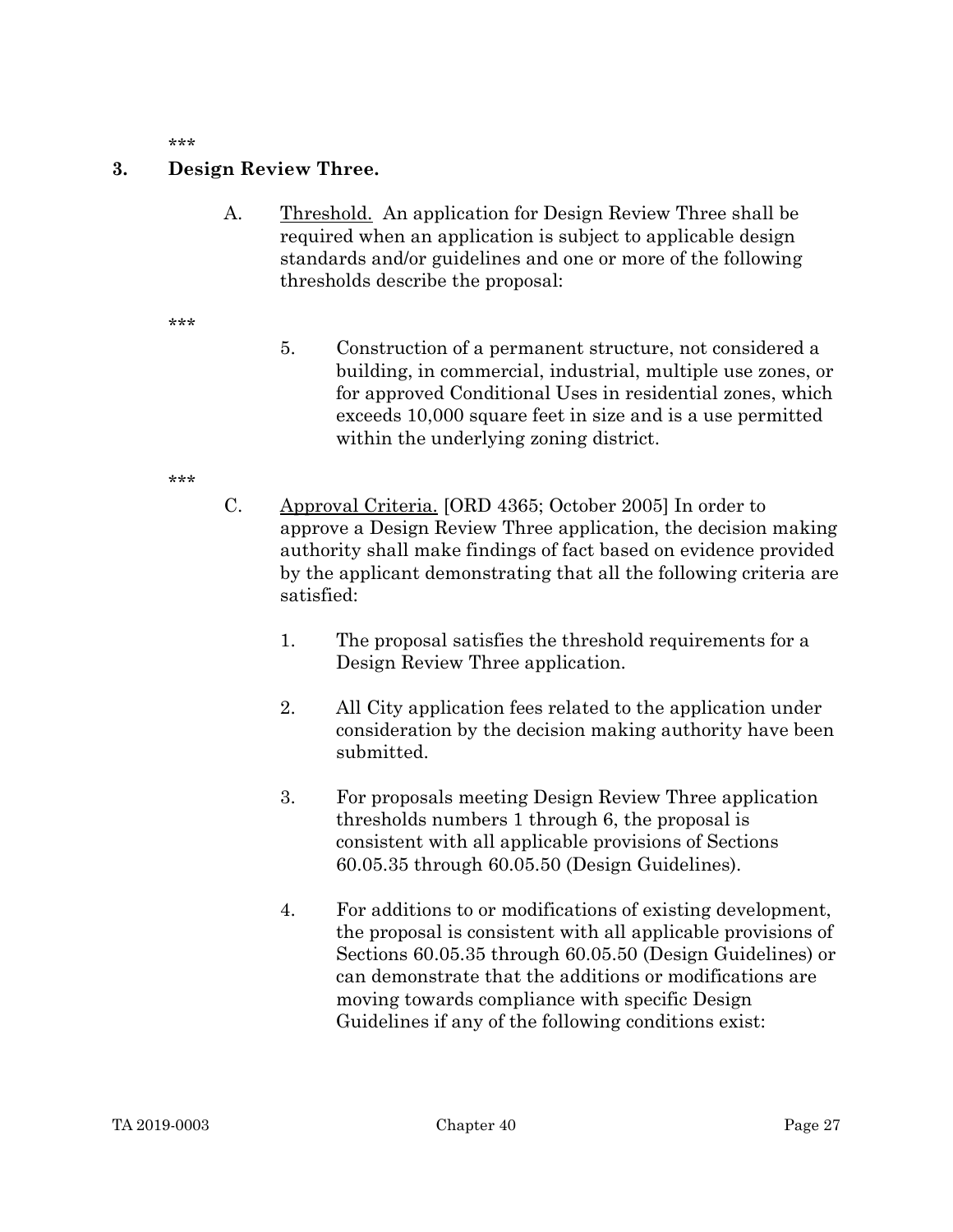\*\*\*

**3. Design Review Three.**

A. Threshold. An application for Design Review Three shall be required when an application is subject to applicable design standards and/or guidelines and one or more of the following thresholds describe the proposal:

\*\*\*

5. Construction of a permanent structure, not considered a building, in commercial, industrial, multiple use zones, or for approved Conditional Uses in residential zones, which exceeds 10,000 square feet in size and is a use permitted within the underlying zoning district.

\*\*\*

C. Approval Criteria. [ORD 4365; October 2005] In order to approve a Design Review Three application, the decision making authority shall make findings of fact based on evidence provided by the applicant demonstrating that all the following criteria are satisfied:

1. The proposal satisfies the threshold requirements for a Design Review Three application.

2. All City application fees related to the application under consideration by the decision making authority have been submitted.

3. For proposals meeting Design Review Three application thresholds numbers 1 through 6, the proposal is consistent with all applicable provisions of Sections 60.05.35 through 60.05.50 (Design Guidelines).

4. For additions to or modifications of existing development, the proposal is consistent with all applicable provisions of Sections 60.05.35 through 60.05.50 (Design Guidelines) or can demonstrate that the additions or modifications are moving towards compliance with specific Design Guidelines if any of the following conditions exist: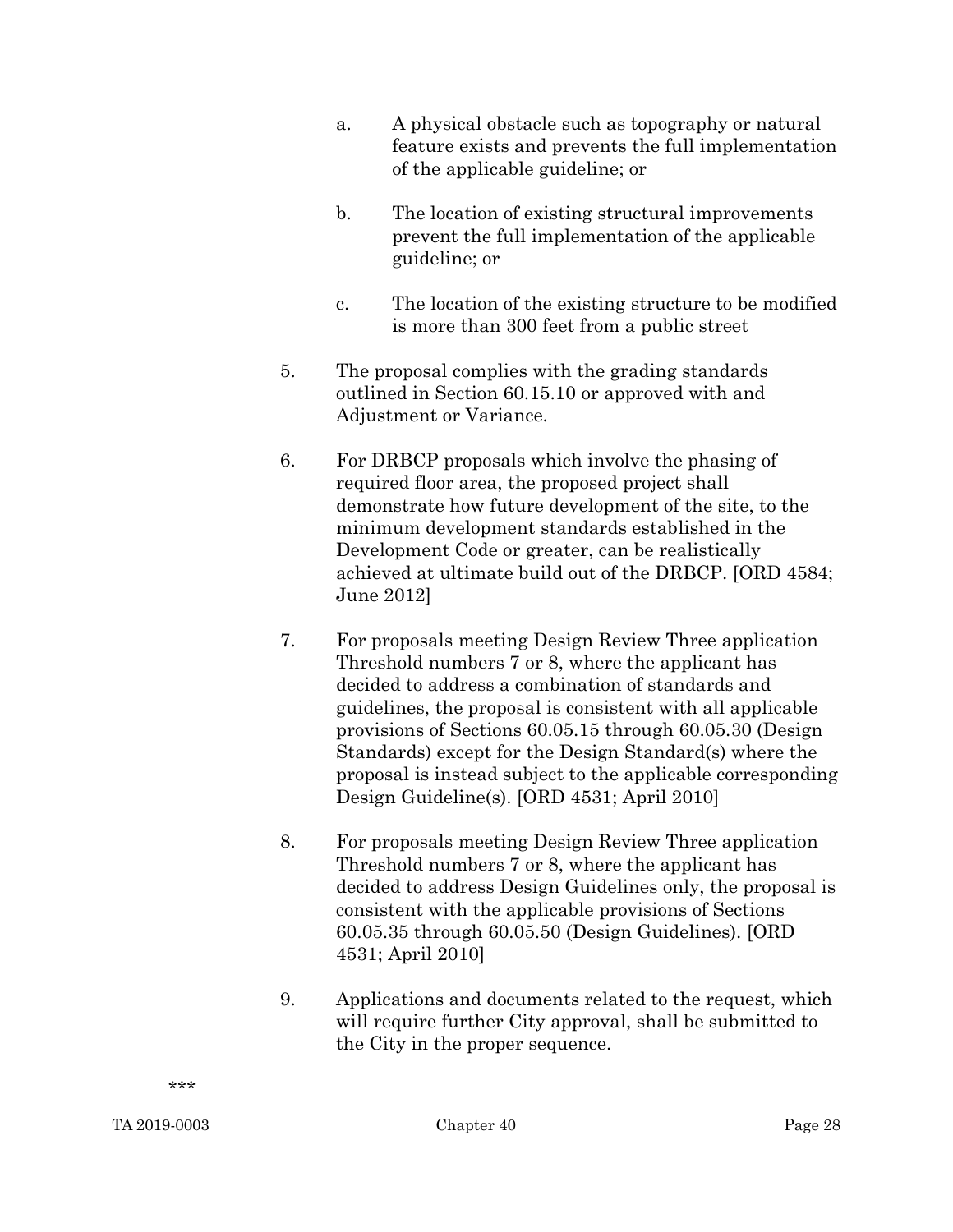a. A physical obstacle such as topography or natural feature exists and prevents the full implementation of the applicable guideline; or

b. The location of existing structural improvements prevent the full implementation of the applicable guideline; or

c. The location of the existing structure to be modified is more than 300 feet from a public street

5. The proposal complies with the grading standards outlined in Section 60.15.10 or approved with and Adjustment or Variance.

6. For DRBCP proposals which involve the phasing of required floor area, the proposed project shall demonstrate how future development of the site, to the minimum development standards established in the Development Code or greater, can be realistically achieved at ultimate build out of the DRBCP. [ORD 4584; June 2012]

7. For proposals meeting Design Review Three application Threshold numbers 7 or 8, where the applicant has decided to address a combination of standards and guidelines, the proposal is consistent with all applicable provisions of Sections 60.05.15 through 60.05.30 (Design Standards) except for the Design Standard(s) where the proposal is instead subject to the applicable corresponding Design Guideline(s). [ORD 4531; April 2010]

8. For proposals meeting Design Review Three application Threshold numbers 7 or 8, where the applicant has decided to address Design Guidelines only, the proposal is consistent with the applicable provisions of Sections 60.05.35 through 60.05.50 (Design Guidelines). [ORD 4531; April 2010]

9. Applications and documents related to the request, which will require further City approval, shall be submitted to the City in the proper sequence.

***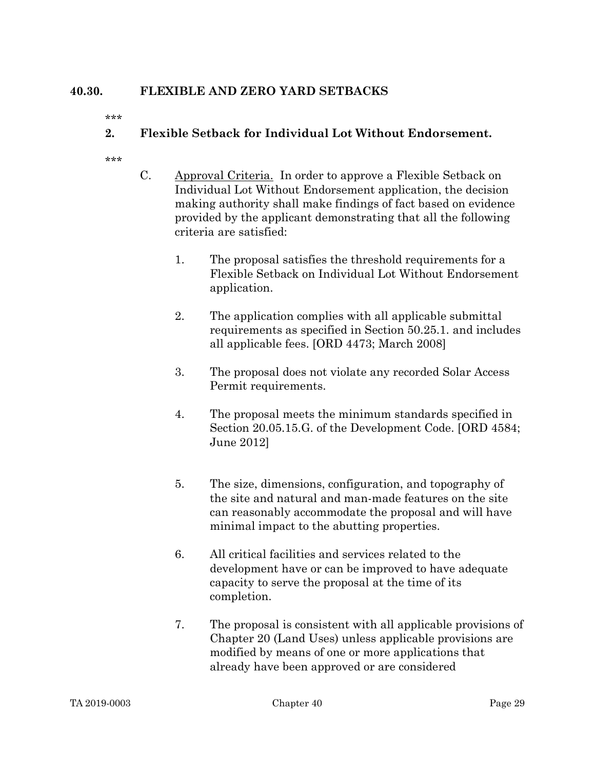## 40.30. FLEXIBLE AND ZERO YARD SETBACKS

***

### 2. Flexible Setback for Individual Lot Without Endorsement.

***

C. Approval Criteria. In order to approve a Flexible Setback on Individual Lot Without Endorsement application, the decision making authority shall make findings of fact based on evidence provided by the applicant demonstrating that all the following criteria are satisfied:

1. The proposal satisfies the threshold requirements for a Flexible Setback on Individual Lot Without Endorsement application.

2. The application complies with all applicable submittal requirements as specified in Section 50.25.1. and includes all applicable fees. [ORD 4473; March 2008]

3. The proposal does not violate any recorded Solar Access Permit requirements.

4. The proposal meets the minimum standards specified in Section 20.05.15.G. of the Development Code. [ORD 4584; June 2012]

5. The size, dimensions, configuration, and topography of the site and natural and man-made features on the site can reasonably accommodate the proposal and will have minimal impact to the abutting properties.

6. All critical facilities and services related to the development have or can be improved to have adequate capacity to serve the proposal at the time of its completion.

7. The proposal is consistent with all applicable provisions of Chapter 20 (Land Uses) unless applicable provisions are modified by means of one or more applications that already have been approved or are considered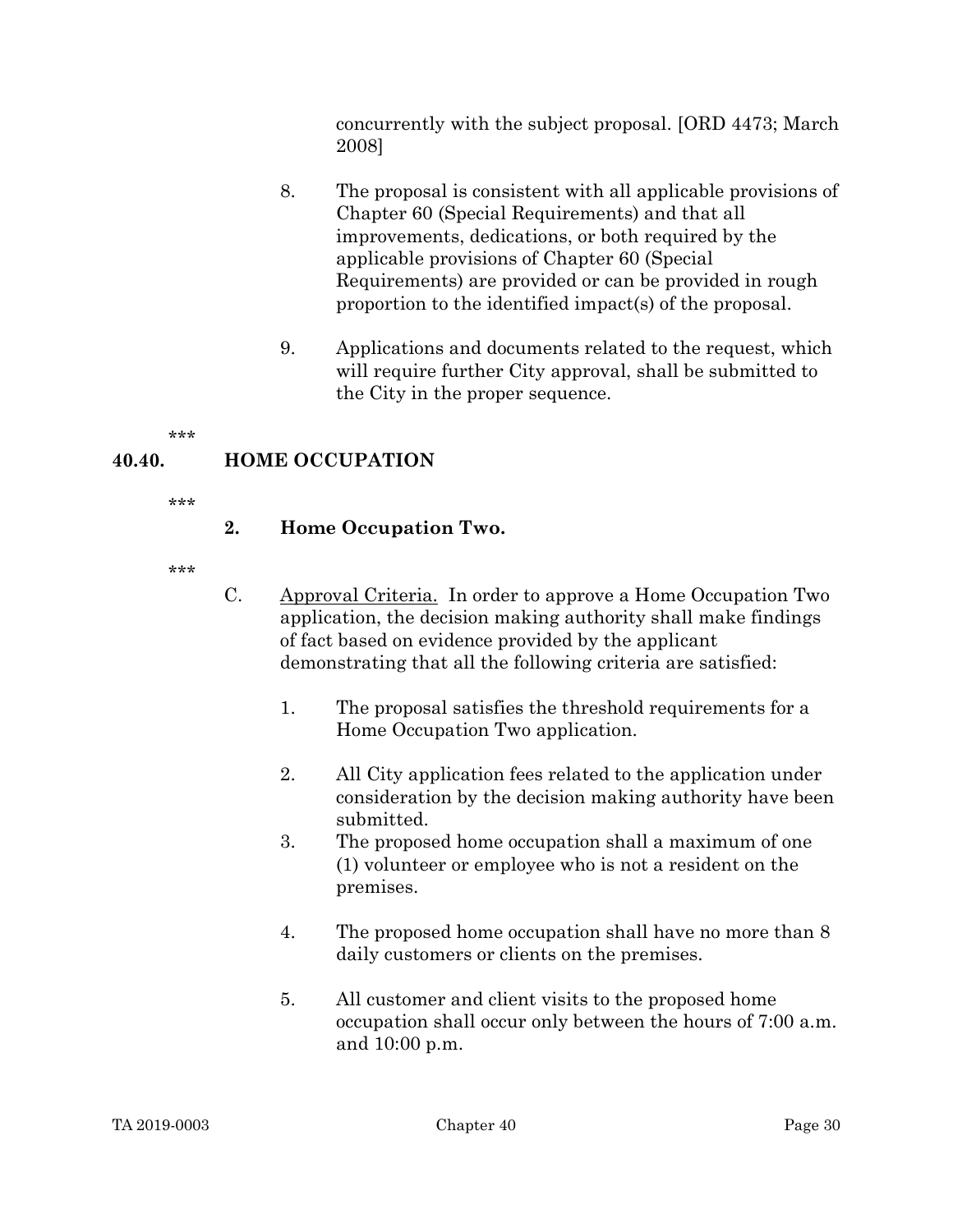concurrently with the subject proposal. [ORD 4473; March 2008]

8. The proposal is consistent with all applicable provisions of Chapter 60 (Special Requirements) and that all improvements, dedications, or both required by the applicable provisions of Chapter 60 (Special Requirements) are provided or can be provided in rough proportion to the identified impact(s) of the proposal.

9. Applications and documents related to the request, which will require further City approval, shall be submitted to the City in the proper sequence.

***

## 40.40. HOME OCCUPATION

***

### 2. Home Occupation Two.

***

C. Approval Criteria. In order to approve a Home Occupation Two application, the decision making authority shall make findings of fact based on evidence provided by the applicant demonstrating that all the following criteria are satisfied:

1. The proposal satisfies the threshold requirements for a Home Occupation Two application.

2. All City application fees related to the application under consideration by the decision making authority have been submitted.

3. The proposed home occupation shall a maximum of one (1) volunteer or employee who is not a resident on the premises.

4. The proposed home occupation shall have no more than 8 daily customers or clients on the premises.

5. All customer and client visits to the proposed home occupation shall occur only between the hours of 7:00 a.m. and 10:00 p.m.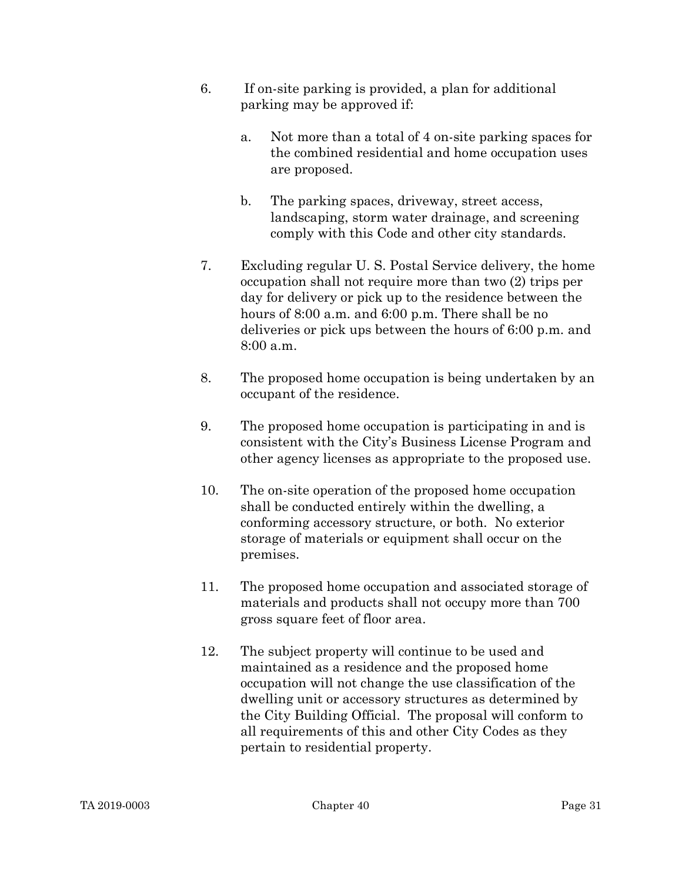6. If on-site parking is provided, a plan for additional parking may be approved if:

   a. Not more than a total of 4 on-site parking spaces for the combined residential and home occupation uses are proposed.

   b. The parking spaces, driveway, street access, landscaping, storm water drainage, and screening comply with this Code and other city standards.

7. Excluding regular U. S. Postal Service delivery, the home occupation shall not require more than two (2) trips per day for delivery or pick up to the residence between the hours of 8:00 a.m. and 6:00 p.m. There shall be no deliveries or pick ups between the hours of 6:00 p.m. and 8:00 a.m.

8. The proposed home occupation is being undertaken by an occupant of the residence.

9. The proposed home occupation is participating in and is consistent with the City's Business License Program and other agency licenses as appropriate to the proposed use.

10. The on-site operation of the proposed home occupation shall be conducted entirely within the dwelling, a conforming accessory structure, or both. No exterior storage of materials or equipment shall occur on the premises.

11. The proposed home occupation and associated storage of materials and products shall not occupy more than 700 gross square feet of floor area.

12. The subject property will continue to be used and maintained as a residence and the proposed home occupation will not change the use classification of the dwelling unit or accessory structures as determined by the City Building Official. The proposal will conform to all requirements of this and other City Codes as they pertain to residential property.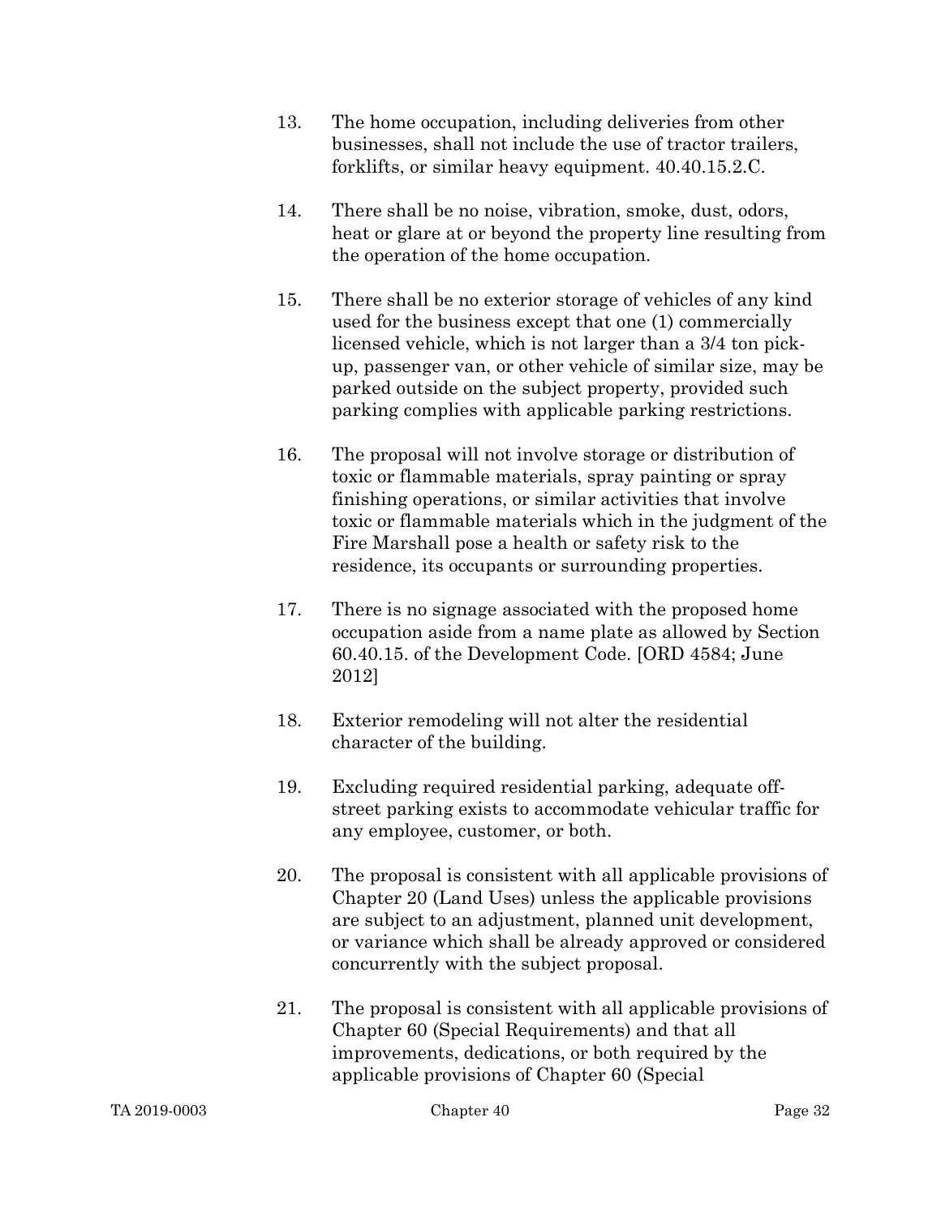13. The home occupation, including deliveries from other businesses, shall not include the use of tractor trailers, forklifts, or similar heavy equipment. 40.40.15.2.C.

14. There shall be no noise, vibration, smoke, dust, odors, heat or glare at or beyond the property line resulting from the operation of the home occupation.

15. There shall be no exterior storage of vehicles of any kind used for the business except that one (1) commercially licensed vehicle, which is not larger than a 3/4 ton pick-up, passenger van, or other vehicle of similar size, may be parked outside on the subject property, provided such parking complies with applicable parking restrictions.

16. The proposal will not involve storage or distribution of toxic or flammable materials, spray painting or spray finishing operations, or similar activities that involve toxic or flammable materials which in the judgment of the Fire Marshall pose a health or safety risk to the residence, its occupants or surrounding properties.

17. There is no signage associated with the proposed home occupation aside from a name plate as allowed by Section 60.40.15. of the Development Code. [ORD 4584; June 2012]

18. Exterior remodeling will not alter the residential character of the building.

19. Excluding required residential parking, adequate off-street parking exists to accommodate vehicular traffic for any employee, customer, or both.

20. The proposal is consistent with all applicable provisions of Chapter 20 (Land Uses) unless the applicable provisions are subject to an adjustment, planned unit development, or variance which shall be already approved or considered concurrently with the subject proposal.

21. The proposal is consistent with all applicable provisions of Chapter 60 (Special Requirements) and that all improvements, dedications, or both required by the applicable provisions of Chapter 60 (Special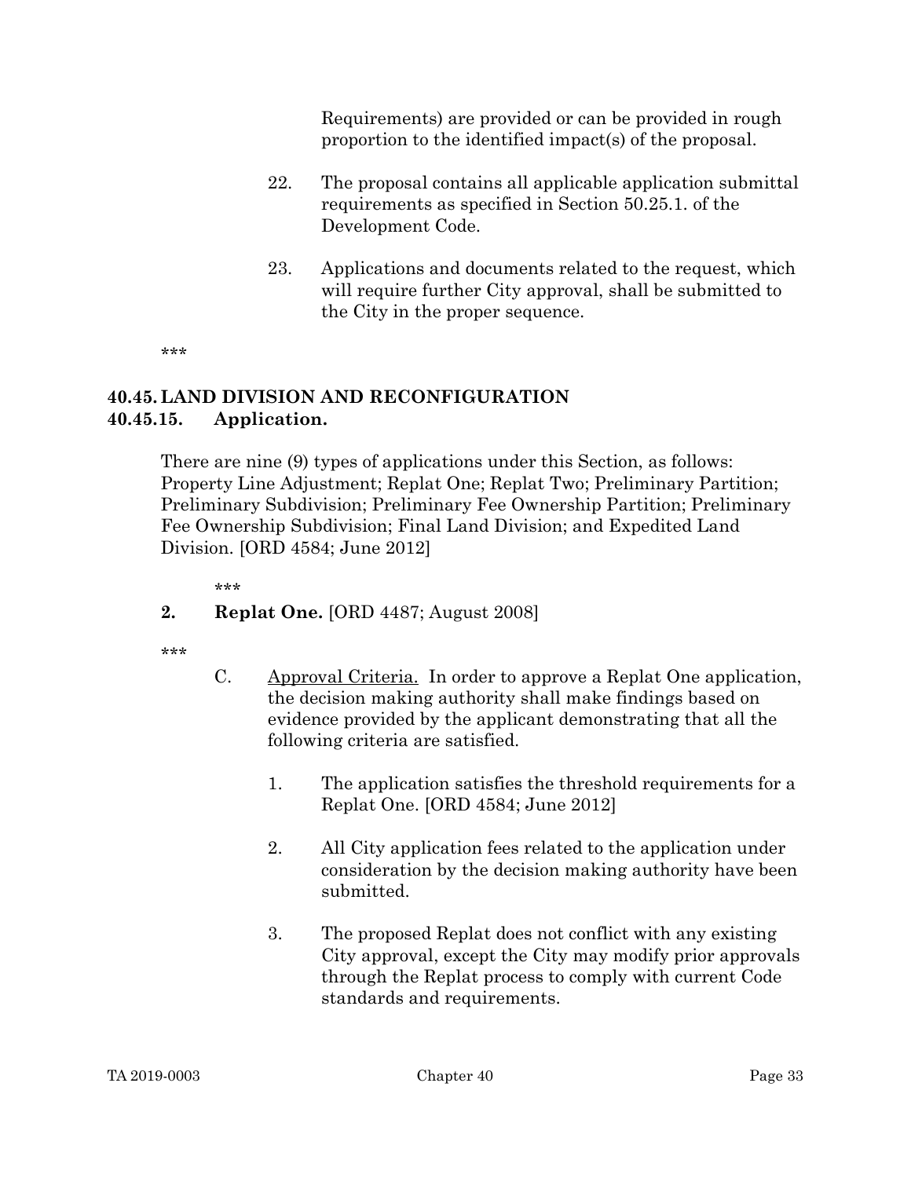Requirements) are provided or can be provided in rough proportion to the identified impact(s) of the proposal.

22. The proposal contains all applicable application submittal requirements as specified in Section 50.25.1. of the Development Code.

23. Applications and documents related to the request, which will require further City approval, shall be submitted to the City in the proper sequence.

***

## 40.45. LAND DIVISION AND RECONFIGURATION

### 40.45.15. Application.

There are nine (9) types of applications under this Section, as follows: Property Line Adjustment; Replat One; Replat Two; Preliminary Partition; Preliminary Subdivision; Preliminary Fee Ownership Partition; Preliminary Fee Ownership Subdivision; Final Land Division; and Expedited Land Division. [ORD 4584; June 2012]

***

**2. Replat One.** [ORD 4487; August 2008]

***

C. Approval Criteria. In order to approve a Replat One application, the decision making authority shall make findings based on evidence provided by the applicant demonstrating that all the following criteria are satisfied.

1. The application satisfies the threshold requirements for a Replat One. [ORD 4584; June 2012]

2. All City application fees related to the application under consideration by the decision making authority have been submitted.

3. The proposed Replat does not conflict with any existing City approval, except the City may modify prior approvals through the Replat process to comply with current Code standards and requirements.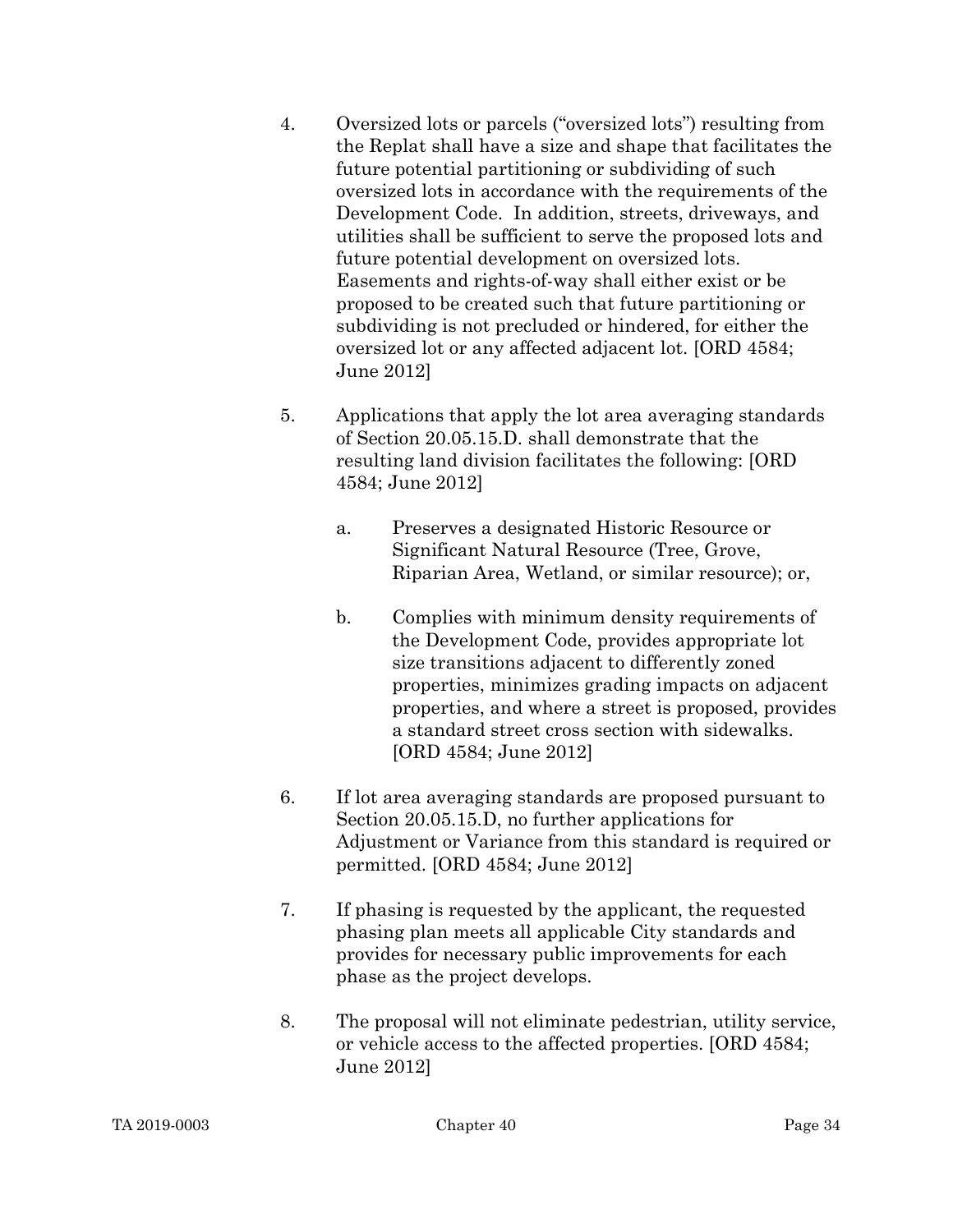4. Oversized lots or parcels ("oversized lots") resulting from the Replat shall have a size and shape that facilitates the future potential partitioning or subdividing of such oversized lots in accordance with the requirements of the Development Code. In addition, streets, driveways, and utilities shall be sufficient to serve the proposed lots and future potential development on oversized lots. Easements and rights-of-way shall either exist or be proposed to be created such that future partitioning or subdividing is not precluded or hindered, for either the oversized lot or any affected adjacent lot. [ORD 4584; June 2012]

5. Applications that apply the lot area averaging standards of Section 20.05.15.D. shall demonstrate that the resulting land division facilitates the following: [ORD 4584; June 2012]

   a. Preserves a designated Historic Resource or Significant Natural Resource (Tree, Grove, Riparian Area, Wetland, or similar resource); or,

   b. Complies with minimum density requirements of the Development Code, provides appropriate lot size transitions adjacent to differently zoned properties, minimizes grading impacts on adjacent properties, and where a street is proposed, provides a standard street cross section with sidewalks. [ORD 4584; June 2012]

6. If lot area averaging standards are proposed pursuant to Section 20.05.15.D, no further applications for Adjustment or Variance from this standard is required or permitted. [ORD 4584; June 2012]

7. If phasing is requested by the applicant, the requested phasing plan meets all applicable City standards and provides for necessary public improvements for each phase as the project develops.

8. The proposal will not eliminate pedestrian, utility service, or vehicle access to the affected properties. [ORD 4584; June 2012]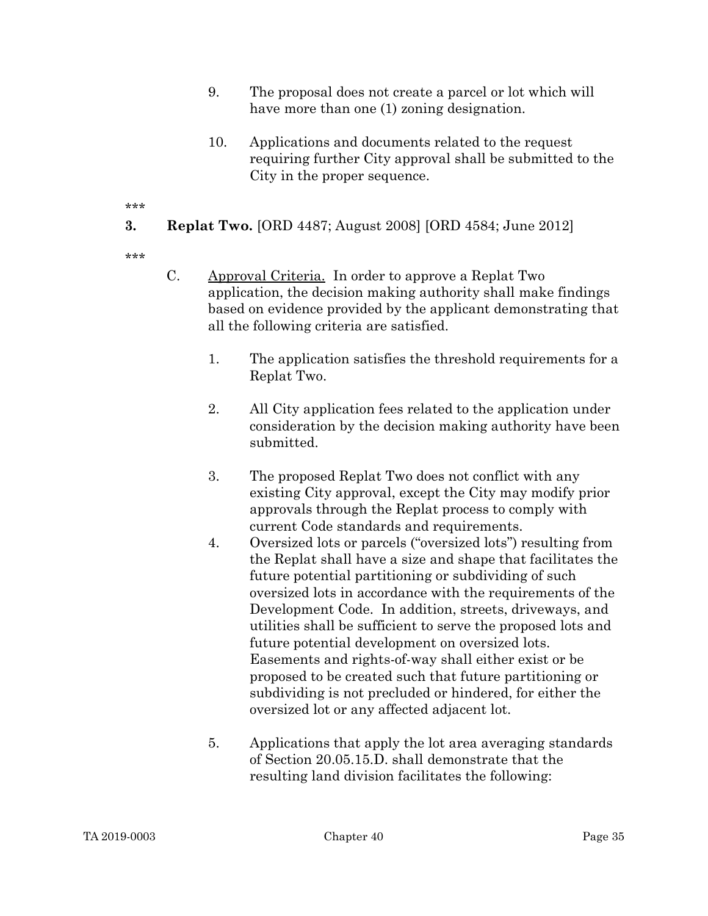9. The proposal does not create a parcel or lot which will have more than one (1) zoning designation.

10. Applications and documents related to the request requiring further City approval shall be submitted to the City in the proper sequence.

\*\*\*

**3. Replat Two.** [ORD 4487; August 2008] [ORD 4584; June 2012]

\*\*\*

C. Approval Criteria. In order to approve a Replat Two application, the decision making authority shall make findings based on evidence provided by the applicant demonstrating that all the following criteria are satisfied.

1. The application satisfies the threshold requirements for a Replat Two.

2. All City application fees related to the application under consideration by the decision making authority have been submitted.

3. The proposed Replat Two does not conflict with any existing City approval, except the City may modify prior approvals through the Replat process to comply with current Code standards and requirements.

4. Oversized lots or parcels ("oversized lots") resulting from the Replat shall have a size and shape that facilitates the future potential partitioning or subdividing of such oversized lots in accordance with the requirements of the Development Code. In addition, streets, driveways, and utilities shall be sufficient to serve the proposed lots and future potential development on oversized lots. Easements and rights-of-way shall either exist or be proposed to be created such that future partitioning or subdividing is not precluded or hindered, for either the oversized lot or any affected adjacent lot.

5. Applications that apply the lot area averaging standards of Section 20.05.15.D. shall demonstrate that the resulting land division facilitates the following: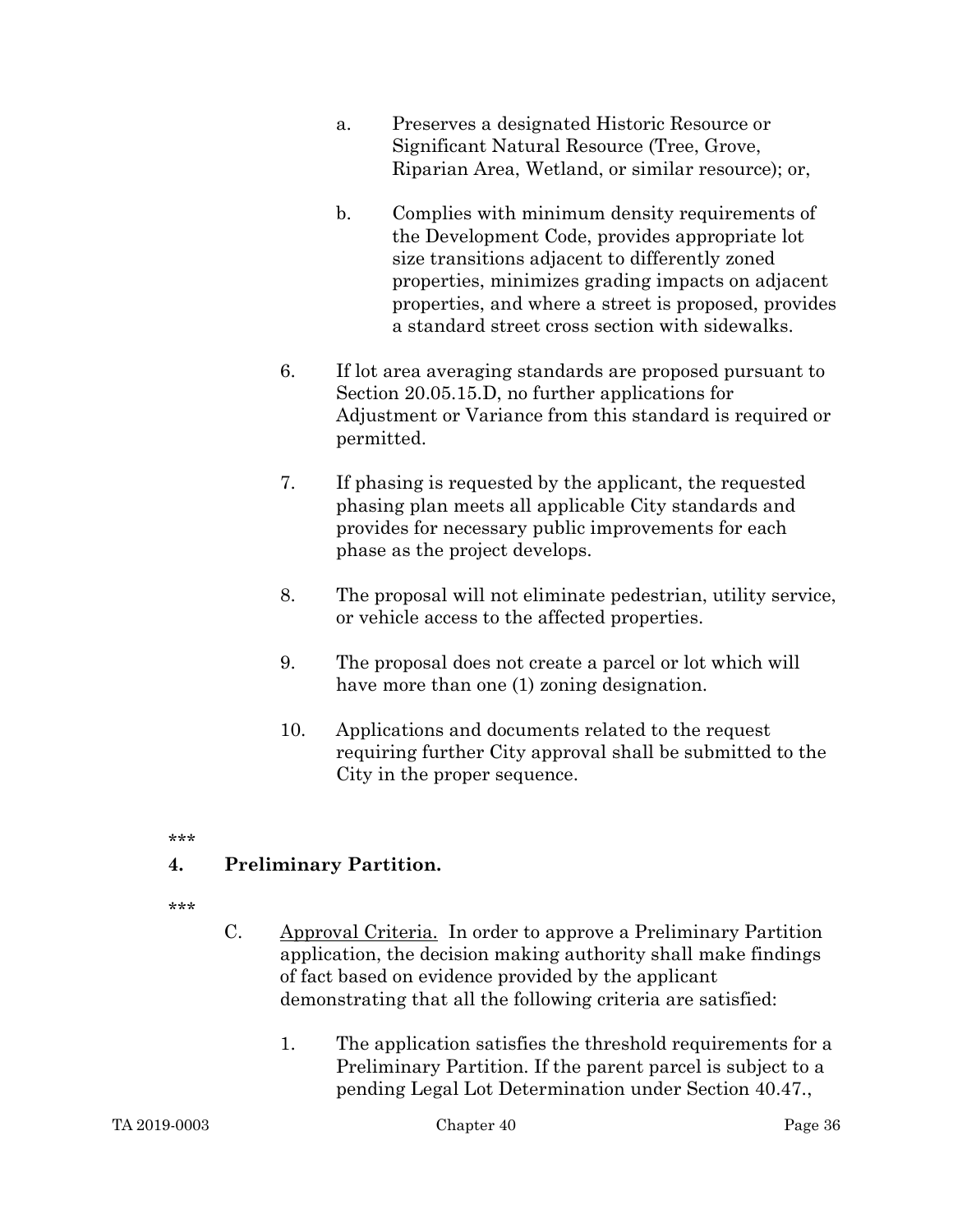a. Preserves a designated Historic Resource or Significant Natural Resource (Tree, Grove, Riparian Area, Wetland, or similar resource); or,

b. Complies with minimum density requirements of the Development Code, provides appropriate lot size transitions adjacent to differently zoned properties, minimizes grading impacts on adjacent properties, and where a street is proposed, provides a standard street cross section with sidewalks.

6. If lot area averaging standards are proposed pursuant to Section 20.05.15.D, no further applications for Adjustment or Variance from this standard is required or permitted.

7. If phasing is requested by the applicant, the requested phasing plan meets all applicable City standards and provides for necessary public improvements for each phase as the project develops.

8. The proposal will not eliminate pedestrian, utility service, or vehicle access to the affected properties.

9. The proposal does not create a parcel or lot which will have more than one (1) zoning designation.

10. Applications and documents related to the request requiring further City approval shall be submitted to the City in the proper sequence.

***

**4. Preliminary Partition.**

***

C. Approval Criteria. In order to approve a Preliminary Partition application, the decision making authority shall make findings of fact based on evidence provided by the applicant demonstrating that all the following criteria are satisfied:

1. The application satisfies the threshold requirements for a Preliminary Partition. If the parent parcel is subject to a pending Legal Lot Determination under Section 40.47.,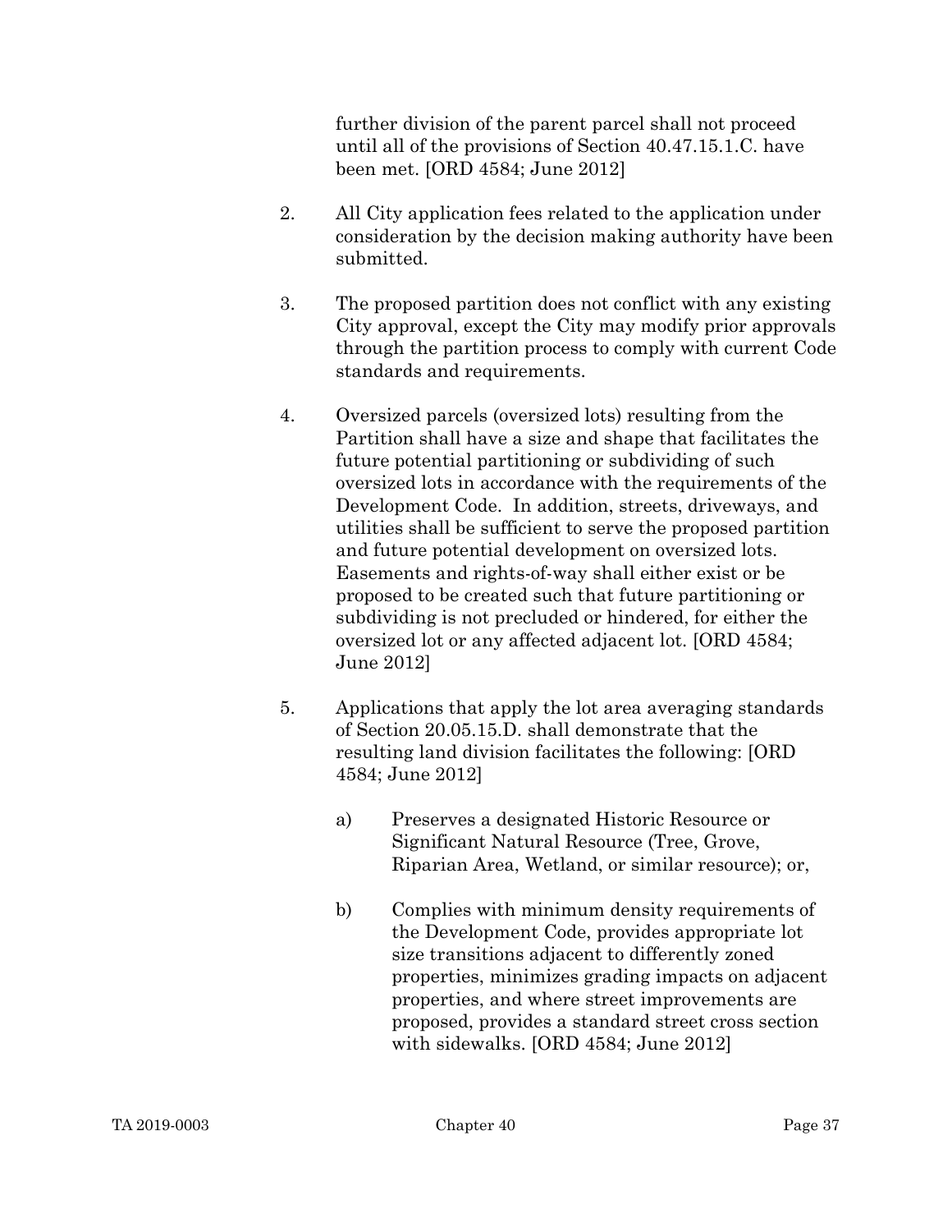further division of the parent parcel shall not proceed until all of the provisions of Section 40.47.15.1.C. have been met. [ORD 4584; June 2012]

2. All City application fees related to the application under consideration by the decision making authority have been submitted.

3. The proposed partition does not conflict with any existing City approval, except the City may modify prior approvals through the partition process to comply with current Code standards and requirements.

4. Oversized parcels (oversized lots) resulting from the Partition shall have a size and shape that facilitates the future potential partitioning or subdividing of such oversized lots in accordance with the requirements of the Development Code. In addition, streets, driveways, and utilities shall be sufficient to serve the proposed partition and future potential development on oversized lots. Easements and rights-of-way shall either exist or be proposed to be created such that future partitioning or subdividing is not precluded or hindered, for either the oversized lot or any affected adjacent lot. [ORD 4584; June 2012]

5. Applications that apply the lot area averaging standards of Section 20.05.15.D. shall demonstrate that the resulting land division facilitates the following: [ORD 4584; June 2012]

   a) Preserves a designated Historic Resource or Significant Natural Resource (Tree, Grove, Riparian Area, Wetland, or similar resource); or,

   b) Complies with minimum density requirements of the Development Code, provides appropriate lot size transitions adjacent to differently zoned properties, minimizes grading impacts on adjacent properties, and where street improvements are proposed, provides a standard street cross section with sidewalks. [ORD 4584; June 2012]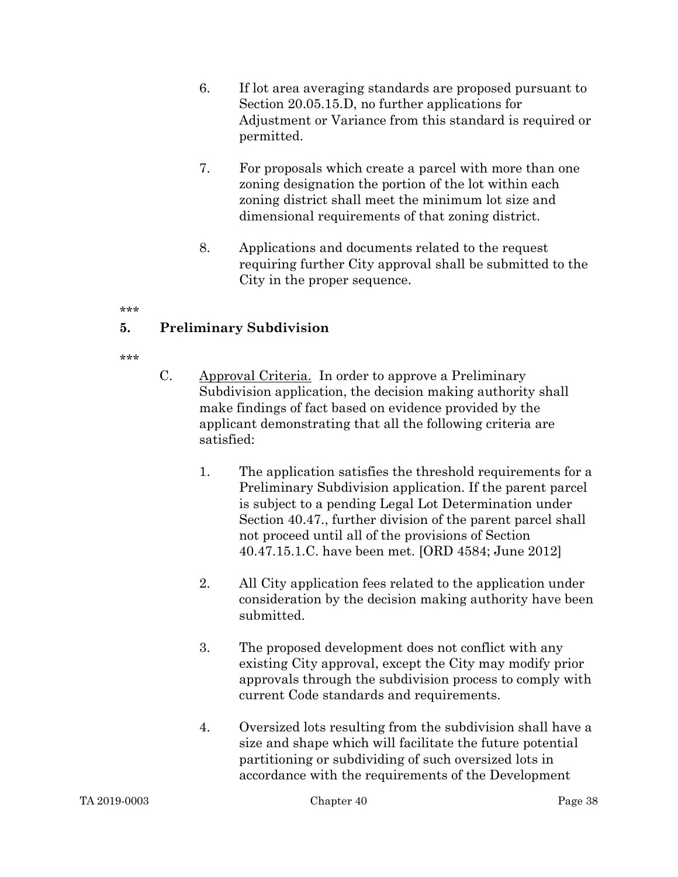6. If lot area averaging standards are proposed pursuant to Section 20.05.15.D, no further applications for Adjustment or Variance from this standard is required or permitted.

7. For proposals which create a parcel with more than one zoning designation the portion of the lot within each zoning district shall meet the minimum lot size and dimensional requirements of that zoning district.

8. Applications and documents related to the request requiring further City approval shall be submitted to the City in the proper sequence.

***

**5. Preliminary Subdivision**

***

C. Approval Criteria. In order to approve a Preliminary Subdivision application, the decision making authority shall make findings of fact based on evidence provided by the applicant demonstrating that all the following criteria are satisfied:

1. The application satisfies the threshold requirements for a Preliminary Subdivision application. If the parent parcel is subject to a pending Legal Lot Determination under Section 40.47., further division of the parent parcel shall not proceed until all of the provisions of Section 40.47.15.1.C. have been met. [ORD 4584; June 2012]

2. All City application fees related to the application under consideration by the decision making authority have been submitted.

3. The proposed development does not conflict with any existing City approval, except the City may modify prior approvals through the subdivision process to comply with current Code standards and requirements.

4. Oversized lots resulting from the subdivision shall have a size and shape which will facilitate the future potential partitioning or subdividing of such oversized lots in accordance with the requirements of the Development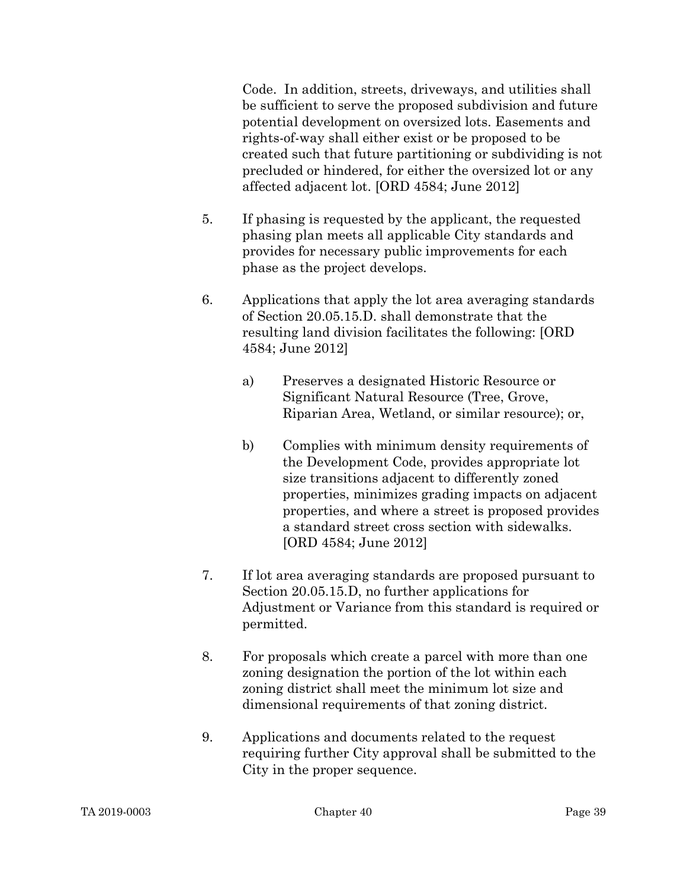Code. In addition, streets, driveways, and utilities shall be sufficient to serve the proposed subdivision and future potential development on oversized lots. Easements and rights-of-way shall either exist or be proposed to be created such that future partitioning or subdividing is not precluded or hindered, for either the oversized lot or any affected adjacent lot. [ORD 4584; June 2012]

5. If phasing is requested by the applicant, the requested phasing plan meets all applicable City standards and provides for necessary public improvements for each phase as the project develops.

6. Applications that apply the lot area averaging standards of Section 20.05.15.D. shall demonstrate that the resulting land division facilitates the following: [ORD 4584; June 2012]

   a) Preserves a designated Historic Resource or Significant Natural Resource (Tree, Grove, Riparian Area, Wetland, or similar resource); or,

   b) Complies with minimum density requirements of the Development Code, provides appropriate lot size transitions adjacent to differently zoned properties, minimizes grading impacts on adjacent properties, and where a street is proposed provides a standard street cross section with sidewalks. [ORD 4584; June 2012]

7. If lot area averaging standards are proposed pursuant to Section 20.05.15.D, no further applications for Adjustment or Variance from this standard is required or permitted.

8. For proposals which create a parcel with more than one zoning designation the portion of the lot within each zoning district shall meet the minimum lot size and dimensional requirements of that zoning district.

9. Applications and documents related to the request requiring further City approval shall be submitted to the City in the proper sequence.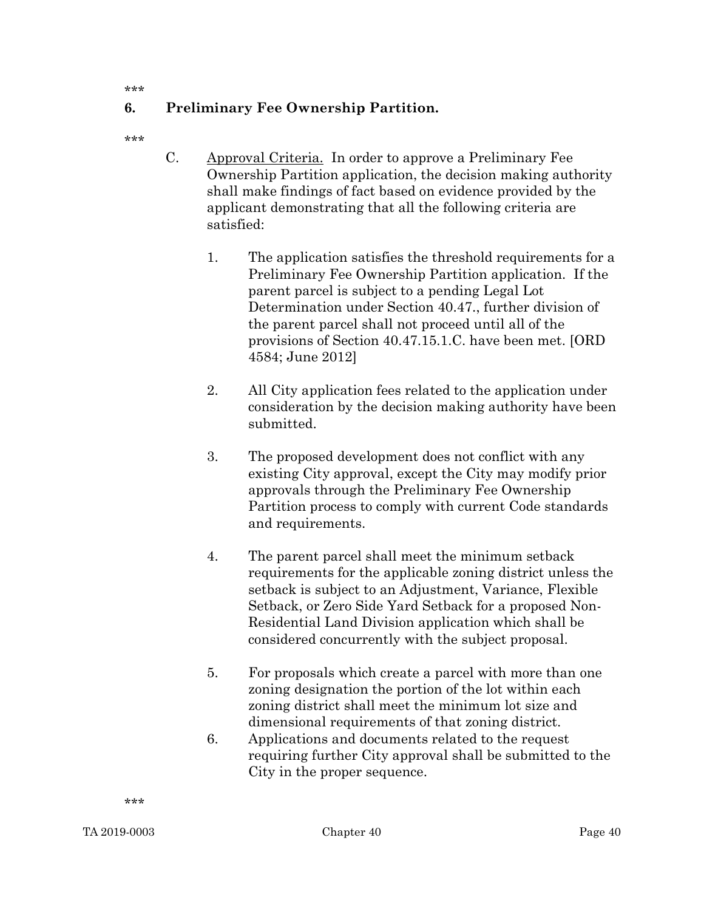***

**6. Preliminary Fee Ownership Partition.**

***

C. Approval Criteria. In order to approve a Preliminary Fee Ownership Partition application, the decision making authority shall make findings of fact based on evidence provided by the applicant demonstrating that all the following criteria are satisfied:

1. The application satisfies the threshold requirements for a Preliminary Fee Ownership Partition application. If the parent parcel is subject to a pending Legal Lot Determination under Section 40.47., further division of the parent parcel shall not proceed until all of the provisions of Section 40.47.15.1.C. have been met. [ORD 4584; June 2012]

2. All City application fees related to the application under consideration by the decision making authority have been submitted.

3. The proposed development does not conflict with any existing City approval, except the City may modify prior approvals through the Preliminary Fee Ownership Partition process to comply with current Code standards and requirements.

4. The parent parcel shall meet the minimum setback requirements for the applicable zoning district unless the setback is subject to an Adjustment, Variance, Flexible Setback, or Zero Side Yard Setback for a proposed Non-Residential Land Division application which shall be considered concurrently with the subject proposal.

5. For proposals which create a parcel with more than one zoning designation the portion of the lot within each zoning district shall meet the minimum lot size and dimensional requirements of that zoning district.

6. Applications and documents related to the request requiring further City approval shall be submitted to the City in the proper sequence.

***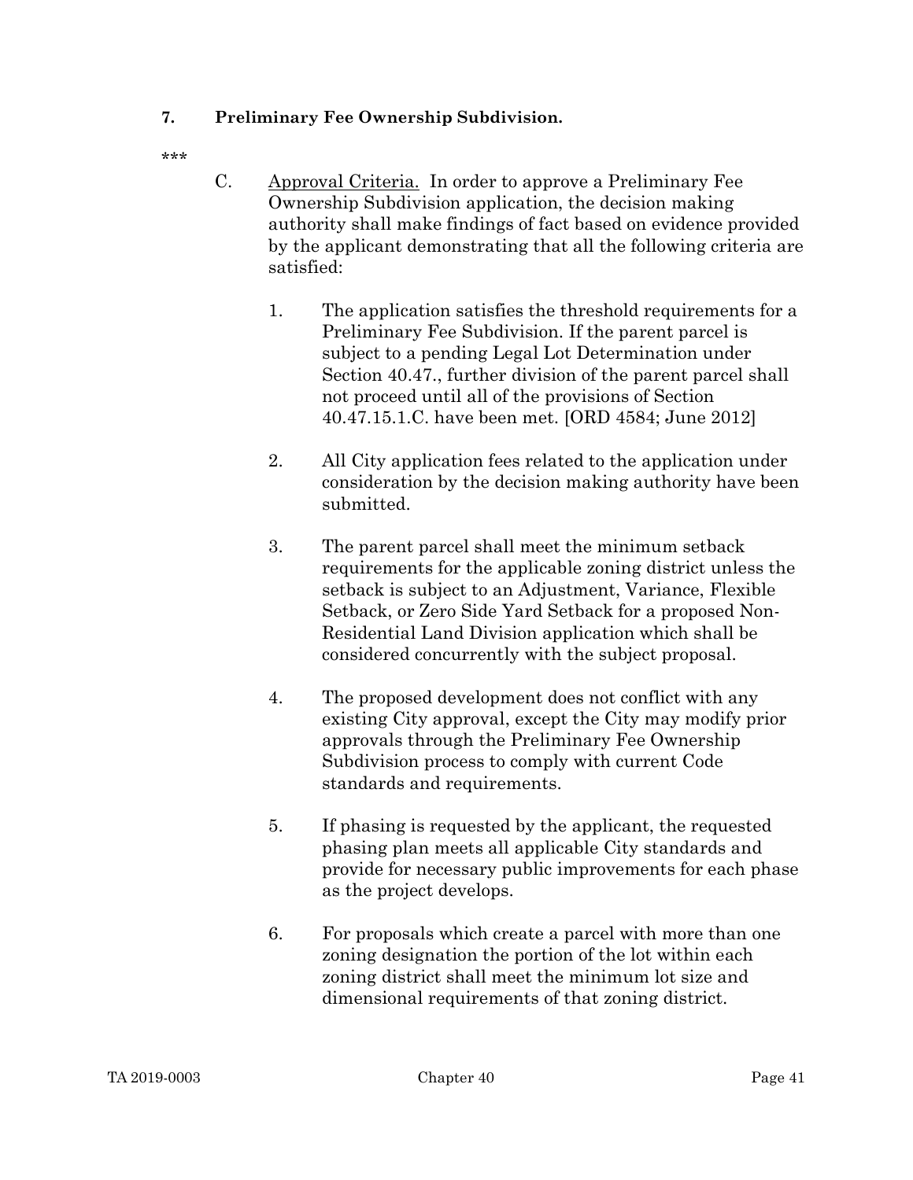**7. Preliminary Fee Ownership Subdivision.**

\*\*\*

C. Approval Criteria. In order to approve a Preliminary Fee Ownership Subdivision application, the decision making authority shall make findings of fact based on evidence provided by the applicant demonstrating that all the following criteria are satisfied:

1. The application satisfies the threshold requirements for a Preliminary Fee Subdivision. If the parent parcel is subject to a pending Legal Lot Determination under Section 40.47., further division of the parent parcel shall not proceed until all of the provisions of Section 40.47.15.1.C. have been met. [ORD 4584; June 2012]

2. All City application fees related to the application under consideration by the decision making authority have been submitted.

3. The parent parcel shall meet the minimum setback requirements for the applicable zoning district unless the setback is subject to an Adjustment, Variance, Flexible Setback, or Zero Side Yard Setback for a proposed Non-Residential Land Division application which shall be considered concurrently with the subject proposal.

4. The proposed development does not conflict with any existing City approval, except the City may modify prior approvals through the Preliminary Fee Ownership Subdivision process to comply with current Code standards and requirements.

5. If phasing is requested by the applicant, the requested phasing plan meets all applicable City standards and provide for necessary public improvements for each phase as the project develops.

6. For proposals which create a parcel with more than one zoning designation the portion of the lot within each zoning district shall meet the minimum lot size and dimensional requirements of that zoning district.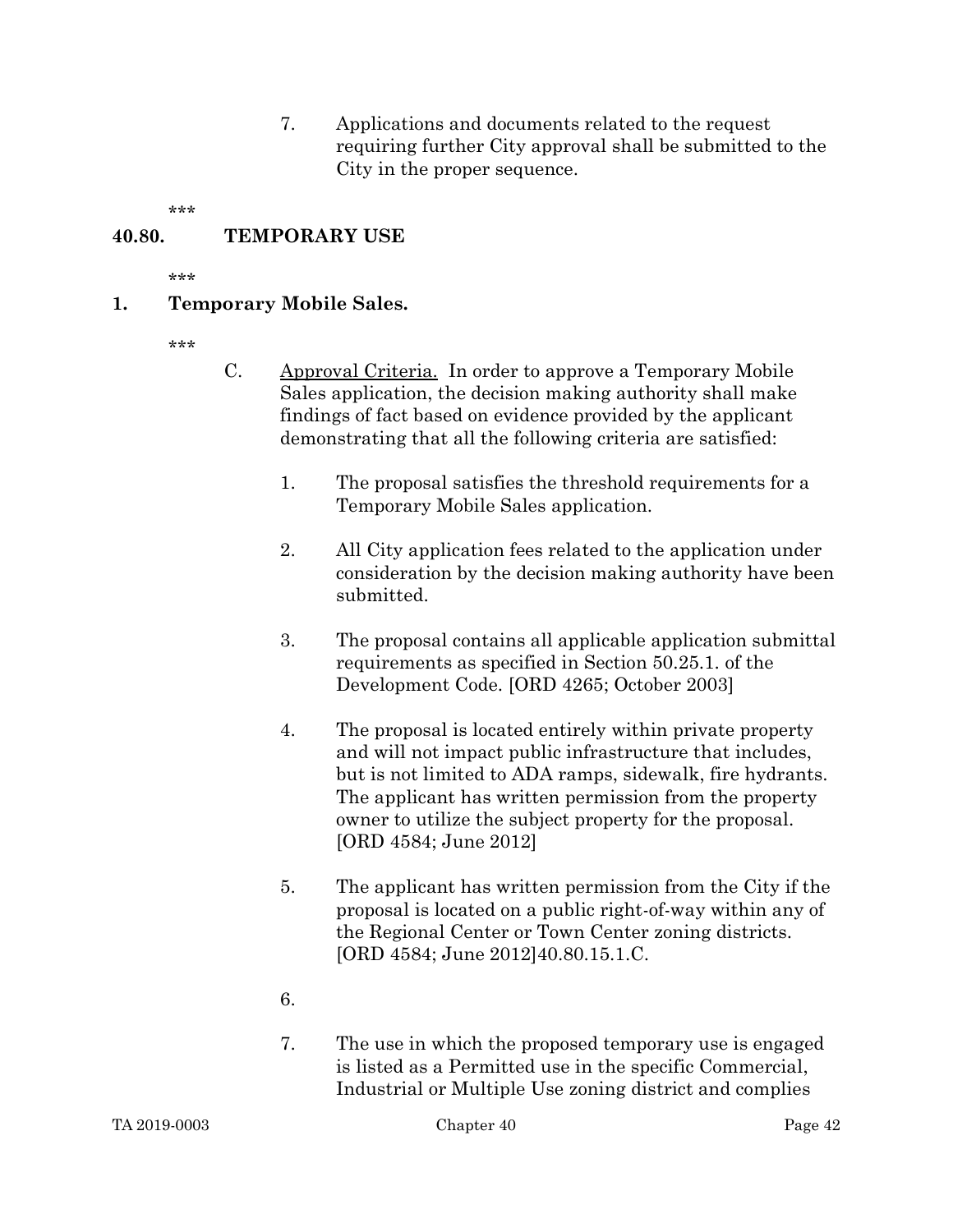7. Applications and documents related to the request requiring further City approval shall be submitted to the City in the proper sequence.

***

## 40.80. TEMPORARY USE

***

### 1. Temporary Mobile Sales.

***

C. Approval Criteria. In order to approve a Temporary Mobile Sales application, the decision making authority shall make findings of fact based on evidence provided by the applicant demonstrating that all the following criteria are satisfied:

1. The proposal satisfies the threshold requirements for a Temporary Mobile Sales application.

2. All City application fees related to the application under consideration by the decision making authority have been submitted.

3. The proposal contains all applicable application submittal requirements as specified in Section 50.25.1. of the Development Code. [ORD 4265; October 2003]

4. The proposal is located entirely within private property and will not impact public infrastructure that includes, but is not limited to ADA ramps, sidewalk, fire hydrants. The applicant has written permission from the property owner to utilize the subject property for the proposal. [ORD 4584; June 2012]

5. The applicant has written permission from the City if the proposal is located on a public right-of-way within any of the Regional Center or Town Center zoning districts. [ORD 4584; June 2012]40.80.15.1.C.

6. 

7. The use in which the proposed temporary use is engaged is listed as a Permitted use in the specific Commercial, Industrial or Multiple Use zoning district and complies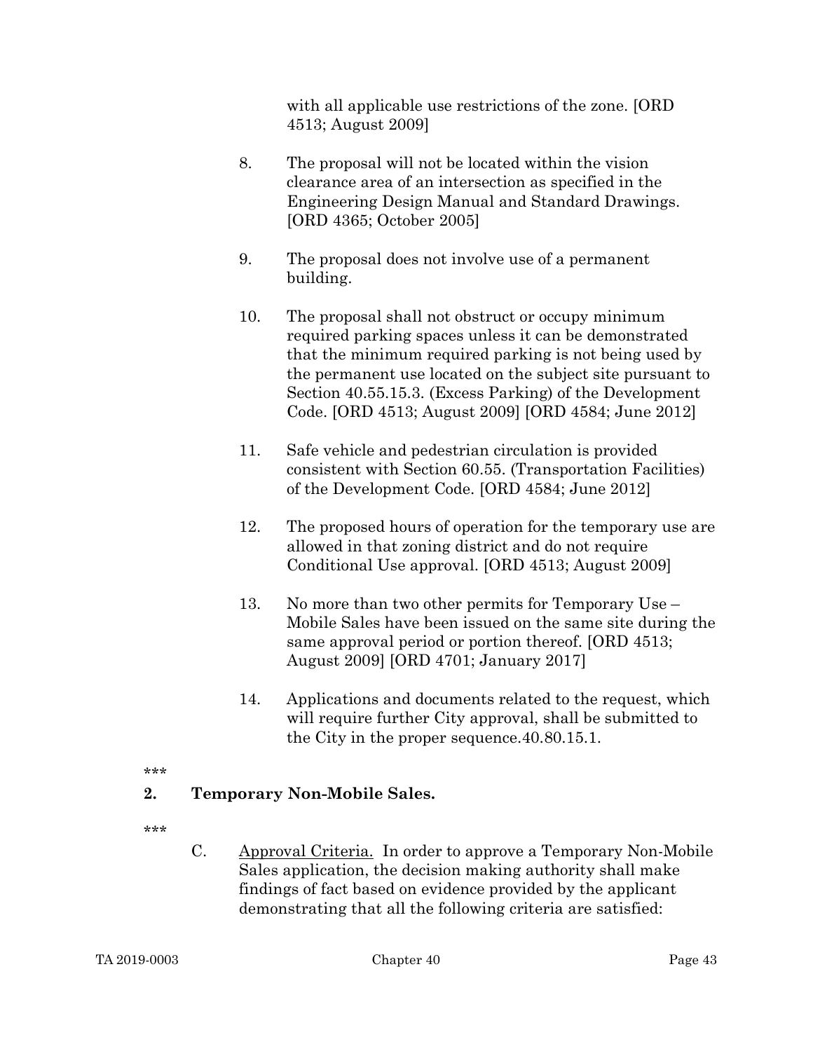with all applicable use restrictions of the zone. [ORD 4513; August 2009]

8. The proposal will not be located within the vision clearance area of an intersection as specified in the Engineering Design Manual and Standard Drawings. [ORD 4365; October 2005]

9. The proposal does not involve use of a permanent building.

10. The proposal shall not obstruct or occupy minimum required parking spaces unless it can be demonstrated that the minimum required parking is not being used by the permanent use located on the subject site pursuant to Section 40.55.15.3. (Excess Parking) of the Development Code. [ORD 4513; August 2009] [ORD 4584; June 2012]

11. Safe vehicle and pedestrian circulation is provided consistent with Section 60.55. (Transportation Facilities) of the Development Code. [ORD 4584; June 2012]

12. The proposed hours of operation for the temporary use are allowed in that zoning district and do not require Conditional Use approval. [ORD 4513; August 2009]

13. No more than two other permits for Temporary Use – Mobile Sales have been issued on the same site during the same approval period or portion thereof. [ORD 4513; August 2009] [ORD 4701; January 2017]

14. Applications and documents related to the request, which will require further City approval, shall be submitted to the City in the proper sequence.40.80.15.1.

***

**2. Temporary Non-Mobile Sales.**

***

C. Approval Criteria. In order to approve a Temporary Non-Mobile Sales application, the decision making authority shall make findings of fact based on evidence provided by the applicant demonstrating that all the following criteria are satisfied: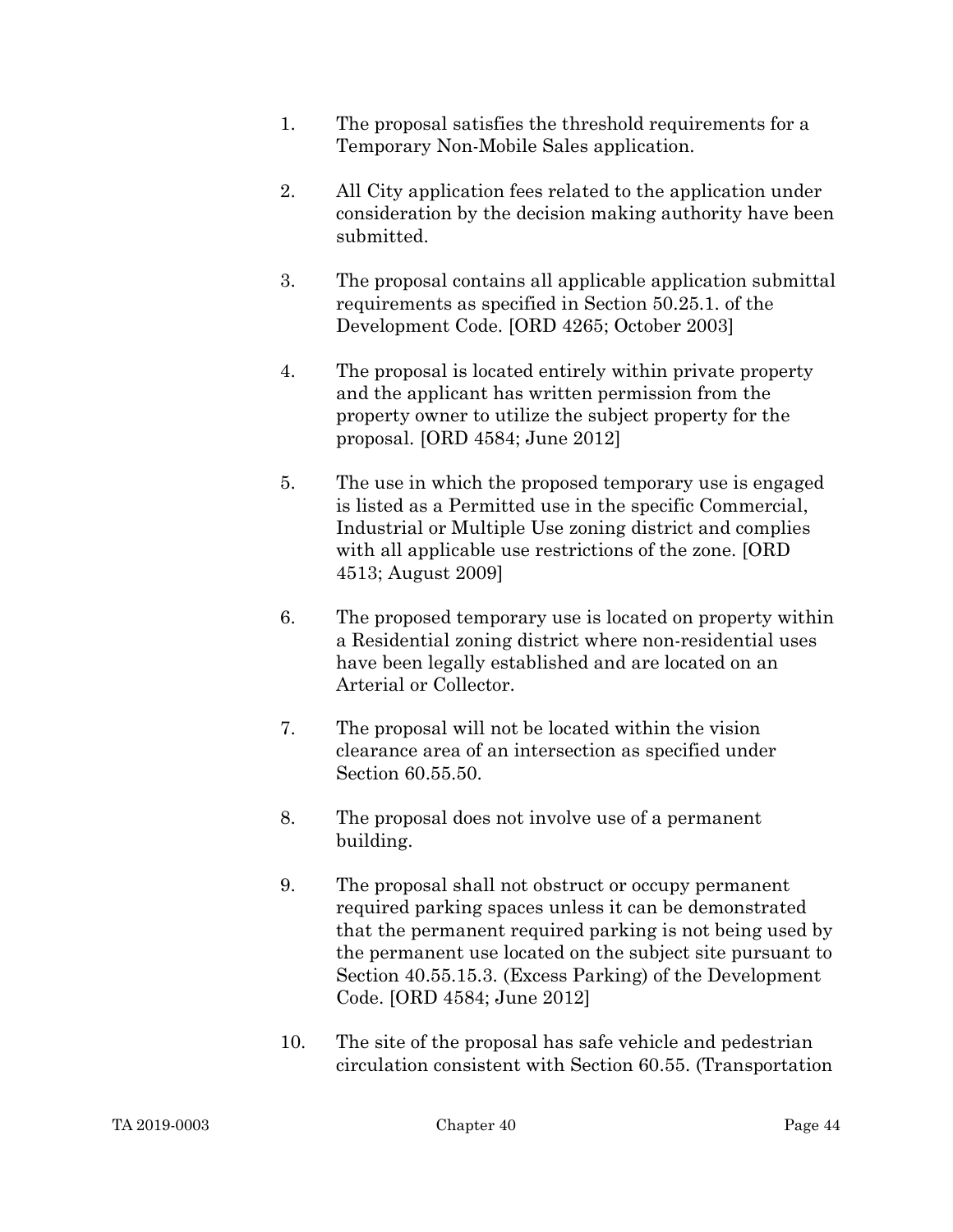1. The proposal satisfies the threshold requirements for a Temporary Non-Mobile Sales application.

2. All City application fees related to the application under consideration by the decision making authority have been submitted.

3. The proposal contains all applicable application submittal requirements as specified in Section 50.25.1. of the Development Code. [ORD 4265; October 2003]

4. The proposal is located entirely within private property and the applicant has written permission from the property owner to utilize the subject property for the proposal. [ORD 4584; June 2012]

5. The use in which the proposed temporary use is engaged is listed as a Permitted use in the specific Commercial, Industrial or Multiple Use zoning district and complies with all applicable use restrictions of the zone. [ORD 4513; August 2009]

6. The proposed temporary use is located on property within a Residential zoning district where non-residential uses have been legally established and are located on an Arterial or Collector.

7. The proposal will not be located within the vision clearance area of an intersection as specified under Section 60.55.50.

8. The proposal does not involve use of a permanent building.

9. The proposal shall not obstruct or occupy permanent required parking spaces unless it can be demonstrated that the permanent required parking is not being used by the permanent use located on the subject site pursuant to Section 40.55.15.3. (Excess Parking) of the Development Code. [ORD 4584; June 2012]

10. The site of the proposal has safe vehicle and pedestrian circulation consistent with Section 60.55. (Transportation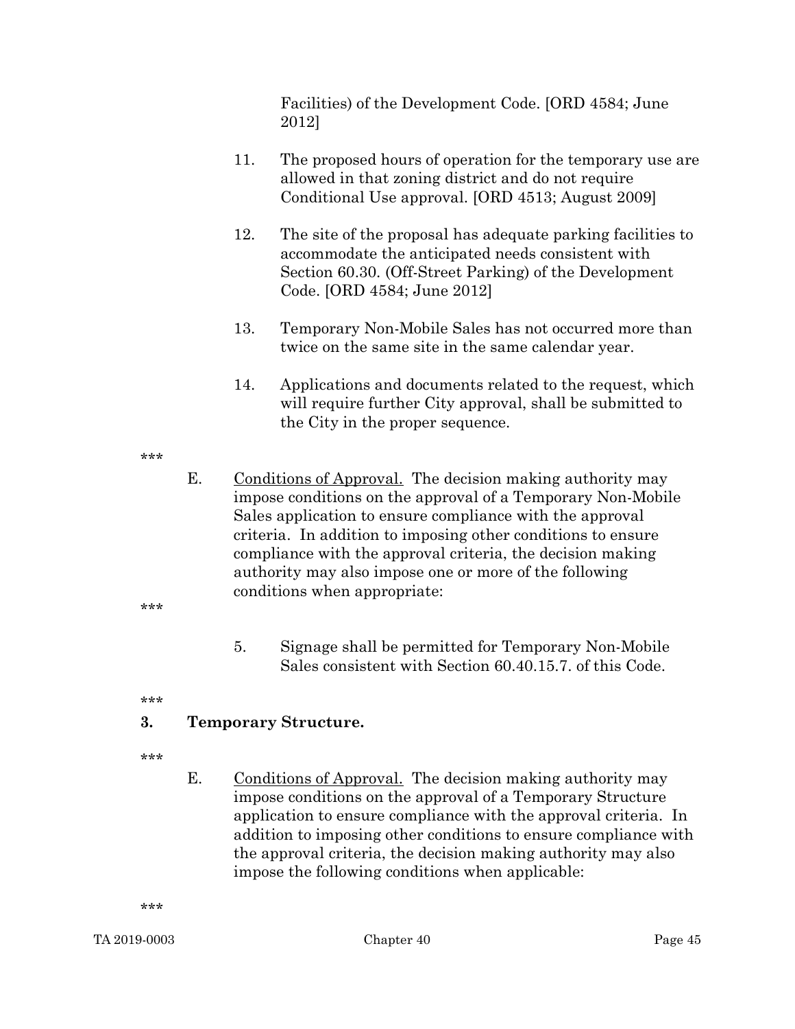Facilities) of the Development Code. [ORD 4584; June 2012]

11. The proposed hours of operation for the temporary use are allowed in that zoning district and do not require Conditional Use approval. [ORD 4513; August 2009]

12. The site of the proposal has adequate parking facilities to accommodate the anticipated needs consistent with Section 60.30. (Off-Street Parking) of the Development Code. [ORD 4584; June 2012]

13. Temporary Non-Mobile Sales has not occurred more than twice on the same site in the same calendar year.

14. Applications and documents related to the request, which will require further City approval, shall be submitted to the City in the proper sequence.

***

E. <u>Conditions of Approval.</u> The decision making authority may impose conditions on the approval of a Temporary Non-Mobile Sales application to ensure compliance with the approval criteria. In addition to imposing other conditions to ensure compliance with the approval criteria, the decision making authority may also impose one or more of the following conditions when appropriate:

***

5. Signage shall be permitted for Temporary Non-Mobile Sales consistent with Section 60.40.15.7. of this Code.

***

**3. Temporary Structure.**

***

E. <u>Conditions of Approval.</u> The decision making authority may impose conditions on the approval of a Temporary Structure application to ensure compliance with the approval criteria. In addition to imposing other conditions to ensure compliance with the approval criteria, the decision making authority may also impose the following conditions when applicable:

***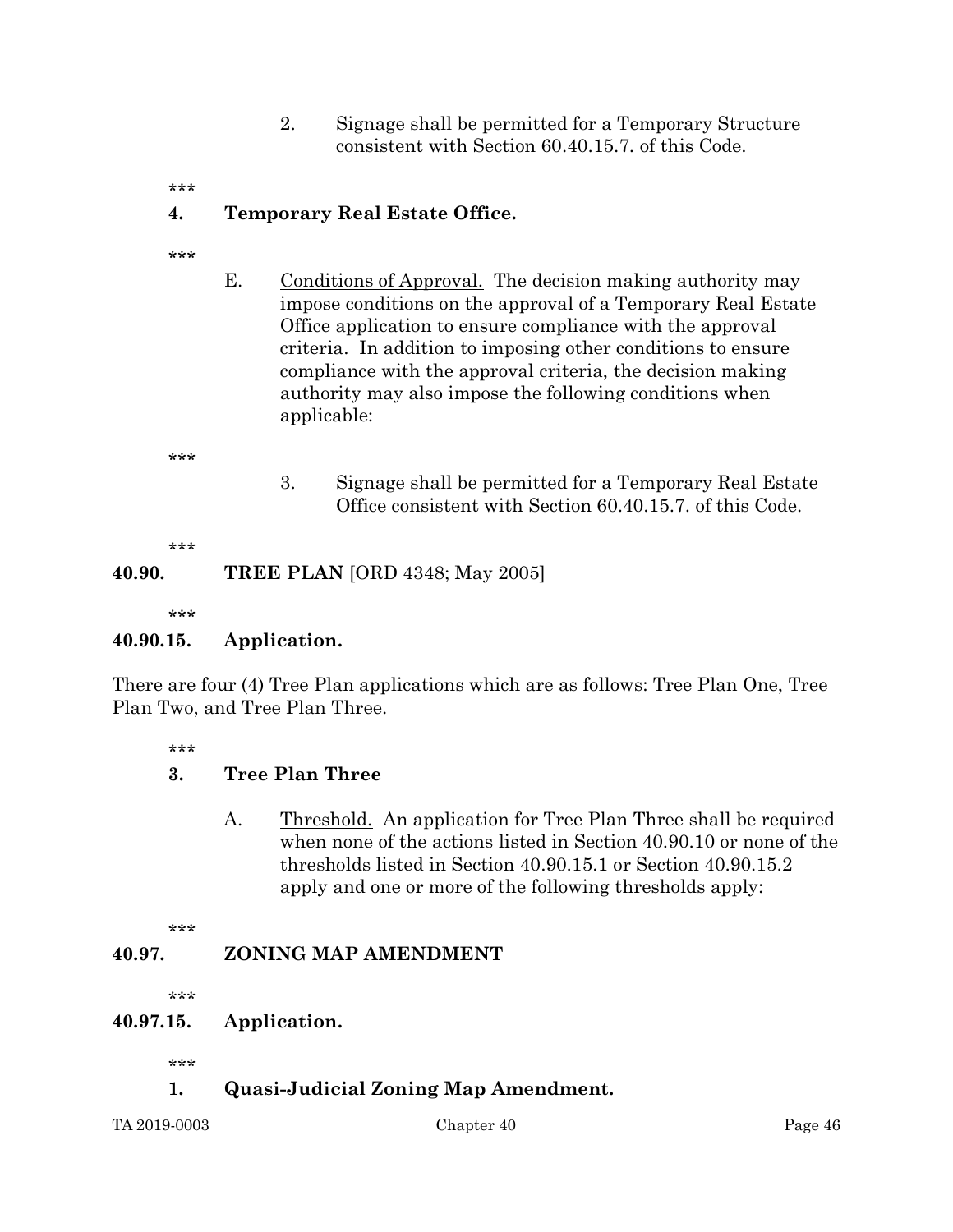2. Signage shall be permitted for a Temporary Structure consistent with Section 60.40.15.7. of this Code.

***

**4. Temporary Real Estate Office.**

***

E. Conditions of Approval. The decision making authority may impose conditions on the approval of a Temporary Real Estate Office application to ensure compliance with the approval criteria. In addition to imposing other conditions to ensure compliance with the approval criteria, the decision making authority may also impose the following conditions when applicable:

***

3. Signage shall be permitted for a Temporary Real Estate Office consistent with Section 60.40.15.7. of this Code.

***

## 40.90. TREE PLAN [ORD 4348; May 2005]

***

### 40.90.15. Application.

There are four (4) Tree Plan applications which are as follows: Tree Plan One, Tree Plan Two, and Tree Plan Three.

***

**3. Tree Plan Three**

A. Threshold. An application for Tree Plan Three shall be required when none of the actions listed in Section 40.90.10 or none of the thresholds listed in Section 40.90.15.1 or Section 40.90.15.2 apply and one or more of the following thresholds apply:

***

## 40.97. ZONING MAP AMENDMENT

***

### 40.97.15. Application.

***

**1. Quasi-Judicial Zoning Map Amendment.**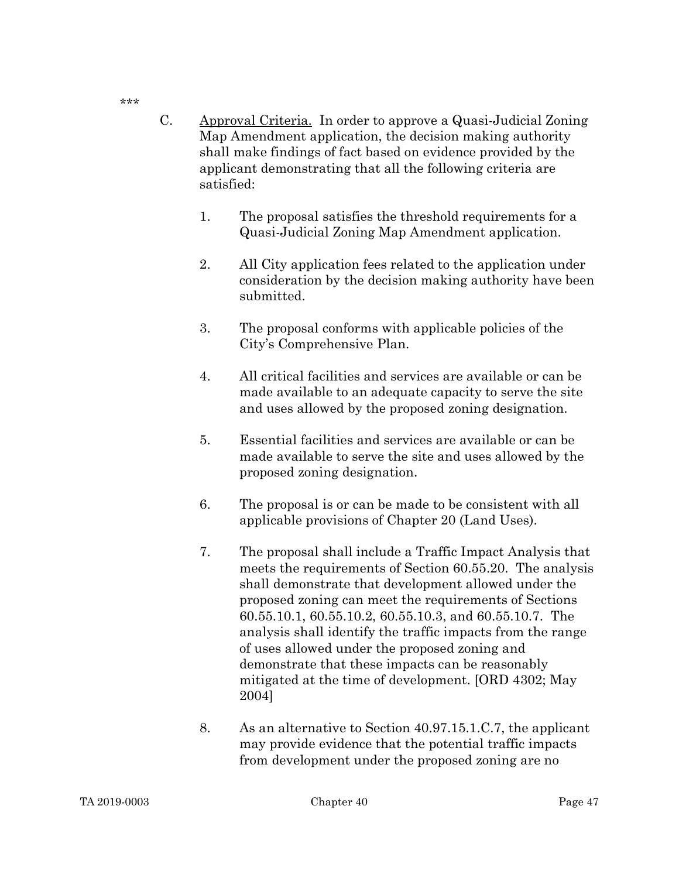***

C. <u>Approval Criteria.</u> In order to approve a Quasi-Judicial Zoning Map Amendment application, the decision making authority shall make findings of fact based on evidence provided by the applicant demonstrating that all the following criteria are satisfied:

1. The proposal satisfies the threshold requirements for a Quasi-Judicial Zoning Map Amendment application.

2. All City application fees related to the application under consideration by the decision making authority have been submitted.

3. The proposal conforms with applicable policies of the City's Comprehensive Plan.

4. All critical facilities and services are available or can be made available to an adequate capacity to serve the site and uses allowed by the proposed zoning designation.

5. Essential facilities and services are available or can be made available to serve the site and uses allowed by the proposed zoning designation.

6. The proposal is or can be made to be consistent with all applicable provisions of Chapter 20 (Land Uses).

7. The proposal shall include a Traffic Impact Analysis that meets the requirements of Section 60.55.20. The analysis shall demonstrate that development allowed under the proposed zoning can meet the requirements of Sections 60.55.10.1, 60.55.10.2, 60.55.10.3, and 60.55.10.7. The analysis shall identify the traffic impacts from the range of uses allowed under the proposed zoning and demonstrate that these impacts can be reasonably mitigated at the time of development. [ORD 4302; May 2004]

8. As an alternative to Section 40.97.15.1.C.7, the applicant may provide evidence that the potential traffic impacts from development under the proposed zoning are no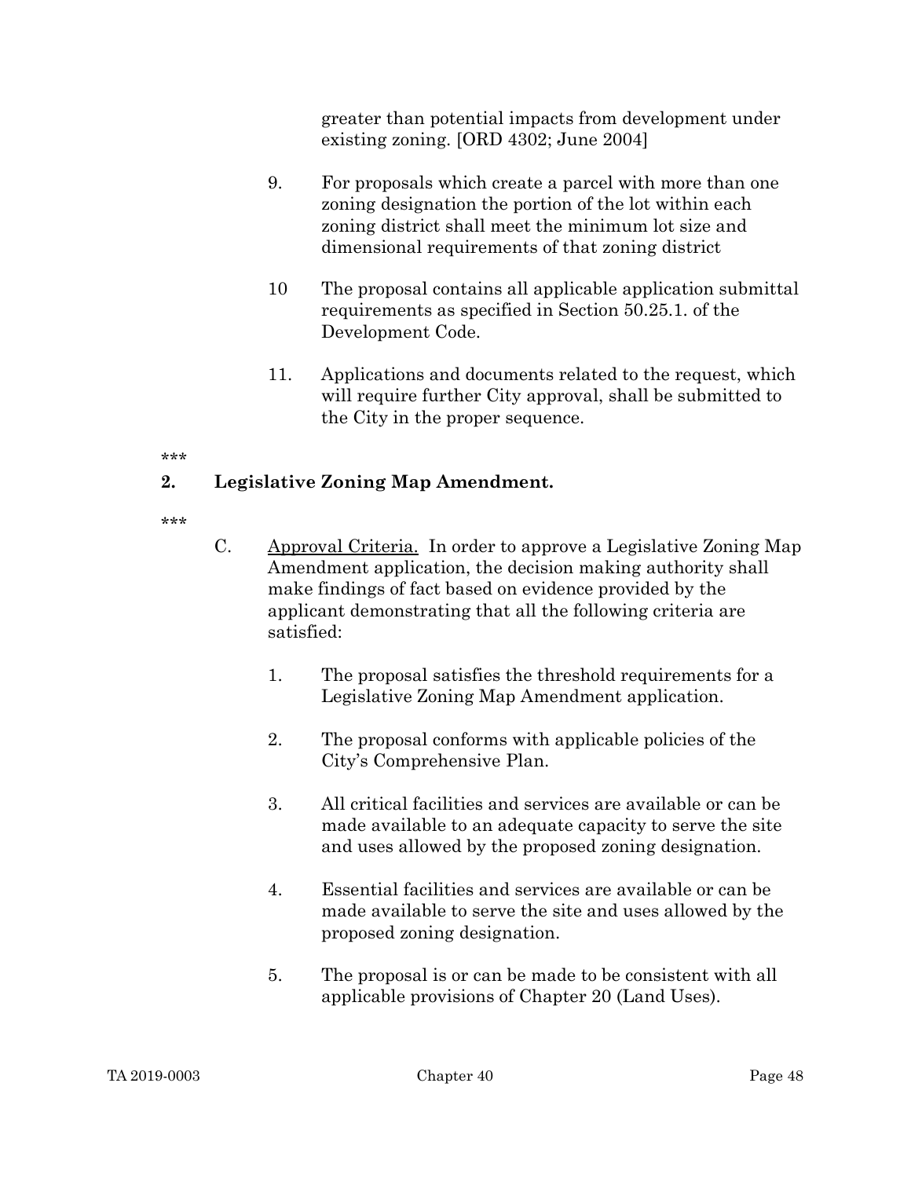greater than potential impacts from development under existing zoning. [ORD 4302; June 2004]

9. For proposals which create a parcel with more than one zoning designation the portion of the lot within each zoning district shall meet the minimum lot size and dimensional requirements of that zoning district

10 The proposal contains all applicable application submittal requirements as specified in Section 50.25.1. of the Development Code.

11. Applications and documents related to the request, which will require further City approval, shall be submitted to the City in the proper sequence.

***

**2. Legislative Zoning Map Amendment.**

***

C. Approval Criteria. In order to approve a Legislative Zoning Map Amendment application, the decision making authority shall make findings of fact based on evidence provided by the applicant demonstrating that all the following criteria are satisfied:

1. The proposal satisfies the threshold requirements for a Legislative Zoning Map Amendment application.

2. The proposal conforms with applicable policies of the City's Comprehensive Plan.

3. All critical facilities and services are available or can be made available to an adequate capacity to serve the site and uses allowed by the proposed zoning designation.

4. Essential facilities and services are available or can be made available to serve the site and uses allowed by the proposed zoning designation.

5. The proposal is or can be made to be consistent with all applicable provisions of Chapter 20 (Land Uses).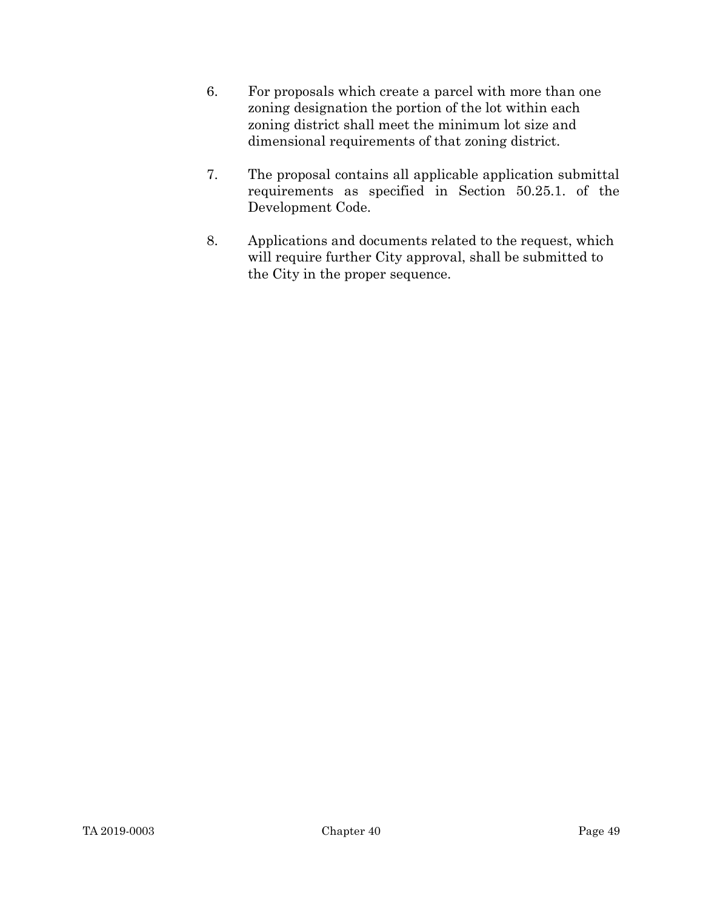6. For proposals which create a parcel with more than one zoning designation the portion of the lot within each zoning district shall meet the minimum lot size and dimensional requirements of that zoning district.

7. The proposal contains all applicable application submittal requirements as specified in Section 50.25.1. of the Development Code.

8. Applications and documents related to the request, which will require further City approval, shall be submitted to the City in the proper sequence.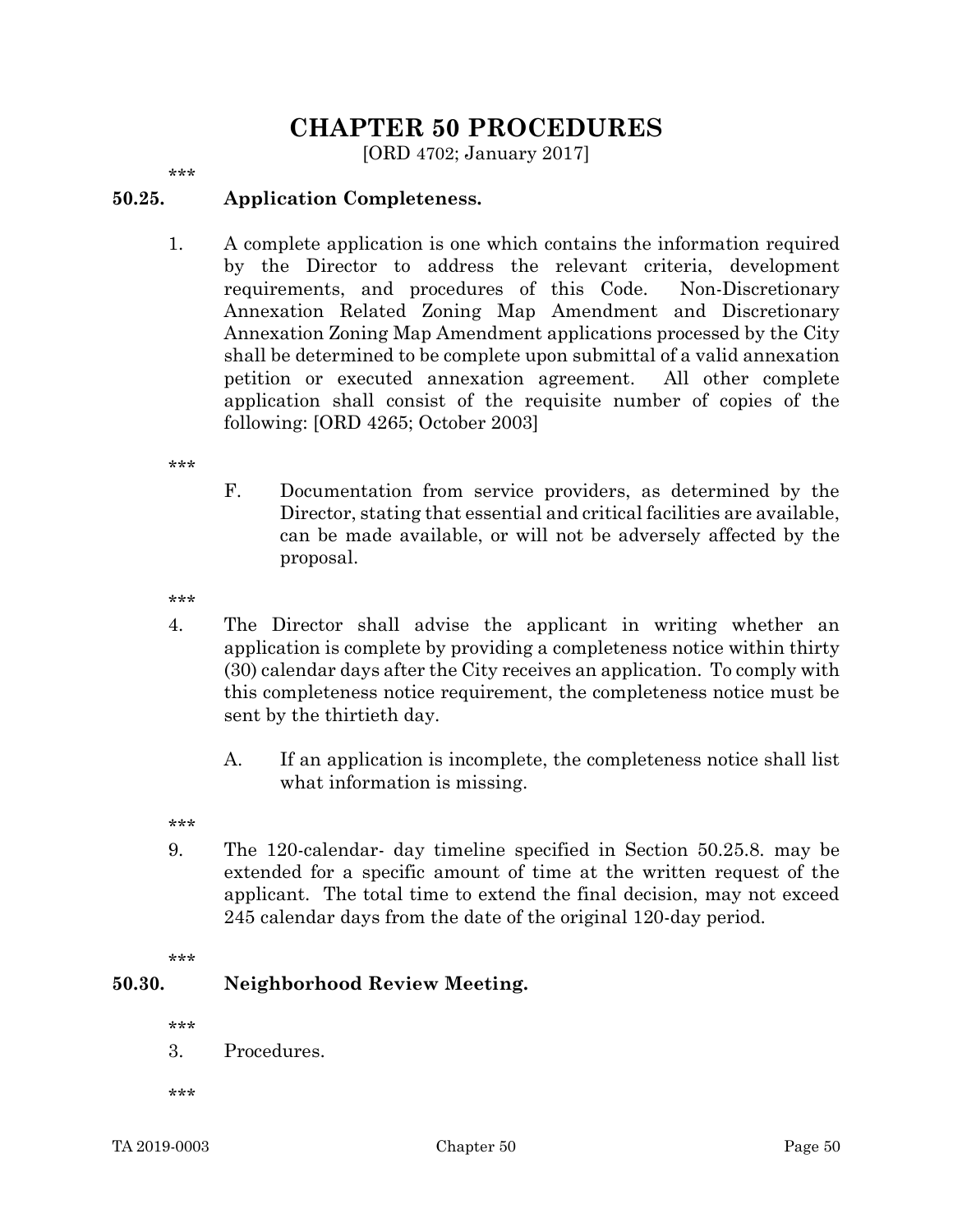# CHAPTER 50 PROCEDURES

[ORD 4702; January 2017]

***

## 50.25. Application Completeness.

1. A complete application is one which contains the information required by the Director to address the relevant criteria, development requirements, and procedures of this Code. Non-Discretionary Annexation Related Zoning Map Amendment and Discretionary Annexation Zoning Map Amendment applications processed by the City shall be determined to be complete upon submittal of a valid annexation petition or executed annexation agreement. All other complete application shall consist of the requisite number of copies of the following: [ORD 4265; October 2003]

***

F. Documentation from service providers, as determined by the Director, stating that essential and critical facilities are available, can be made available, or will not be adversely affected by the proposal.

***

4. The Director shall advise the applicant in writing whether an application is complete by providing a completeness notice within thirty (30) calendar days after the City receives an application. To comply with this completeness notice requirement, the completeness notice must be sent by the thirtieth day.

   A. If an application is incomplete, the completeness notice shall list what information is missing.

***

9. The 120-calendar- day timeline specified in Section 50.25.8. may be extended for a specific amount of time at the written request of the applicant. The total time to extend the final decision, may not exceed 245 calendar days from the date of the original 120-day period.

***

## 50.30. Neighborhood Review Meeting.

***

3. Procedures.

***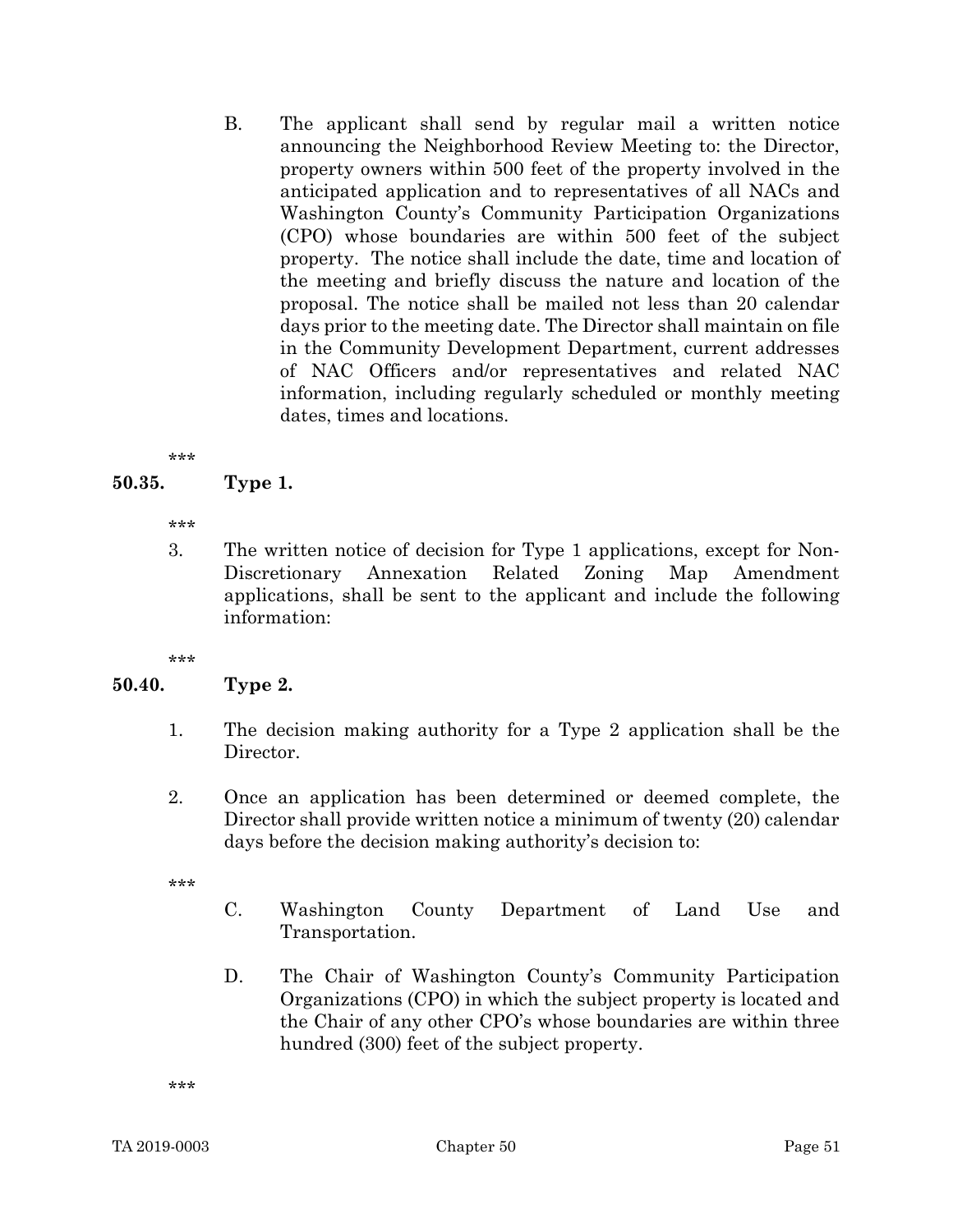B. The applicant shall send by regular mail a written notice announcing the Neighborhood Review Meeting to: the Director, property owners within 500 feet of the property involved in the anticipated application and to representatives of all NACs and Washington County's Community Participation Organizations (CPO) whose boundaries are within 500 feet of the subject property. The notice shall include the date, time and location of the meeting and briefly discuss the nature and location of the proposal. The notice shall be mailed not less than 20 calendar days prior to the meeting date. The Director shall maintain on file in the Community Development Department, current addresses of NAC Officers and/or representatives and related NAC information, including regularly scheduled or monthly meeting dates, times and locations.

***

**50.35. Type 1.**

***

3. The written notice of decision for Type 1 applications, except for Non-Discretionary Annexation Related Zoning Map Amendment applications, shall be sent to the applicant and include the following information:

***

**50.40. Type 2.**

1. The decision making authority for a Type 2 application shall be the Director.

2. Once an application has been determined or deemed complete, the Director shall provide written notice a minimum of twenty (20) calendar days before the decision making authority's decision to:

***

C. Washington County Department of Land Use and Transportation.

D. The Chair of Washington County's Community Participation Organizations (CPO) in which the subject property is located and the Chair of any other CPO's whose boundaries are within three hundred (300) feet of the subject property.

***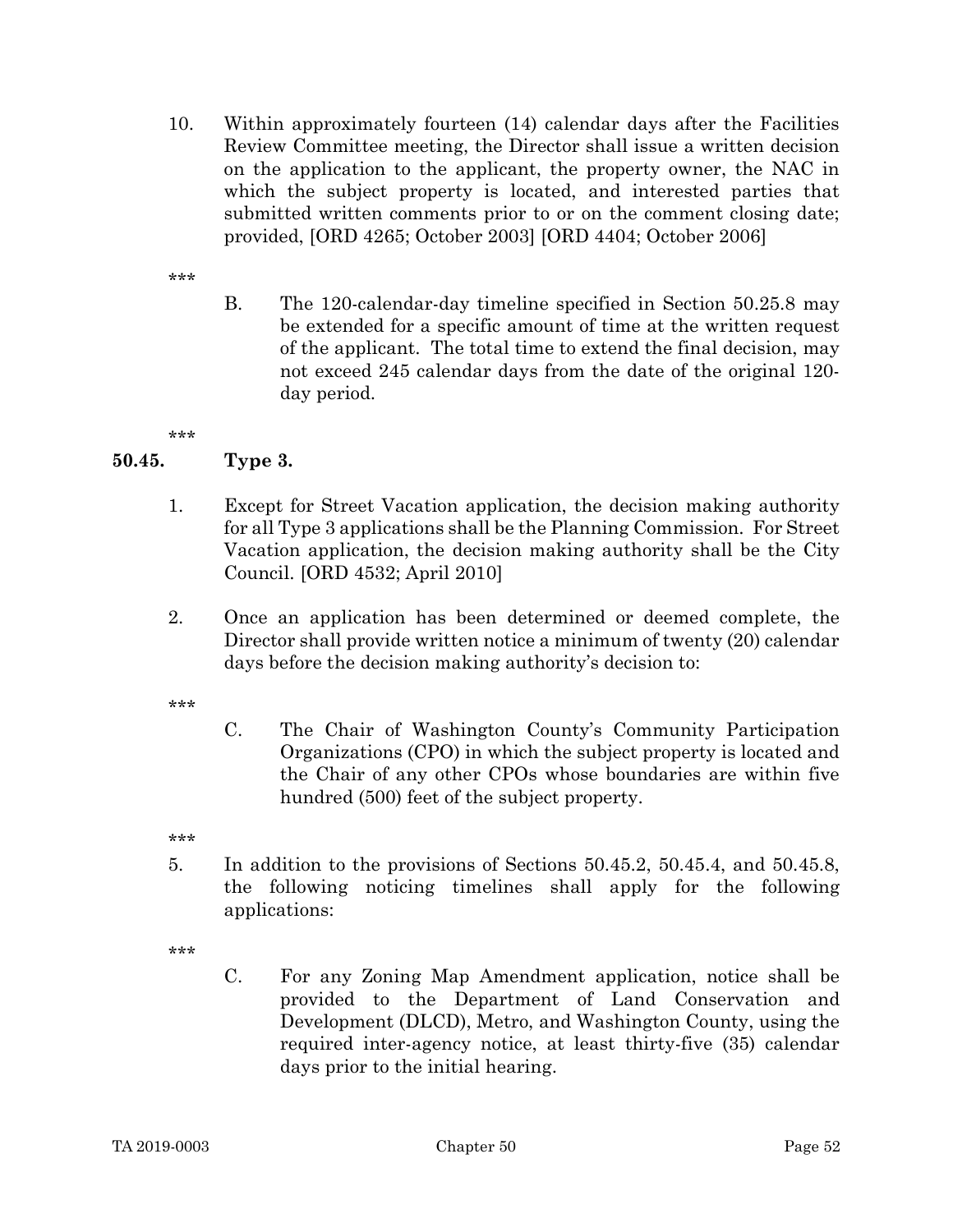10. Within approximately fourteen (14) calendar days after the Facilities Review Committee meeting, the Director shall issue a written decision on the application to the applicant, the property owner, the NAC in which the subject property is located, and interested parties that submitted written comments prior to or on the comment closing date; provided, [ORD 4265; October 2003] [ORD 4404; October 2006]

\*\*\*

B. The 120-calendar-day timeline specified in Section 50.25.8 may be extended for a specific amount of time at the written request of the applicant. The total time to extend the final decision, may not exceed 245 calendar days from the date of the original 120-day period.

\*\*\*

## 50.45. Type 3.

1. Except for Street Vacation application, the decision making authority for all Type 3 applications shall be the Planning Commission. For Street Vacation application, the decision making authority shall be the City Council. [ORD 4532; April 2010]

2. Once an application has been determined or deemed complete, the Director shall provide written notice a minimum of twenty (20) calendar days before the decision making authority's decision to:

\*\*\*

C. The Chair of Washington County's Community Participation Organizations (CPO) in which the subject property is located and the Chair of any other CPOs whose boundaries are within five hundred (500) feet of the subject property.

\*\*\*

5. In addition to the provisions of Sections 50.45.2, 50.45.4, and 50.45.8, the following noticing timelines shall apply for the following applications:

\*\*\*

C. For any Zoning Map Amendment application, notice shall be provided to the Department of Land Conservation and Development (DLCD), Metro, and Washington County, using the required inter-agency notice, at least thirty-five (35) calendar days prior to the initial hearing.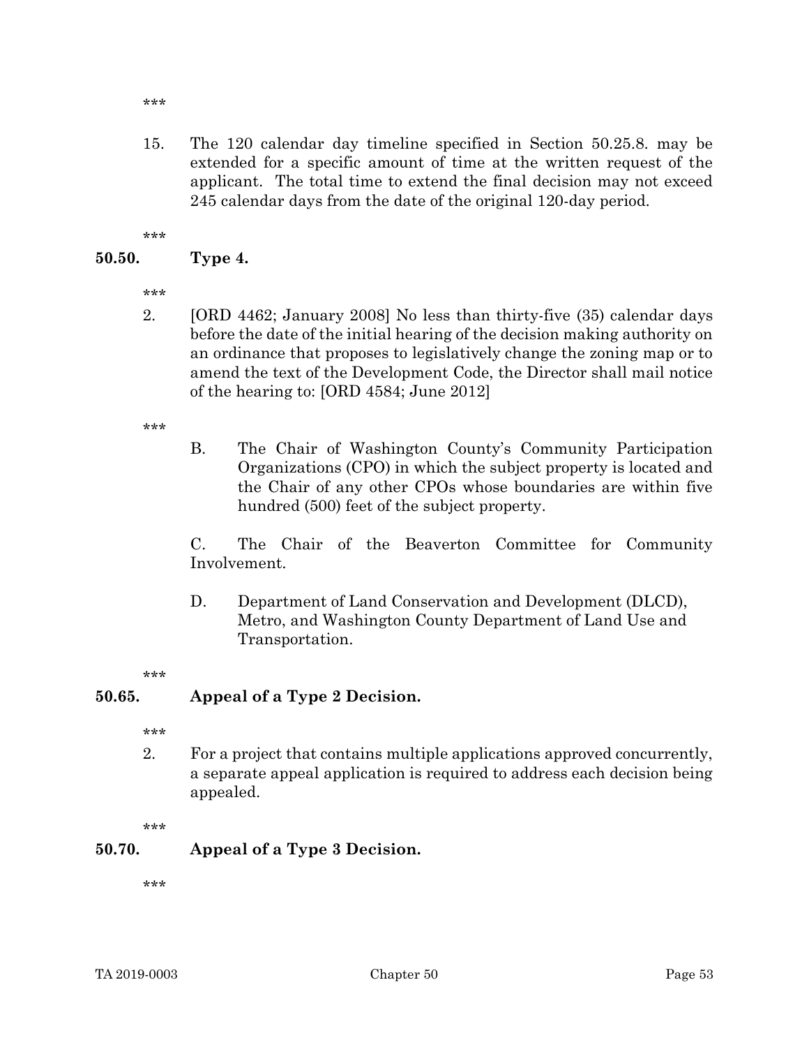\*\*\*

15. The 120 calendar day timeline specified in Section 50.25.8. may be extended for a specific amount of time at the written request of the applicant. The total time to extend the final decision may not exceed 245 calendar days from the date of the original 120-day period.

\*\*\*

## 50.50. Type 4.

\*\*\*

2. [ORD 4462; January 2008] No less than thirty-five (35) calendar days before the date of the initial hearing of the decision making authority on an ordinance that proposes to legislatively change the zoning map or to amend the text of the Development Code, the Director shall mail notice of the hearing to: [ORD 4584; June 2012]

\*\*\*

B. The Chair of Washington County's Community Participation Organizations (CPO) in which the subject property is located and the Chair of any other CPOs whose boundaries are within five hundred (500) feet of the subject property.

C. The Chair of the Beaverton Committee for Community Involvement.

D. Department of Land Conservation and Development (DLCD), Metro, and Washington County Department of Land Use and Transportation.

\*\*\*

## 50.65. Appeal of a Type 2 Decision.

\*\*\*

2. For a project that contains multiple applications approved concurrently, a separate appeal application is required to address each decision being appealed.

\*\*\*

## 50.70. Appeal of a Type 3 Decision.

\*\*\*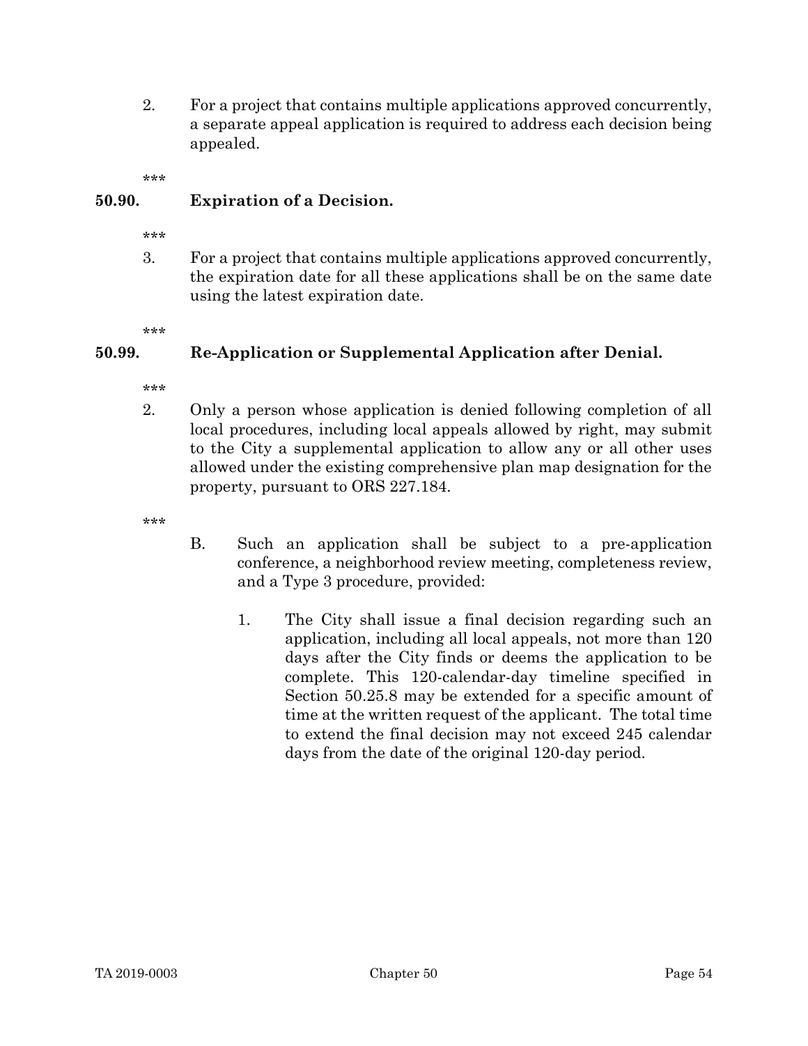2. For a project that contains multiple applications approved concurrently, a separate appeal application is required to address each decision being appealed.

***

**50.90. Expiration of a Decision.**

***

3. For a project that contains multiple applications approved concurrently, the expiration date for all these applications shall be on the same date using the latest expiration date.

***

**50.99. Re-Application or Supplemental Application after Denial.**

***

2. Only a person whose application is denied following completion of all local procedures, including local appeals allowed by right, may submit to the City a supplemental application to allow any or all other uses allowed under the existing comprehensive plan map designation for the property, pursuant to ORS 227.184.

***

B. Such an application shall be subject to a pre-application conference, a neighborhood review meeting, completeness review, and a Type 3 procedure, provided:

1. The City shall issue a final decision regarding such an application, including all local appeals, not more than 120 days after the City finds or deems the application to be complete. This 120-calendar-day timeline specified in Section 50.25.8 may be extended for a specific amount of time at the written request of the applicant. The total time to extend the final decision may not exceed 245 calendar days from the date of the original 120-day period.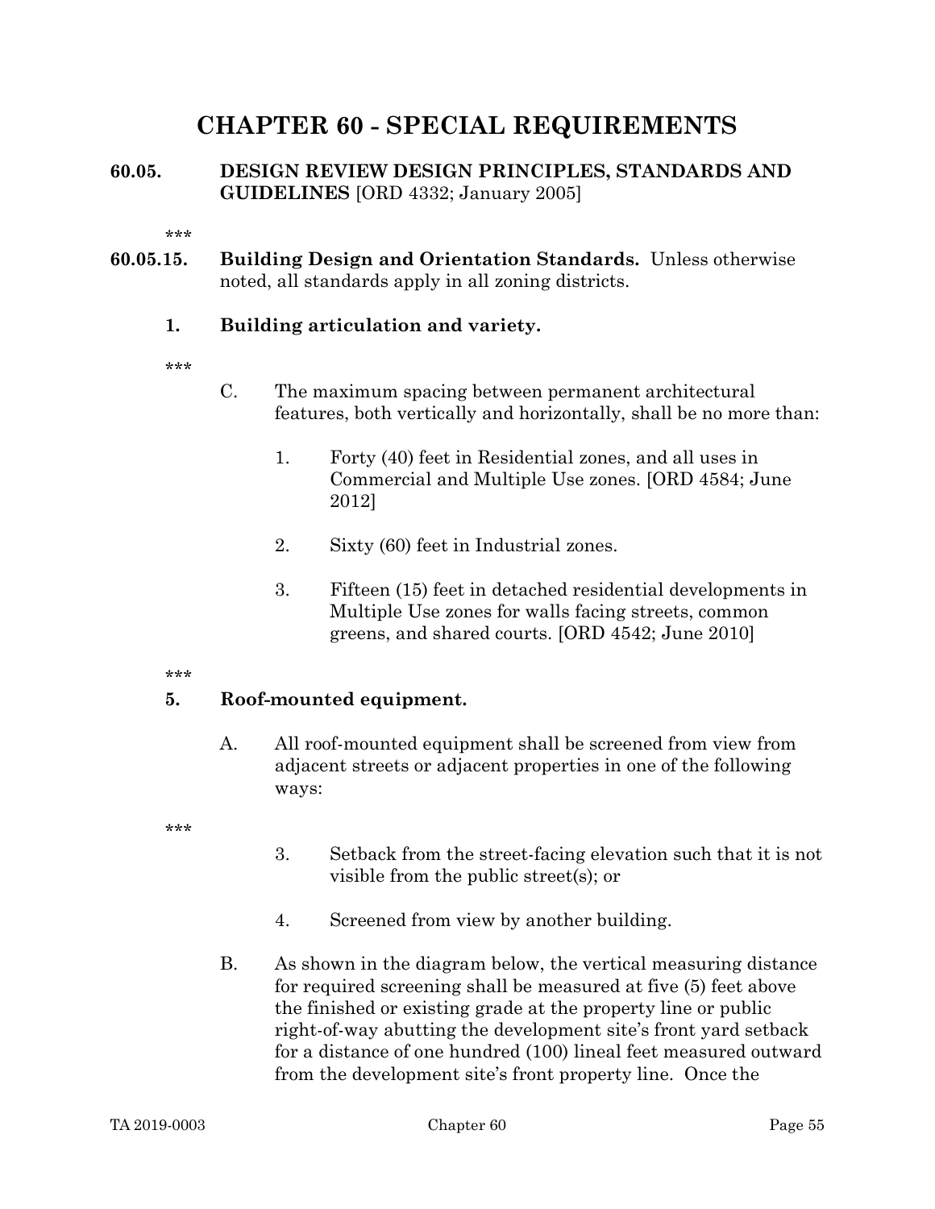# CHAPTER 60 - SPECIAL REQUIREMENTS

## 60.05. DESIGN REVIEW DESIGN PRINCIPLES, STANDARDS AND GUIDELINES [ORD 4332; January 2005]

***

**60.05.15. Building Design and Orientation Standards.** Unless otherwise noted, all standards apply in all zoning districts.

**1. Building articulation and variety.**

***

C. The maximum spacing between permanent architectural features, both vertically and horizontally, shall be no more than:

1. Forty (40) feet in Residential zones, and all uses in Commercial and Multiple Use zones. [ORD 4584; June 2012]

2. Sixty (60) feet in Industrial zones.

3. Fifteen (15) feet in detached residential developments in Multiple Use zones for walls facing streets, common greens, and shared courts. [ORD 4542; June 2010]

***

**5. Roof-mounted equipment.**

A. All roof-mounted equipment shall be screened from view from adjacent streets or adjacent properties in one of the following ways:

***

3. Setback from the street-facing elevation such that it is not visible from the public street(s); or

4. Screened from view by another building.

B. As shown in the diagram below, the vertical measuring distance for required screening shall be measured at five (5) feet above the finished or existing grade at the property line or public right-of-way abutting the development site's front yard setback for a distance of one hundred (100) lineal feet measured outward from the development site's front property line. Once the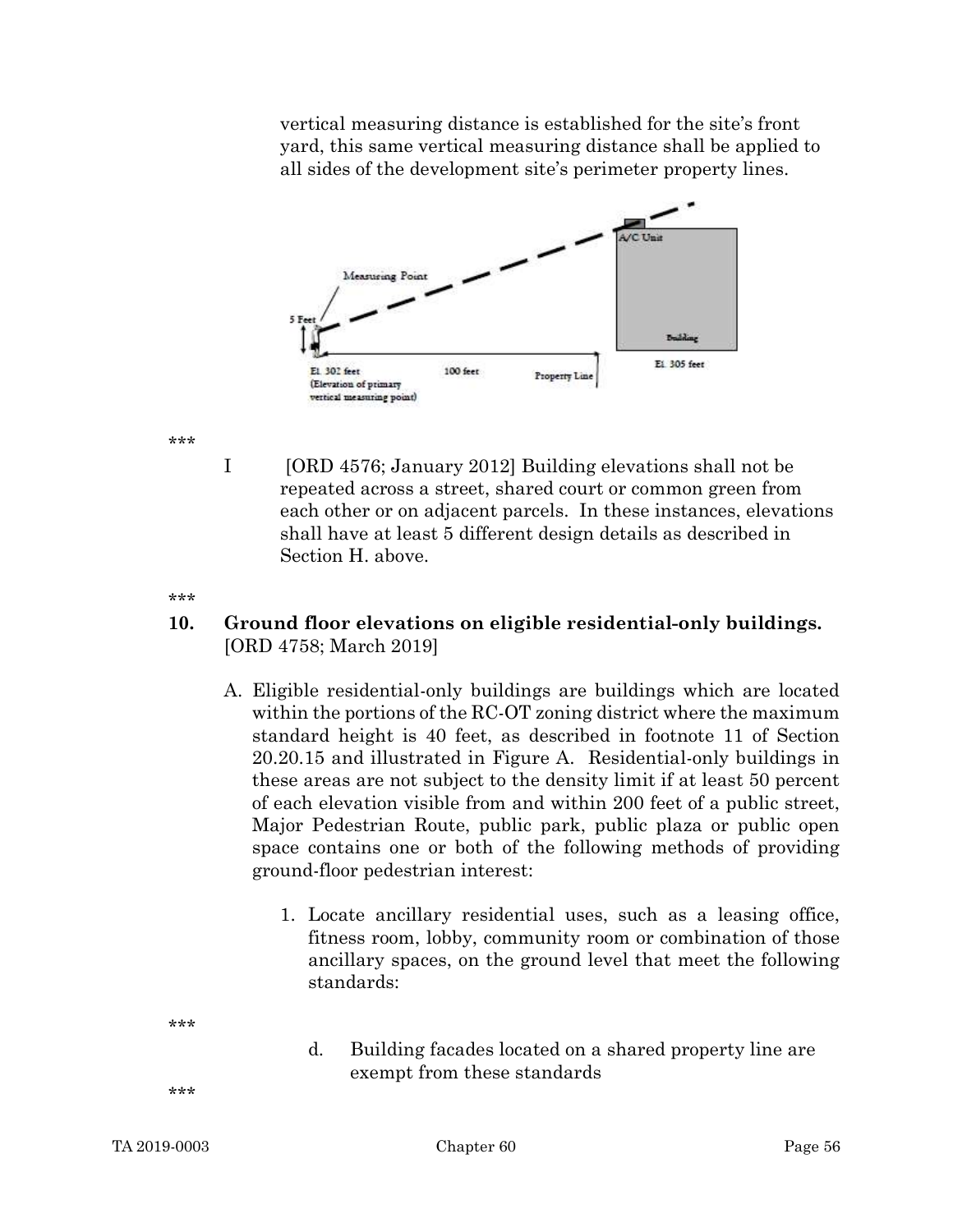vertical measuring distance is established for the site's front yard, this same vertical measuring distance shall be applied to all sides of the development site's perimeter property lines.

\*\*\*

I [ORD 4576; January 2012] Building elevations shall not be repeated across a street, shared court or common green from each other or on adjacent parcels. In these instances, elevations shall have at least 5 different design details as described in Section H. above.

\*\*\*

**10. Ground floor elevations on eligible residential-only buildings.** [ORD 4758; March 2019]

A. Eligible residential-only buildings are buildings which are located within the portions of the RC-OT zoning district where the maximum standard height is 40 feet, as described in footnote 11 of Section 20.20.15 and illustrated in Figure A. Residential-only buildings in these areas are not subject to the density limit if at least 50 percent of each elevation visible from and within 200 feet of a public street, Major Pedestrian Route, public park, public plaza or public open space contains one or both of the following methods of providing ground-floor pedestrian interest:

1. Locate ancillary residential uses, such as a leasing office, fitness room, lobby, community room or combination of those ancillary spaces, on the ground level that meet the following standards:

\*\*\*

d. Building facades located on a shared property line are exempt from these standards

\*\*\*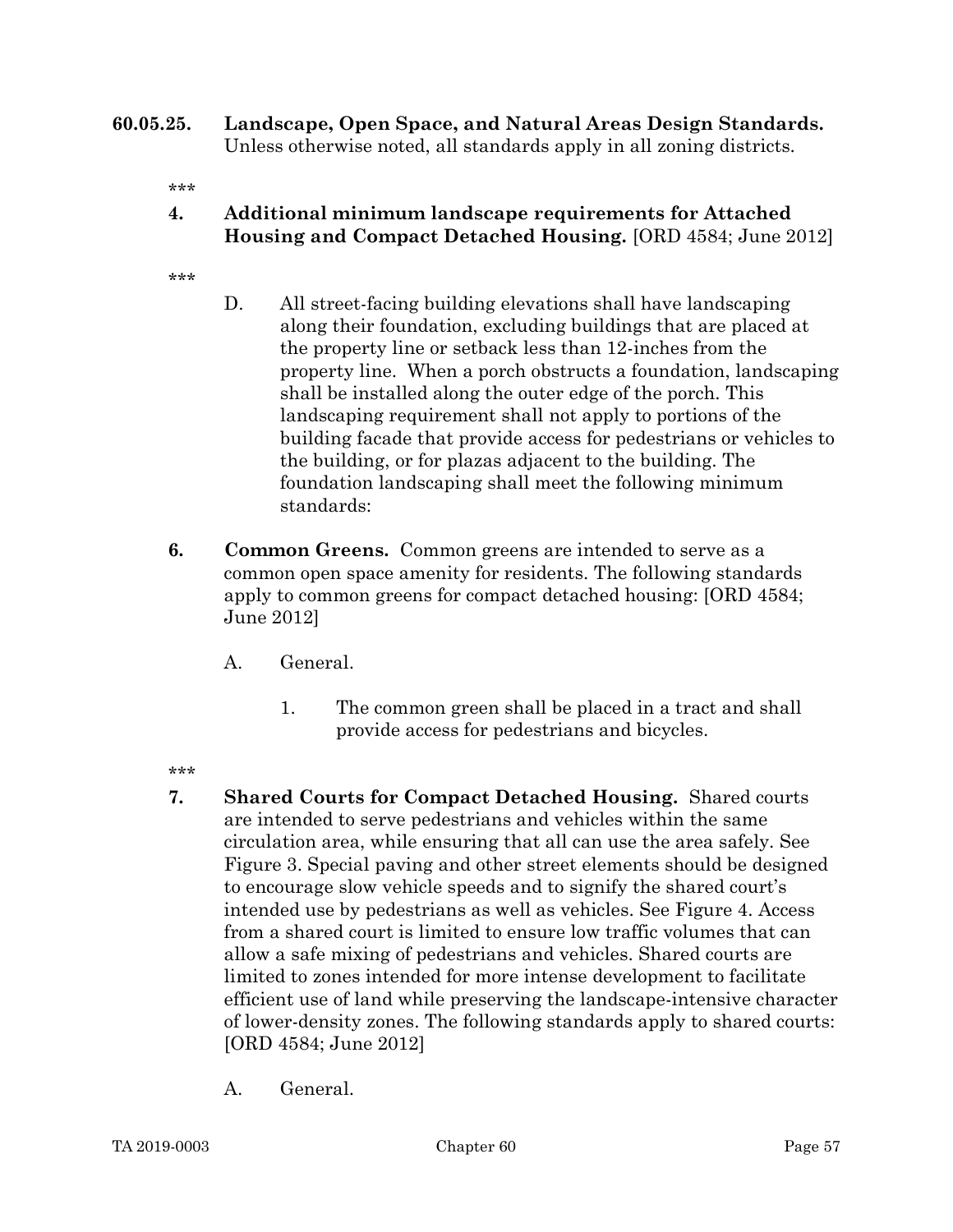**60.05.25. Landscape, Open Space, and Natural Areas Design Standards.** Unless otherwise noted, all standards apply in all zoning districts.

***

**4. Additional minimum landscape requirements for Attached Housing and Compact Detached Housing.** [ORD 4584; June 2012]

***

D. All street-facing building elevations shall have landscaping along their foundation, excluding buildings that are placed at the property line or setback less than 12-inches from the property line. When a porch obstructs a foundation, landscaping shall be installed along the outer edge of the porch. This landscaping requirement shall not apply to portions of the building facade that provide access for pedestrians or vehicles to the building, or for plazas adjacent to the building. The foundation landscaping shall meet the following minimum standards:

**6. Common Greens.** Common greens are intended to serve as a common open space amenity for residents. The following standards apply to common greens for compact detached housing: [ORD 4584; June 2012]

A. General.

1. The common green shall be placed in a tract and shall provide access for pedestrians and bicycles.

***

**7. Shared Courts for Compact Detached Housing.** Shared courts are intended to serve pedestrians and vehicles within the same circulation area, while ensuring that all can use the area safely. See Figure 3. Special paving and other street elements should be designed to encourage slow vehicle speeds and to signify the shared court's intended use by pedestrians as well as vehicles. See Figure 4. Access from a shared court is limited to ensure low traffic volumes that can allow a safe mixing of pedestrians and vehicles. Shared courts are limited to zones intended for more intense development to facilitate efficient use of land while preserving the landscape-intensive character of lower-density zones. The following standards apply to shared courts: [ORD 4584; June 2012]

A. General.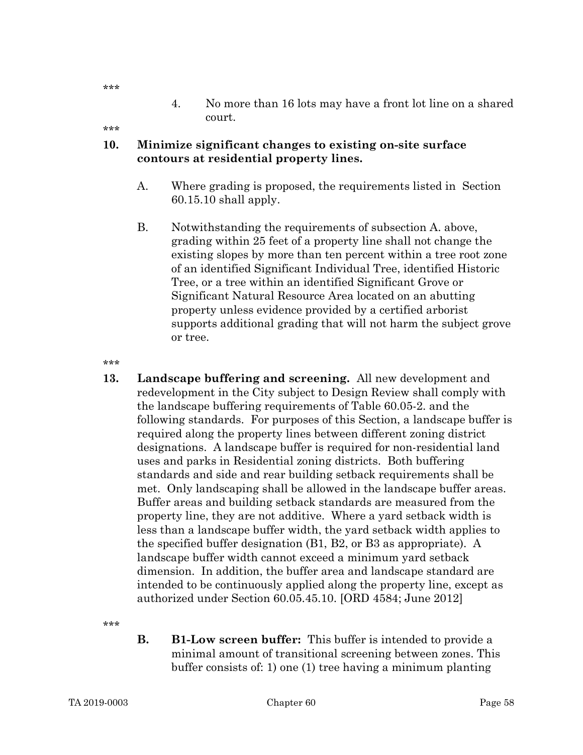***

4. No more than 16 lots may have a front lot line on a shared court.

***

**10. Minimize significant changes to existing on-site surface contours at residential property lines.**

A. Where grading is proposed, the requirements listed in Section 60.15.10 shall apply.

B. Notwithstanding the requirements of subsection A. above, grading within 25 feet of a property line shall not change the existing slopes by more than ten percent within a tree root zone of an identified Significant Individual Tree, identified Historic Tree, or a tree within an identified Significant Grove or Significant Natural Resource Area located on an abutting property unless evidence provided by a certified arborist supports additional grading that will not harm the subject grove or tree.

***

**13. Landscape buffering and screening.** All new development and redevelopment in the City subject to Design Review shall comply with the landscape buffering requirements of Table 60.05-2. and the following standards. For purposes of this Section, a landscape buffer is required along the property lines between different zoning district designations. A landscape buffer is required for non-residential land uses and parks in Residential zoning districts. Both buffering standards and side and rear building setback requirements shall be met. Only landscaping shall be allowed in the landscape buffer areas. Buffer areas and building setback standards are measured from the property line, they are not additive. Where a yard setback width is less than a landscape buffer width, the yard setback width applies to the specified buffer designation (B1, B2, or B3 as appropriate). A landscape buffer width cannot exceed a minimum yard setback dimension. In addition, the buffer area and landscape standard are intended to be continuously applied along the property line, except as authorized under Section 60.05.45.10. [ORD 4584; June 2012]

***

**B. B1-Low screen buffer:** This buffer is intended to provide a minimal amount of transitional screening between zones. This buffer consists of: 1) one (1) tree having a minimum planting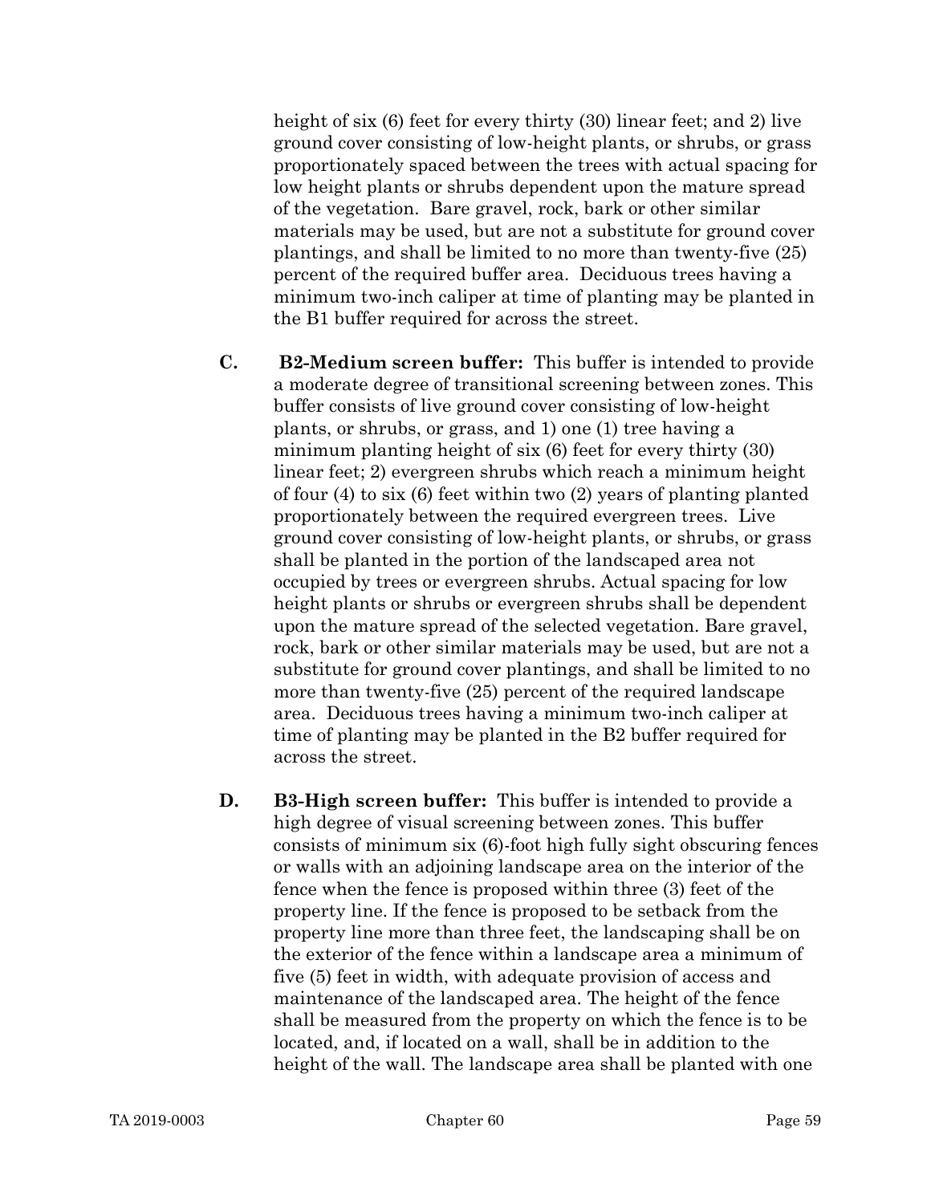height of six (6) feet for every thirty (30) linear feet; and 2) live ground cover consisting of low-height plants, or shrubs, or grass proportionately spaced between the trees with actual spacing for low height plants or shrubs dependent upon the mature spread of the vegetation. Bare gravel, rock, bark or other similar materials may be used, but are not a substitute for ground cover plantings, and shall be limited to no more than twenty-five (25) percent of the required buffer area. Deciduous trees having a minimum two-inch caliper at time of planting may be planted in the B1 buffer required for across the street.

**C.** **B2-Medium screen buffer:** This buffer is intended to provide a moderate degree of transitional screening between zones. This buffer consists of live ground cover consisting of low-height plants, or shrubs, or grass, and 1) one (1) tree having a minimum planting height of six (6) feet for every thirty (30) linear feet; 2) evergreen shrubs which reach a minimum height of four (4) to six (6) feet within two (2) years of planting planted proportionately between the required evergreen trees. Live ground cover consisting of low-height plants, or shrubs, or grass shall be planted in the portion of the landscaped area not occupied by trees or evergreen shrubs. Actual spacing for low height plants or shrubs or evergreen shrubs shall be dependent upon the mature spread of the selected vegetation. Bare gravel, rock, bark or other similar materials may be used, but are not a substitute for ground cover plantings, and shall be limited to no more than twenty-five (25) percent of the required landscape area. Deciduous trees having a minimum two-inch caliper at time of planting may be planted in the B2 buffer required for across the street.

**D.** **B3-High screen buffer:** This buffer is intended to provide a high degree of visual screening between zones. This buffer consists of minimum six (6)-foot high fully sight obscuring fences or walls with an adjoining landscape area on the interior of the fence when the fence is proposed within three (3) feet of the property line. If the fence is proposed to be setback from the property line more than three feet, the landscaping shall be on the exterior of the fence within a landscape area a minimum of five (5) feet in width, with adequate provision of access and maintenance of the landscaped area. The height of the fence shall be measured from the property on which the fence is to be located, and, if located on a wall, shall be in addition to the height of the wall. The landscape area shall be planted with one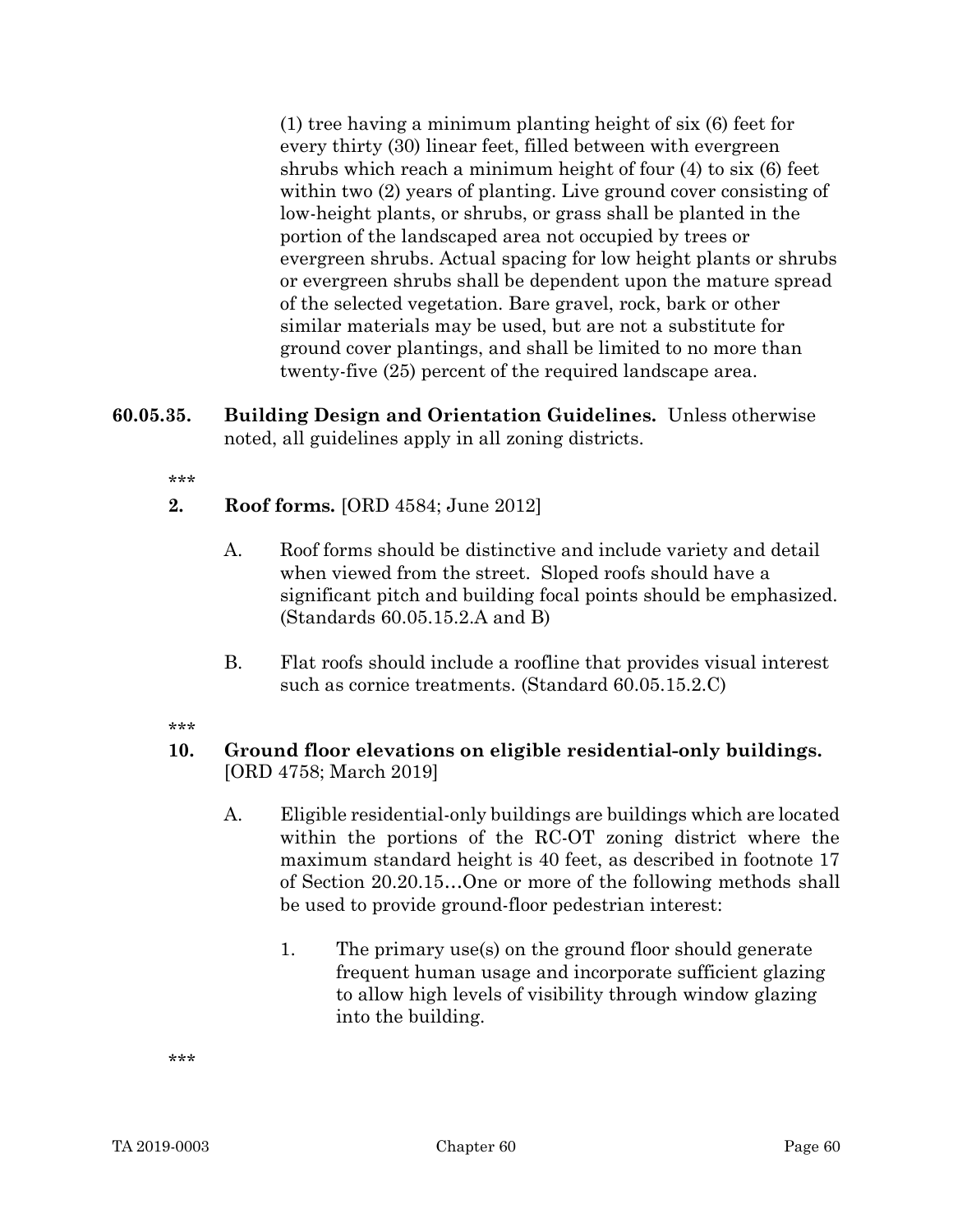(1) tree having a minimum planting height of six (6) feet for every thirty (30) linear feet, filled between with evergreen shrubs which reach a minimum height of four (4) to six (6) feet within two (2) years of planting. Live ground cover consisting of low-height plants, or shrubs, or grass shall be planted in the portion of the landscaped area not occupied by trees or evergreen shrubs. Actual spacing for low height plants or shrubs or evergreen shrubs shall be dependent upon the mature spread of the selected vegetation. Bare gravel, rock, bark or other similar materials may be used, but are not a substitute for ground cover plantings, and shall be limited to no more than twenty-five (25) percent of the required landscape area.

**60.05.35. Building Design and Orientation Guidelines.** Unless otherwise noted, all guidelines apply in all zoning districts.

***

**2. Roof forms.** [ORD 4584; June 2012]

A. Roof forms should be distinctive and include variety and detail when viewed from the street. Sloped roofs should have a significant pitch and building focal points should be emphasized. (Standards 60.05.15.2.A and B)

B. Flat roofs should include a roofline that provides visual interest such as cornice treatments. (Standard 60.05.15.2.C)

***

**10. Ground floor elevations on eligible residential-only buildings.** [ORD 4758; March 2019]

A. Eligible residential-only buildings are buildings which are located within the portions of the RC-OT zoning district where the maximum standard height is 40 feet, as described in footnote 17 of Section 20.20.15…One or more of the following methods shall be used to provide ground-floor pedestrian interest:

1. The primary use(s) on the ground floor should generate frequent human usage and incorporate sufficient glazing to allow high levels of visibility through window glazing into the building.

***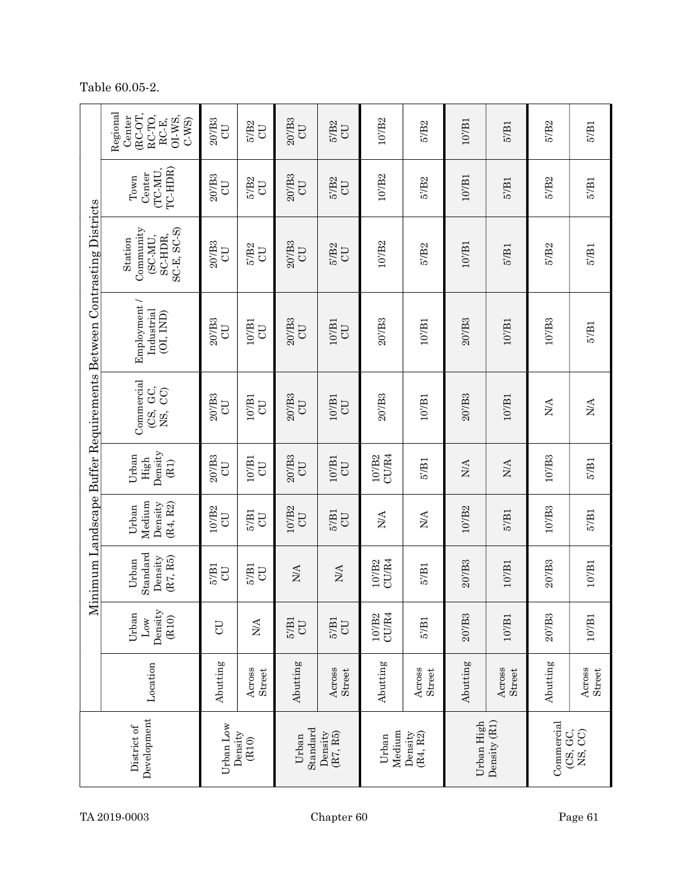Table 60.05-2.

| District of Development | Location | Minimum Landscape Buffer Requirements Between Contrasting Districts | | | | | | | | |
|---|---|---|---|---|---|---|---|---|---|---|
| | | Urban Low Density (R10) | Urban Standard Density (R7, R5) | Urban Medium Density (R4, R2) | Urban High Density (R1) | Commercial (CS, GC, NS, CC) | Employment / Industrial (OI, IND) | Station Community (SC-MU, SC-HDR, SC-E, SC-S) | Town Center (TC-MU, TC-HDR) | Regional Center (RC-OT, RC-TO, RC-E, OI-WS, C-WS) |
| Urban Low Density (R10) | Abutting | CU | 5'/B1 CU | 10'/B2 CU | 20'/B3 CU | 20'/B3 CU | 20'/B3 CU | 20'/B3 CU | 20'/B3 CU | 20'/B3 CU |
| | Across Street | N/A | 5'/B1 CU | 5'/B1 CU | 10'/B1 CU | 10'/B1 CU | 10'/B1 CU | 5'/B2 CU | 5'/B2 CU | 5'/B2 CU |
| Urban Standard Density (R7, R5) | Abutting | 5'/B1 CU | N/A | 10'/B2 CU | 20'/B3 CU | 20'/B3 CU | 20'/B3 CU | 20'/B3 CU | 20'/B3 CU | 20'/B3 CU |
| | Across Street | 5'/B1 CU | N/A | 5'/B1 CU | 10'/B1 CU | 10'/B1 CU | 10'/B1 CU | 5'/B2 CU | 5'/B2 CU | 5'/B2 CU |
| Urban Medium Density (R4, R2) | Abutting | 10'/B2 CU/R4 | 10'/B2 CU/R4 | N/A | 10'/B2 CU/R4 | 20'/B3 | 20'/B3 | 10'/B2 | 10'/B2 | 10'/B2 |
| | Across Street | 5'/B1 | 5'/B1 | N/A | 5'/B1 | 10'/B1 | 10'/B1 | 5'/B2 | 5'/B2 | 5'/B2 |
| Urban High Density (R1) | Abutting | 20'/B3 | 20'/B3 | 10'/B2 | N/A | 20'/B3 | 20'/B3 | 10'/B1 | 10'/B1 | 10'/B1 |
| | Across Street | 10'/B1 | 10'/B1 | 5'/B1 | N/A | 10'/B1 | 10'/B1 | 5'/B1 | 5'/B1 | 5'/B1 |
| Commercial (CS, GC, NS, CC) | Abutting | 20'/B3 | 20'/B3 | 10'/B3 | 10'/B3 | N/A | 10'/B3 | 5'/B2 | 5'/B2 | 5'/B2 |
| | Across Street | 10'/B1 | 10'/B1 | 5'/B1 | 5'/B1 | N/A | 5'/B1 | 5'/B1 | 5'/B1 | 5'/B1 |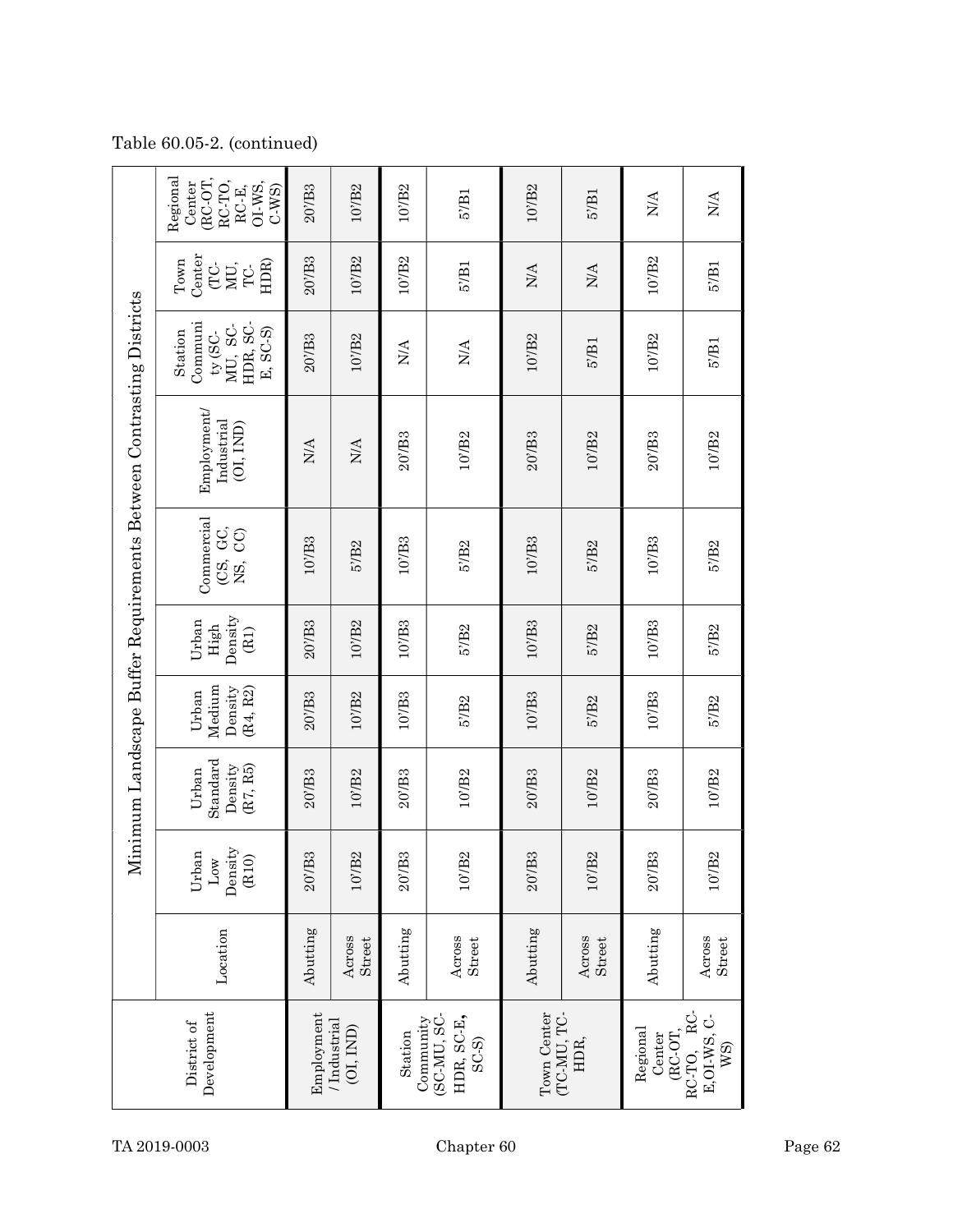Table 60.05-2. (continued)

| District of Development | Location | Minimum Landscape Buffer Requirements Between Contrasting Districts | | | | | | | | |
|---|---|---|---|---|---|---|---|---|---|---|
| | | Urban Low Density (R10) | Urban Standard Density (R7, R5) | Urban Medium Density (R4, R2) | Urban High Density (R1) | Commercial (CS, GC, NS, CC) | Employment/ Industrial (OI, IND) | Station Community (SC-MU, SC-HDR, SC-E, SC-S) | Town Center (TC-MU, TC-HDR) | Regional Center (RC-OT, RC-TO, RC-E, OI-WS, C-WS) |
| Employment / Industrial (OI, IND) | Abutting | 20'/B3 | 20'/B3 | 20'/B3 | 20'/B3 | 10'/B3 | N/A | 20'/B3 | 20'/B3 | 20'/B3 |
| | Across Street | 10'/B2 | 10'/B2 | 10'/B2 | 10'/B2 | 5'/B2 | N/A | 10'/B2 | 10'/B2 | 10'/B2 |
| Station Community (SC-MU, SC-HDR, SC-E, SC-S) | Abutting | 20'/B3 | 20'/B3 | 10'/B3 | 10'/B3 | 10'/B3 | 20'/B3 | N/A | 10'/B2 | 10'/B2 |
| | Across Street | 10'/B2 | 10'/B2 | 5'/B2 | 5'/B2 | 5'/B2 | 10'/B2 | N/A | 5'/B1 | 5'/B1 |
| Town Center (TC-MU, TC-HDR, | Abutting | 20'/B3 | 20'/B3 | 10'/B3 | 10'/B3 | 10'/B3 | 20'/B3 | 10'/B2 | N/A | 10'/B2 |
| | Across Street | 10'/B2 | 10'/B2 | 5'/B2 | 5'/B2 | 5'/B2 | 10'/B2 | 5'/B1 | N/A | 5'/B1 |
| Regional Center (RC-OT, RC-TO, RC-E, OI-WS, C-WS) | Abutting | 20'/B3 | 20'/B3 | 10'/B3 | 10'/B3 | 10'/B3 | 20'/B3 | 10'/B2 | 10'/B2 | N/A |
| | Across Street | 10'/B2 | 10'/B2 | 5'/B2 | 5'/B2 | 5'/B2 | 10'/B2 | 5'/B1 | 5'/B1 | N/A |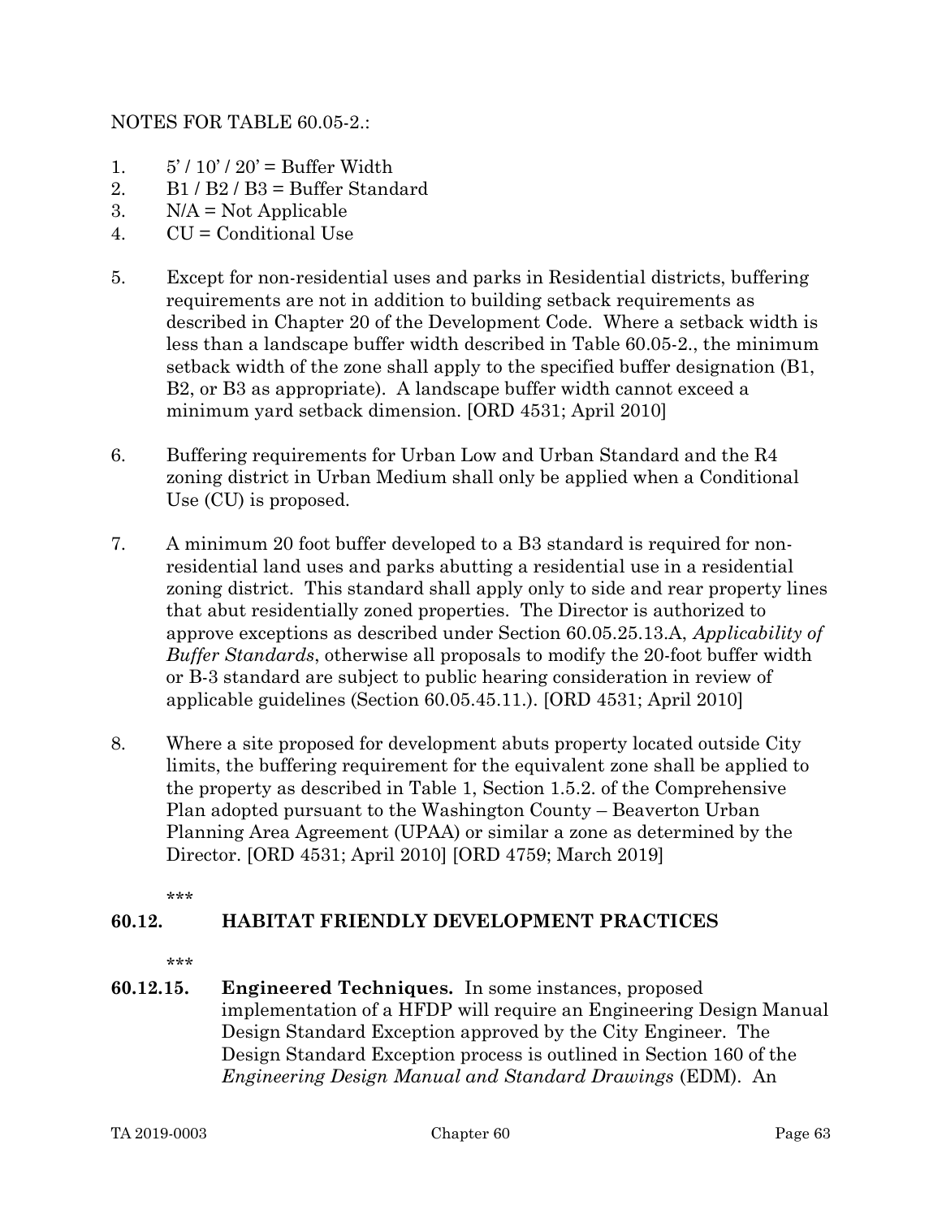NOTES FOR TABLE 60.05-2.:

1. 5' / 10' / 20' = Buffer Width
2. B1 / B2 / B3 = Buffer Standard
3. N/A = Not Applicable
4. CU = Conditional Use
5. Except for non-residential uses and parks in Residential districts, buffering requirements are not in addition to building setback requirements as described in Chapter 20 of the Development Code. Where a setback width is less than a landscape buffer width described in Table 60.05-2., the minimum setback width of the zone shall apply to the specified buffer designation (B1, B2, or B3 as appropriate). A landscape buffer width cannot exceed a minimum yard setback dimension. [ORD 4531; April 2010]
6. Buffering requirements for Urban Low and Urban Standard and the R4 zoning district in Urban Medium shall only be applied when a Conditional Use (CU) is proposed.
7. A minimum 20 foot buffer developed to a B3 standard is required for non-residential land uses and parks abutting a residential use in a residential zoning district. This standard shall apply only to side and rear property lines that abut residentially zoned properties. The Director is authorized to approve exceptions as described under Section 60.05.25.13.A, *Applicability of Buffer Standards*, otherwise all proposals to modify the 20-foot buffer width or B-3 standard are subject to public hearing consideration in review of applicable guidelines (Section 60.05.45.11.). [ORD 4531; April 2010]
8. Where a site proposed for development abuts property located outside City limits, the buffering requirement for the equivalent zone shall be applied to the property as described in Table 1, Section 1.5.2. of the Comprehensive Plan adopted pursuant to the Washington County – Beaverton Urban Planning Area Agreement (UPAA) or similar a zone as determined by the Director. [ORD 4531; April 2010] [ORD 4759; March 2019]

\*\*\*

## 60.12. HABITAT FRIENDLY DEVELOPMENT PRACTICES

\*\*\*

**60.12.15. Engineered Techniques.** In some instances, proposed implementation of a HFDP will require an Engineering Design Manual Design Standard Exception approved by the City Engineer. The Design Standard Exception process is outlined in Section 160 of the *Engineering Design Manual and Standard Drawings* (EDM). An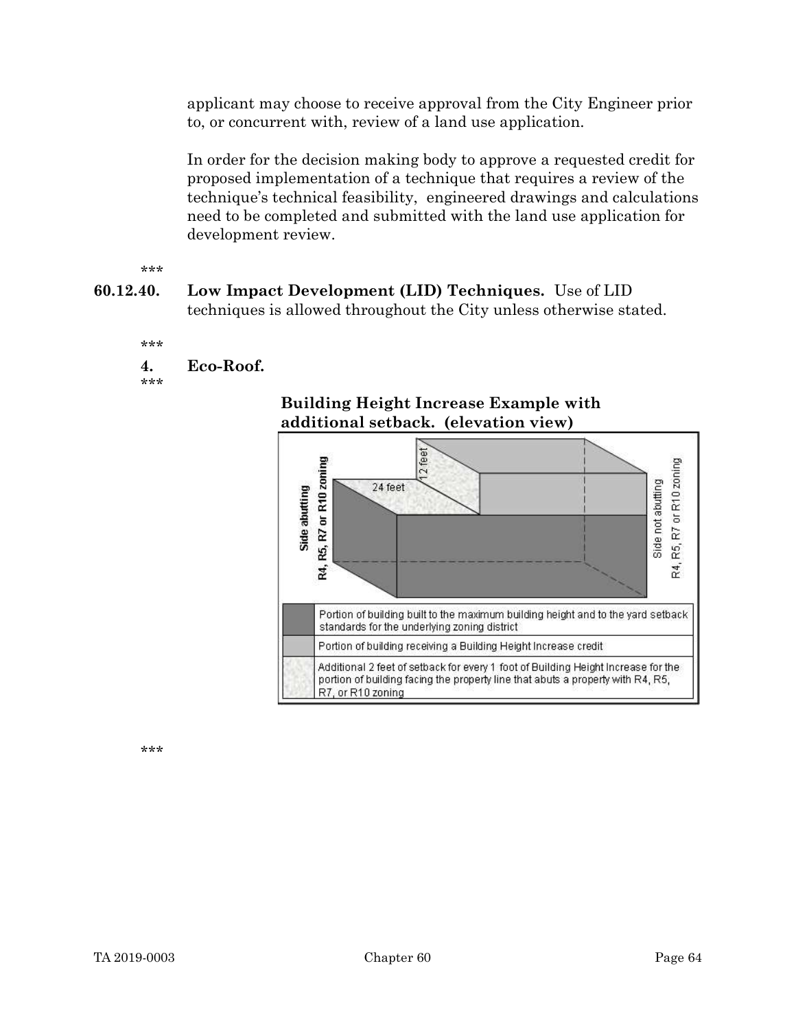applicant may choose to receive approval from the City Engineer prior to, or concurrent with, review of a land use application.

In order for the decision making body to approve a requested credit for proposed implementation of a technique that requires a review of the technique's technical feasibility, engineered drawings and calculations need to be completed and submitted with the land use application for development review.

***

**60.12.40. Low Impact Development (LID) Techniques.** Use of LID techniques is allowed throughout the City unless otherwise stated.

***

**4. Eco-Roof.**

***

**Building Height Increase Example with additional setback. (elevation view)**

24 feet

12 feet

Side abutting R4, R5, R7 or R10 zoning

Side not abutting R4, R5, R7 or R10 zoning

| Legend | Description |
|---|---|
| (dark gray) | Portion of building built to the maximum building height and to the yard setback standards for the underlying zoning district |
| (light gray) | Portion of building receiving a Building Height Increase credit |
| (speckled) | Additional 2 feet of setback for every 1 foot of Building Height Increase for the portion of building facing the property line that abuts a property with R4, R5, R7, or R10 zoning |

***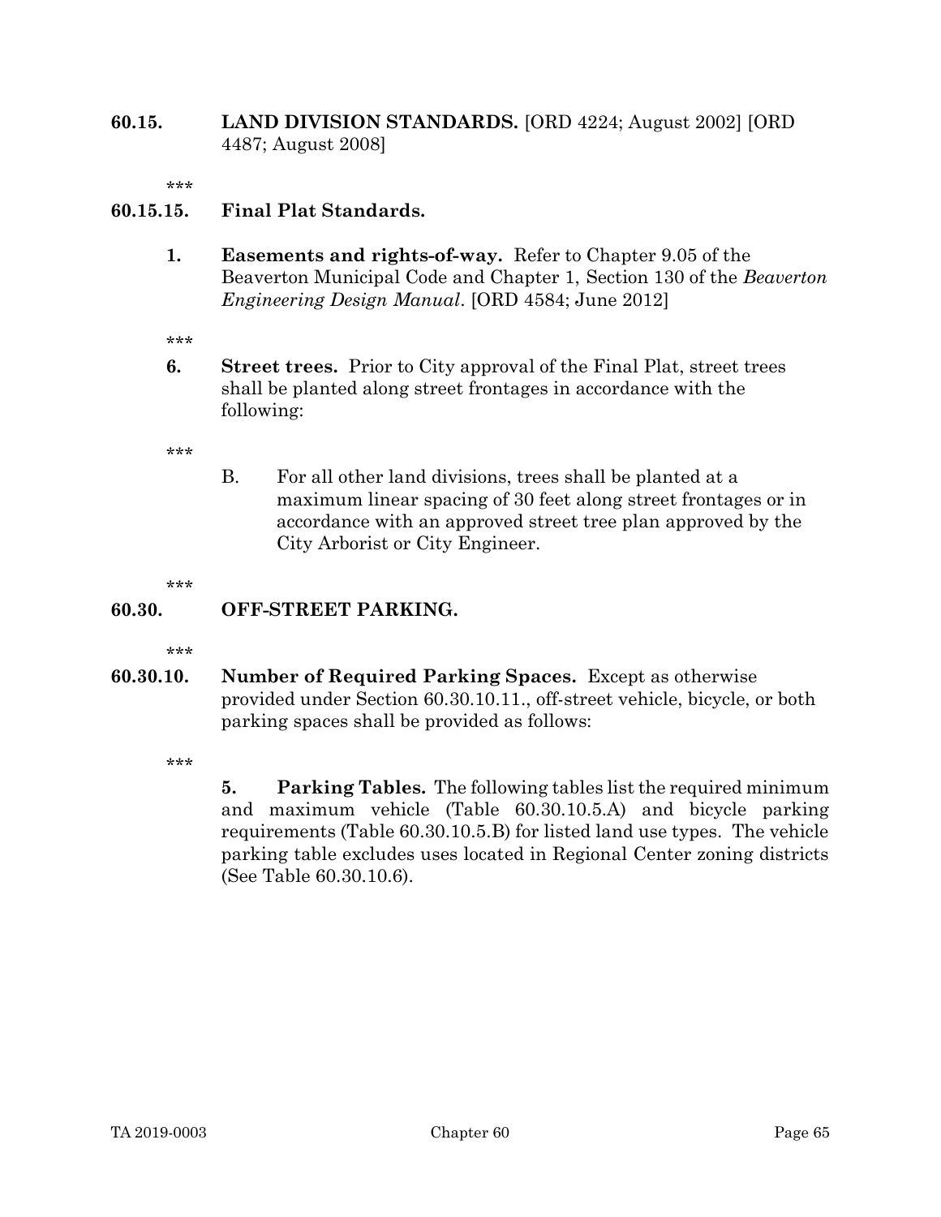**60.15. LAND DIVISION STANDARDS.** [ORD 4224; August 2002] [ORD 4487; August 2008]

***

**60.15.15. Final Plat Standards.**

**1. Easements and rights-of-way.** Refer to Chapter 9.05 of the Beaverton Municipal Code and Chapter 1, Section 130 of the *Beaverton Engineering Design Manual*. [ORD 4584; June 2012]

***

**6. Street trees.** Prior to City approval of the Final Plat, street trees shall be planted along street frontages in accordance with the following:

***

B. For all other land divisions, trees shall be planted at a maximum linear spacing of 30 feet along street frontages or in accordance with an approved street tree plan approved by the City Arborist or City Engineer.

***

**60.30. OFF-STREET PARKING.**

***

**60.30.10. Number of Required Parking Spaces.** Except as otherwise provided under Section 60.30.10.11., off-street vehicle, bicycle, or both parking spaces shall be provided as follows:

***

**5. Parking Tables.** The following tables list the required minimum and maximum vehicle (Table 60.30.10.5.A) and bicycle parking requirements (Table 60.30.10.5.B) for listed land use types. The vehicle parking table excludes uses located in Regional Center zoning districts (See Table 60.30.10.6).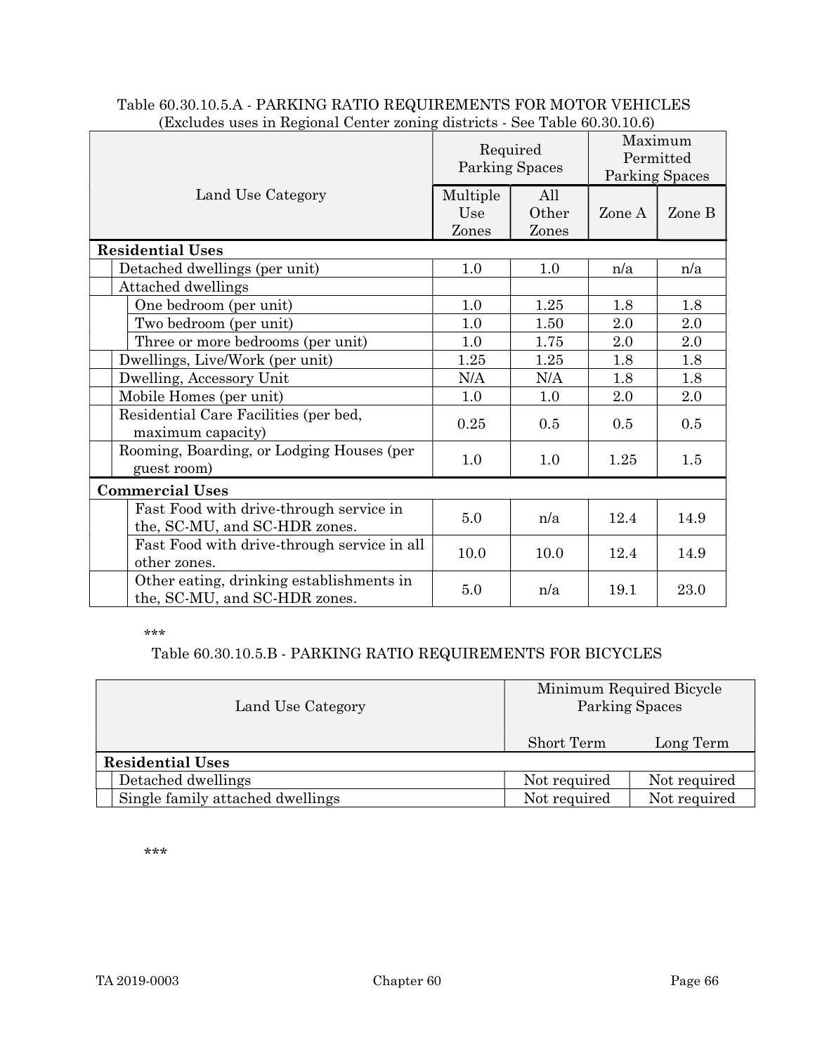Table 60.30.10.5.A - PARKING RATIO REQUIREMENTS FOR MOTOR VEHICLES
(Excludes uses in Regional Center zoning districts - See Table 60.30.10.6)

| Land Use Category | Required Parking Spaces | | Maximum Permitted Parking Spaces | |
|---|---|---|---|---|
| | Multiple Use Zones | All Other Zones | Zone A | Zone B |
| **Residential Uses** | | | | |
| Detached dwellings (per unit) | 1.0 | 1.0 | n/a | n/a |
| Attached dwellings | | | | |
| One bedroom (per unit) | 1.0 | 1.25 | 1.8 | 1.8 |
| Two bedroom (per unit) | 1.0 | 1.50 | 2.0 | 2.0 |
| Three or more bedrooms (per unit) | 1.0 | 1.75 | 2.0 | 2.0 |
| Dwellings, Live/Work (per unit) | 1.25 | 1.25 | 1.8 | 1.8 |
| Dwelling, Accessory Unit | N/A | N/A | 1.8 | 1.8 |
| Mobile Homes (per unit) | 1.0 | 1.0 | 2.0 | 2.0 |
| Residential Care Facilities (per bed, maximum capacity) | 0.25 | 0.5 | 0.5 | 0.5 |
| Rooming, Boarding, or Lodging Houses (per guest room) | 1.0 | 1.0 | 1.25 | 1.5 |
| **Commercial Uses** | | | | |
| Fast Food with drive-through service in the, SC-MU, and SC-HDR zones. | 5.0 | n/a | 12.4 | 14.9 |
| Fast Food with drive-through service in all other zones. | 10.0 | 10.0 | 12.4 | 14.9 |
| Other eating, drinking establishments in the, SC-MU, and SC-HDR zones. | 5.0 | n/a | 19.1 | 23.0 |

***

Table 60.30.10.5.B - PARKING RATIO REQUIREMENTS FOR BICYCLES

| Land Use Category | Minimum Required Bicycle Parking Spaces | |
|---|---|---|
| | Short Term | Long Term |
| **Residential Uses** | | |
| Detached dwellings | Not required | Not required |
| Single family attached dwellings | Not required | Not required |

***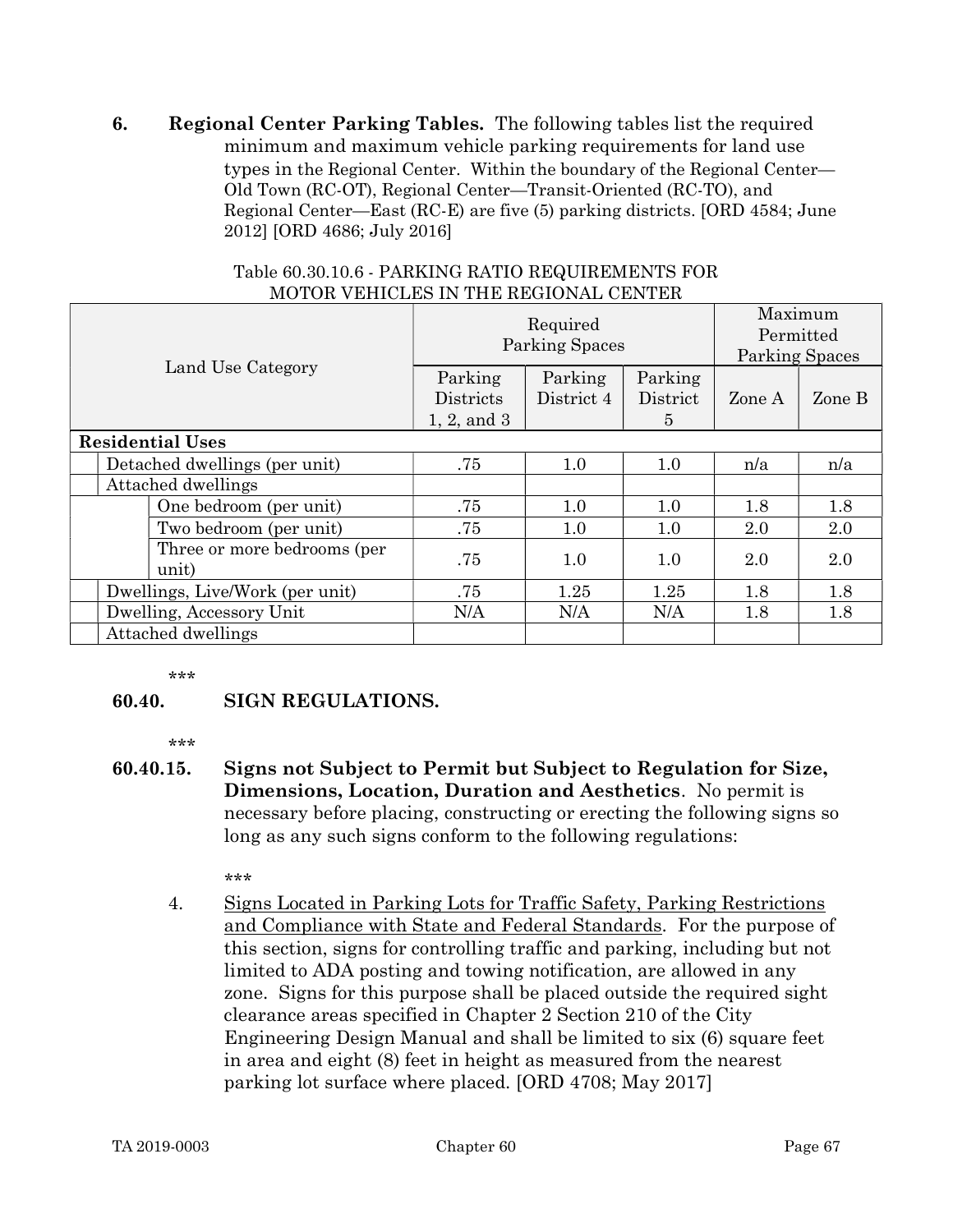**6. Regional Center Parking Tables.** The following tables list the required minimum and maximum vehicle parking requirements for land use types in the Regional Center. Within the boundary of the Regional Center—Old Town (RC-OT), Regional Center—Transit-Oriented (RC-TO), and Regional Center—East (RC-E) are five (5) parking districts. [ORD 4584; June 2012] [ORD 4686; July 2016]

Table 60.30.10.6 - PARKING RATIO REQUIREMENTS FOR MOTOR VEHICLES IN THE REGIONAL CENTER

| Land Use Category | Required Parking Spaces | | | Maximum Permitted Parking Spaces | |
|---|---|---|---|---|---|
| | Parking Districts 1, 2, and 3 | Parking District 4 | Parking District 5 | Zone A | Zone B |
| **Residential Uses** | | | | | |
| Detached dwellings (per unit) | .75 | 1.0 | 1.0 | n/a | n/a |
| Attached dwellings | | | | | |
| One bedroom (per unit) | .75 | 1.0 | 1.0 | 1.8 | 1.8 |
| Two bedroom (per unit) | .75 | 1.0 | 1.0 | 2.0 | 2.0 |
| Three or more bedrooms (per unit) | .75 | 1.0 | 1.0 | 2.0 | 2.0 |
| Dwellings, Live/Work (per unit) | .75 | 1.25 | 1.25 | 1.8 | 1.8 |
| Dwelling, Accessory Unit | N/A | N/A | N/A | 1.8 | 1.8 |
| Attached dwellings | | | | | |

***

## 60.40. SIGN REGULATIONS.

***

**60.40.15. Signs not Subject to Permit but Subject to Regulation for Size, Dimensions, Location, Duration and Aesthetics**. No permit is necessary before placing, constructing or erecting the following signs so long as any such signs conform to the following regulations:

***

4. Signs Located in Parking Lots for Traffic Safety, Parking Restrictions and Compliance with State and Federal Standards. For the purpose of this section, signs for controlling traffic and parking, including but not limited to ADA posting and towing notification, are allowed in any zone. Signs for this purpose shall be placed outside the required sight clearance areas specified in Chapter 2 Section 210 of the City Engineering Design Manual and shall be limited to six (6) square feet in area and eight (8) feet in height as measured from the nearest parking lot surface where placed. [ORD 4708; May 2017]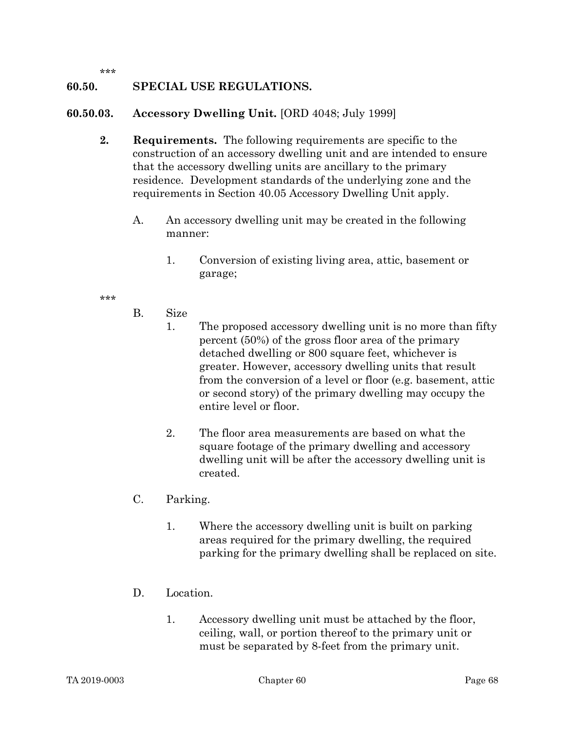***

## 60.50. SPECIAL USE REGULATIONS.

### 60.50.03. Accessory Dwelling Unit. [ORD 4048; July 1999]

**2. Requirements.** The following requirements are specific to the construction of an accessory dwelling unit and are intended to ensure that the accessory dwelling units are ancillary to the primary residence. Development standards of the underlying zone and the requirements in Section 40.05 Accessory Dwelling Unit apply.

A. An accessory dwelling unit may be created in the following manner:

1. Conversion of existing living area, attic, basement or garage;

***

B. Size

1. The proposed accessory dwelling unit is no more than fifty percent (50%) of the gross floor area of the primary detached dwelling or 800 square feet, whichever is greater. However, accessory dwelling units that result from the conversion of a level or floor (e.g. basement, attic or second story) of the primary dwelling may occupy the entire level or floor.

2. The floor area measurements are based on what the square footage of the primary dwelling and accessory dwelling unit will be after the accessory dwelling unit is created.

C. Parking.

1. Where the accessory dwelling unit is built on parking areas required for the primary dwelling, the required parking for the primary dwelling shall be replaced on site.

D. Location.

1. Accessory dwelling unit must be attached by the floor, ceiling, wall, or portion thereof to the primary unit or must be separated by 8-feet from the primary unit.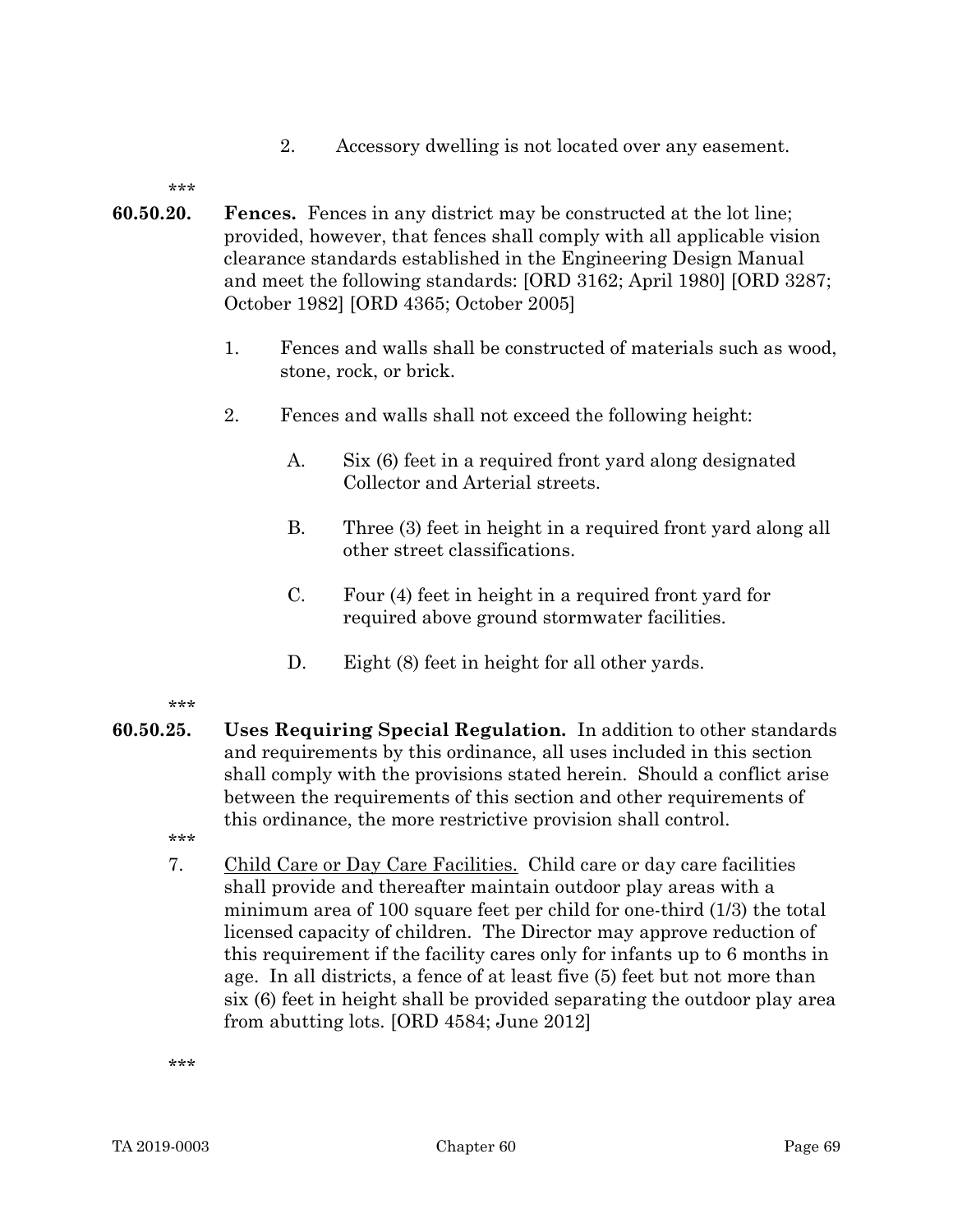2. Accessory dwelling is not located over any easement.

\*\*\*

**60.50.20. Fences.** Fences in any district may be constructed at the lot line; provided, however, that fences shall comply with all applicable vision clearance standards established in the Engineering Design Manual and meet the following standards: [ORD 3162; April 1980] [ORD 3287; October 1982] [ORD 4365; October 2005]

1. Fences and walls shall be constructed of materials such as wood, stone, rock, or brick.

2. Fences and walls shall not exceed the following height:

   A. Six (6) feet in a required front yard along designated Collector and Arterial streets.

   B. Three (3) feet in height in a required front yard along all other street classifications.

   C. Four (4) feet in height in a required front yard for required above ground stormwater facilities.

   D. Eight (8) feet in height for all other yards.

\*\*\*

**60.50.25. Uses Requiring Special Regulation.** In addition to other standards and requirements by this ordinance, all uses included in this section shall comply with the provisions stated herein. Should a conflict arise between the requirements of this section and other requirements of this ordinance, the more restrictive provision shall control.

\*\*\*

7. <u>Child Care or Day Care Facilities.</u> Child care or day care facilities shall provide and thereafter maintain outdoor play areas with a minimum area of 100 square feet per child for one-third (1/3) the total licensed capacity of children. The Director may approve reduction of this requirement if the facility cares only for infants up to 6 months in age. In all districts, a fence of at least five (5) feet but not more than six (6) feet in height shall be provided separating the outdoor play area from abutting lots. [ORD 4584; June 2012]

\*\*\*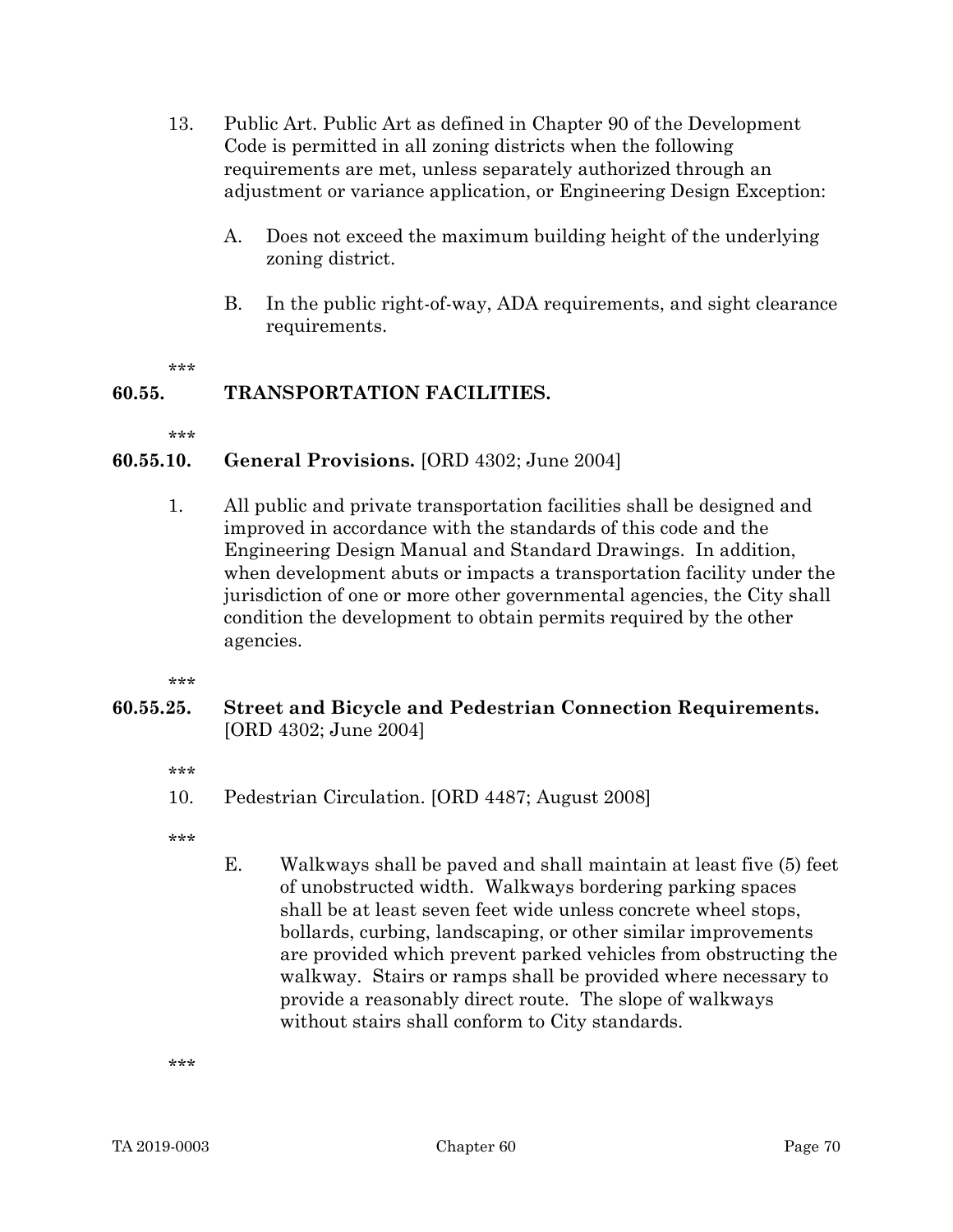13. Public Art. Public Art as defined in Chapter 90 of the Development Code is permitted in all zoning districts when the following requirements are met, unless separately authorized through an adjustment or variance application, or Engineering Design Exception:

    A. Does not exceed the maximum building height of the underlying zoning district.

    B. In the public right-of-way, ADA requirements, and sight clearance requirements.

***

## 60.55. TRANSPORTATION FACILITIES.

***

### 60.55.10. General Provisions. [ORD 4302; June 2004]

1. All public and private transportation facilities shall be designed and improved in accordance with the standards of this code and the Engineering Design Manual and Standard Drawings. In addition, when development abuts or impacts a transportation facility under the jurisdiction of one or more other governmental agencies, the City shall condition the development to obtain permits required by the other agencies.

***

### 60.55.25. Street and Bicycle and Pedestrian Connection Requirements. [ORD 4302; June 2004]

***

10. Pedestrian Circulation. [ORD 4487; August 2008]

***

    E. Walkways shall be paved and shall maintain at least five (5) feet of unobstructed width. Walkways bordering parking spaces shall be at least seven feet wide unless concrete wheel stops, bollards, curbing, landscaping, or other similar improvements are provided which prevent parked vehicles from obstructing the walkway. Stairs or ramps shall be provided where necessary to provide a reasonably direct route. The slope of walkways without stairs shall conform to City standards.

***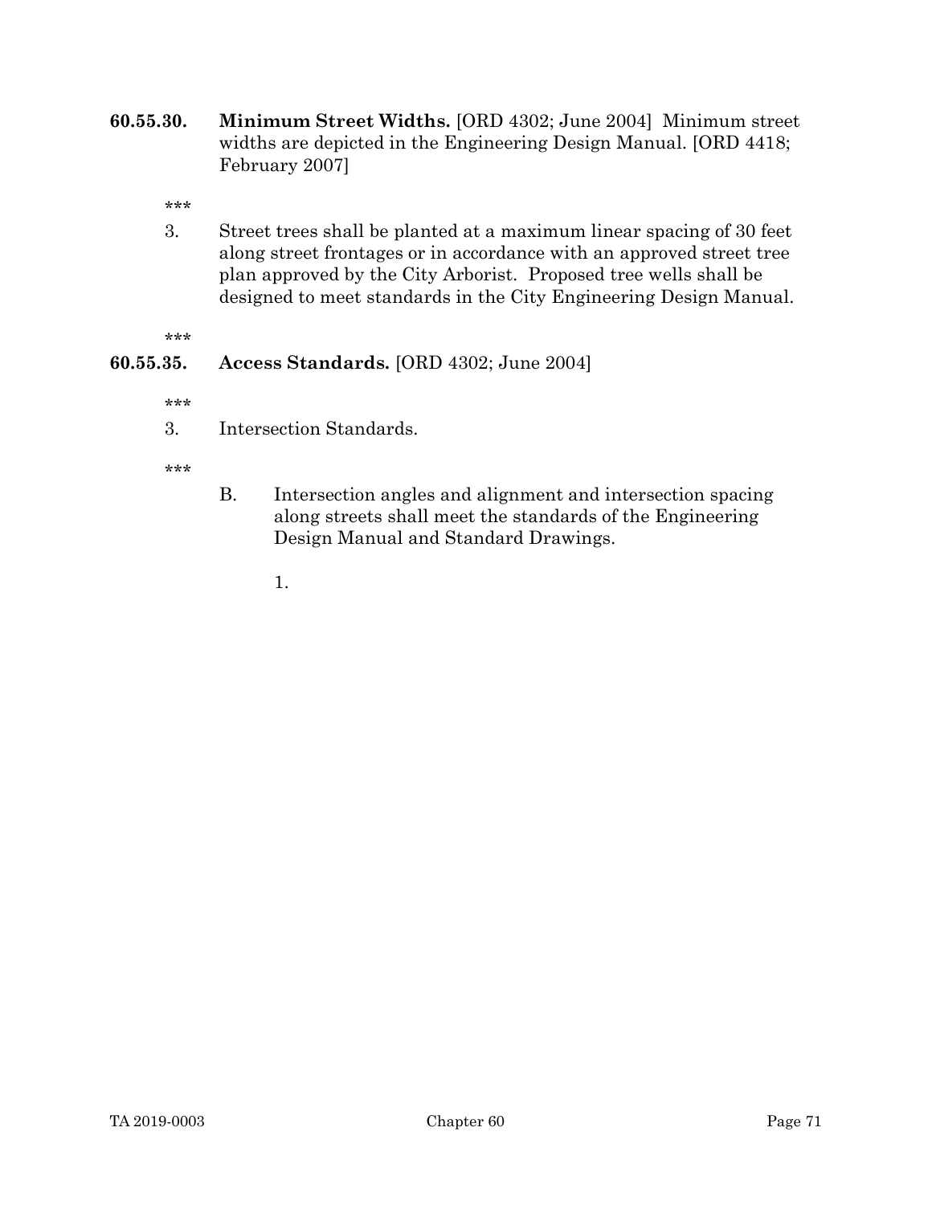**60.55.30. Minimum Street Widths.** [ORD 4302; June 2004] Minimum street widths are depicted in the Engineering Design Manual. [ORD 4418; February 2007]

***

3. Street trees shall be planted at a maximum linear spacing of 30 feet along street frontages or in accordance with an approved street tree plan approved by the City Arborist. Proposed tree wells shall be designed to meet standards in the City Engineering Design Manual.

***

**60.55.35. Access Standards.** [ORD 4302; June 2004]

***

3. Intersection Standards.

***

   B. Intersection angles and alignment and intersection spacing along streets shall meet the standards of the Engineering Design Manual and Standard Drawings.

      1.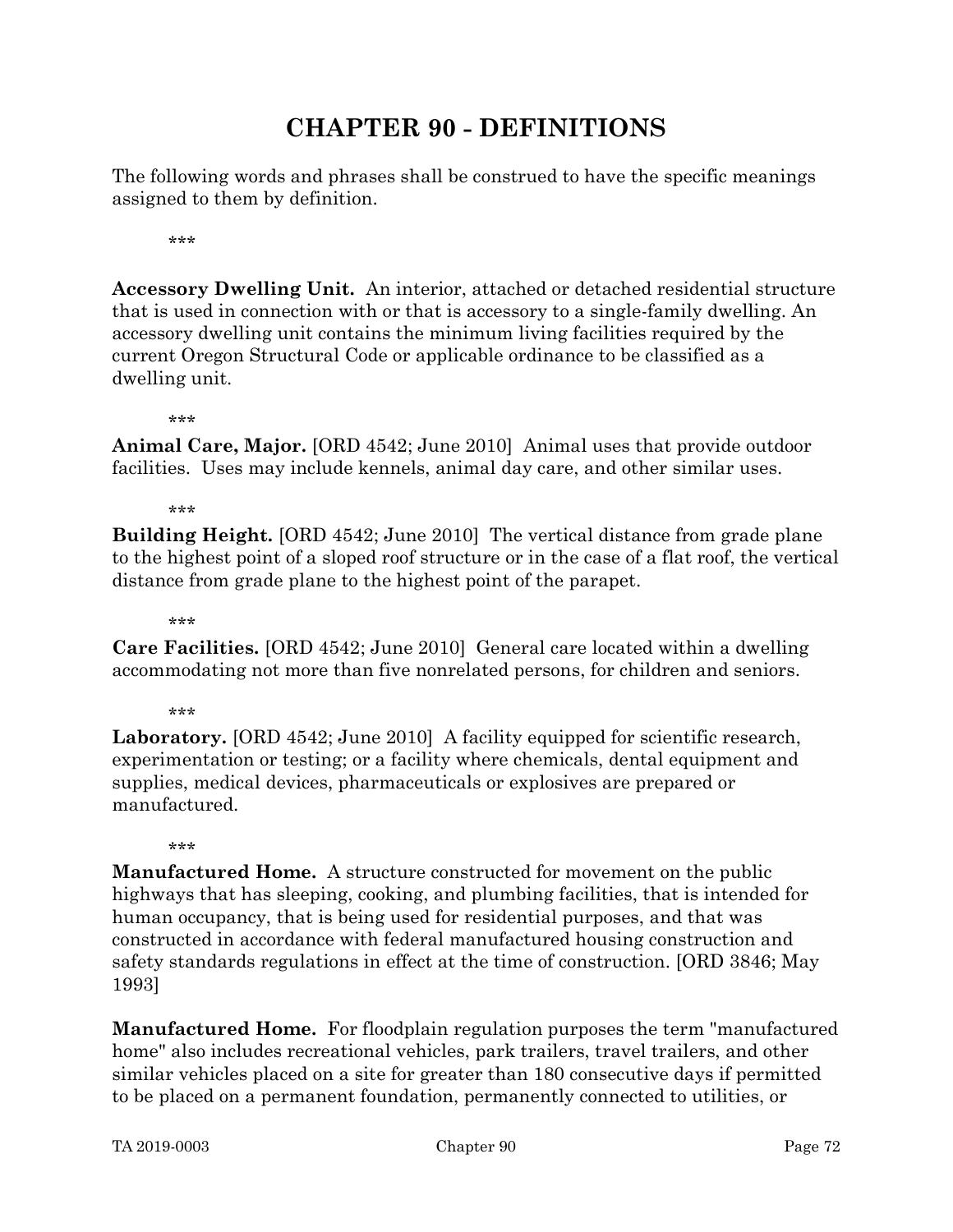# CHAPTER 90 - DEFINITIONS

The following words and phrases shall be construed to have the specific meanings assigned to them by definition.

\*\*\*

**Accessory Dwelling Unit.** An interior, attached or detached residential structure that is used in connection with or that is accessory to a single-family dwelling. An accessory dwelling unit contains the minimum living facilities required by the current Oregon Structural Code or applicable ordinance to be classified as a dwelling unit.

\*\*\*

**Animal Care, Major.** [ORD 4542; June 2010] Animal uses that provide outdoor facilities. Uses may include kennels, animal day care, and other similar uses.

\*\*\*

**Building Height.** [ORD 4542; June 2010] The vertical distance from grade plane to the highest point of a sloped roof structure or in the case of a flat roof, the vertical distance from grade plane to the highest point of the parapet.

\*\*\*

**Care Facilities.** [ORD 4542; June 2010] General care located within a dwelling accommodating not more than five nonrelated persons, for children and seniors.

\*\*\*

**Laboratory.** [ORD 4542; June 2010] A facility equipped for scientific research, experimentation or testing; or a facility where chemicals, dental equipment and supplies, medical devices, pharmaceuticals or explosives are prepared or manufactured.

\*\*\*

**Manufactured Home.** A structure constructed for movement on the public highways that has sleeping, cooking, and plumbing facilities, that is intended for human occupancy, that is being used for residential purposes, and that was constructed in accordance with federal manufactured housing construction and safety standards regulations in effect at the time of construction. [ORD 3846; May 1993]

**Manufactured Home.** For floodplain regulation purposes the term "manufactured home" also includes recreational vehicles, park trailers, travel trailers, and other similar vehicles placed on a site for greater than 180 consecutive days if permitted to be placed on a permanent foundation, permanently connected to utilities, or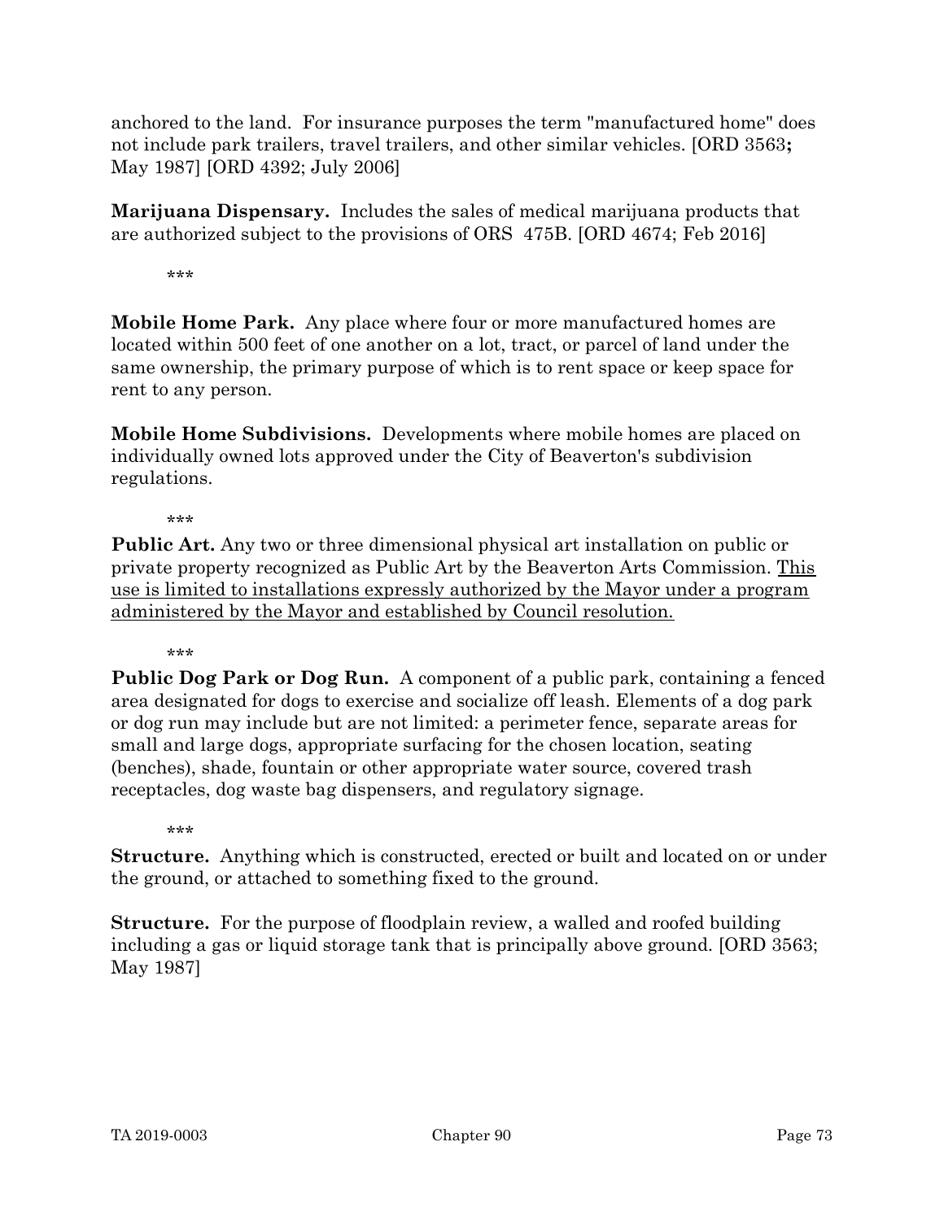anchored to the land. For insurance purposes the term "manufactured home" does not include park trailers, travel trailers, and other similar vehicles. [ORD 3563**;** May 1987] [ORD 4392; July 2006]

**Marijuana Dispensary.** Includes the sales of medical marijuana products that are authorized subject to the provisions of ORS 475B. [ORD 4674; Feb 2016]

\*\*\*

**Mobile Home Park.** Any place where four or more manufactured homes are located within 500 feet of one another on a lot, tract, or parcel of land under the same ownership, the primary purpose of which is to rent space or keep space for rent to any person.

**Mobile Home Subdivisions.** Developments where mobile homes are placed on individually owned lots approved under the City of Beaverton's subdivision regulations.

\*\*\*

**Public Art.** Any two or three dimensional physical art installation on public or private property recognized as Public Art by the Beaverton Arts Commission. <u>This use is limited to installations expressly authorized by the Mayor under a program administered by the Mayor and established by Council resolution.</u>

\*\*\*

**Public Dog Park or Dog Run.** A component of a public park, containing a fenced area designated for dogs to exercise and socialize off leash. Elements of a dog park or dog run may include but are not limited: a perimeter fence, separate areas for small and large dogs, appropriate surfacing for the chosen location, seating (benches), shade, fountain or other appropriate water source, covered trash receptacles, dog waste bag dispensers, and regulatory signage.

\*\*\*

**Structure.** Anything which is constructed, erected or built and located on or under the ground, or attached to something fixed to the ground.

**Structure.** For the purpose of floodplain review, a walled and roofed building including a gas or liquid storage tank that is principally above ground. [ORD 3563; May 1987]